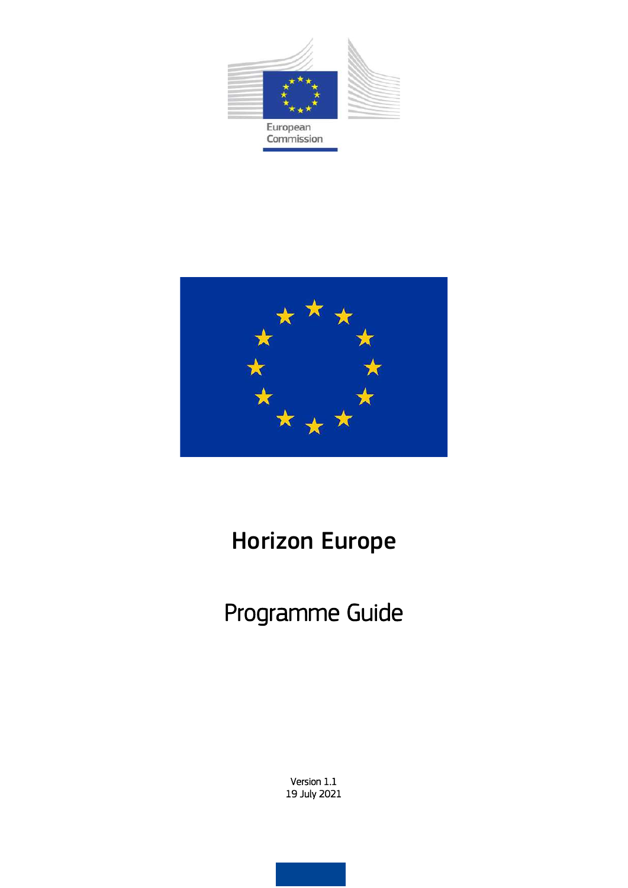European Commission

# Horizon Europe

## Programme Guide

Version 1.1
19 July 2021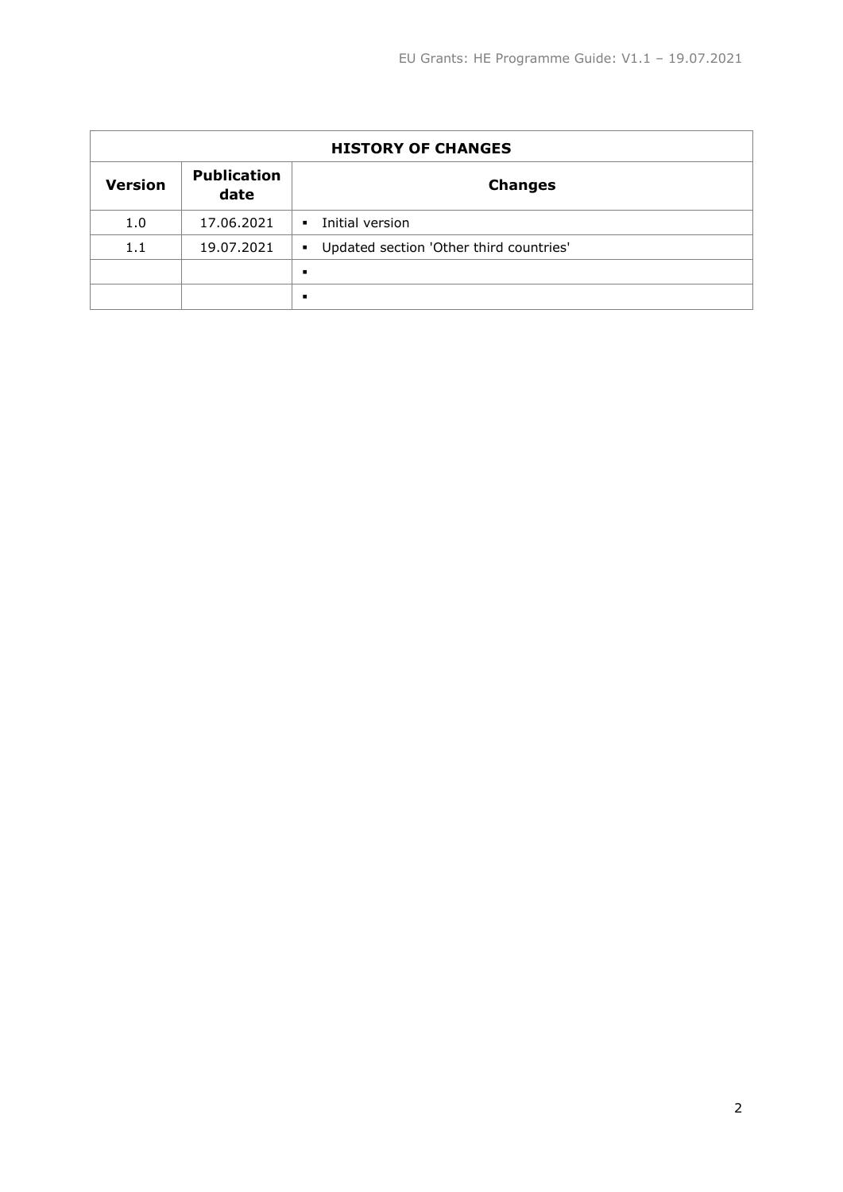| HISTORY OF CHANGES | | |
|---|---|---|
| **Version** | **Publication date** | **Changes** |
| 1.0 | 17.06.2021 | ▪ Initial version |
| 1.1 | 19.07.2021 | ▪ Updated section 'Other third countries' |
| | | ▪ |
| | | ▪ |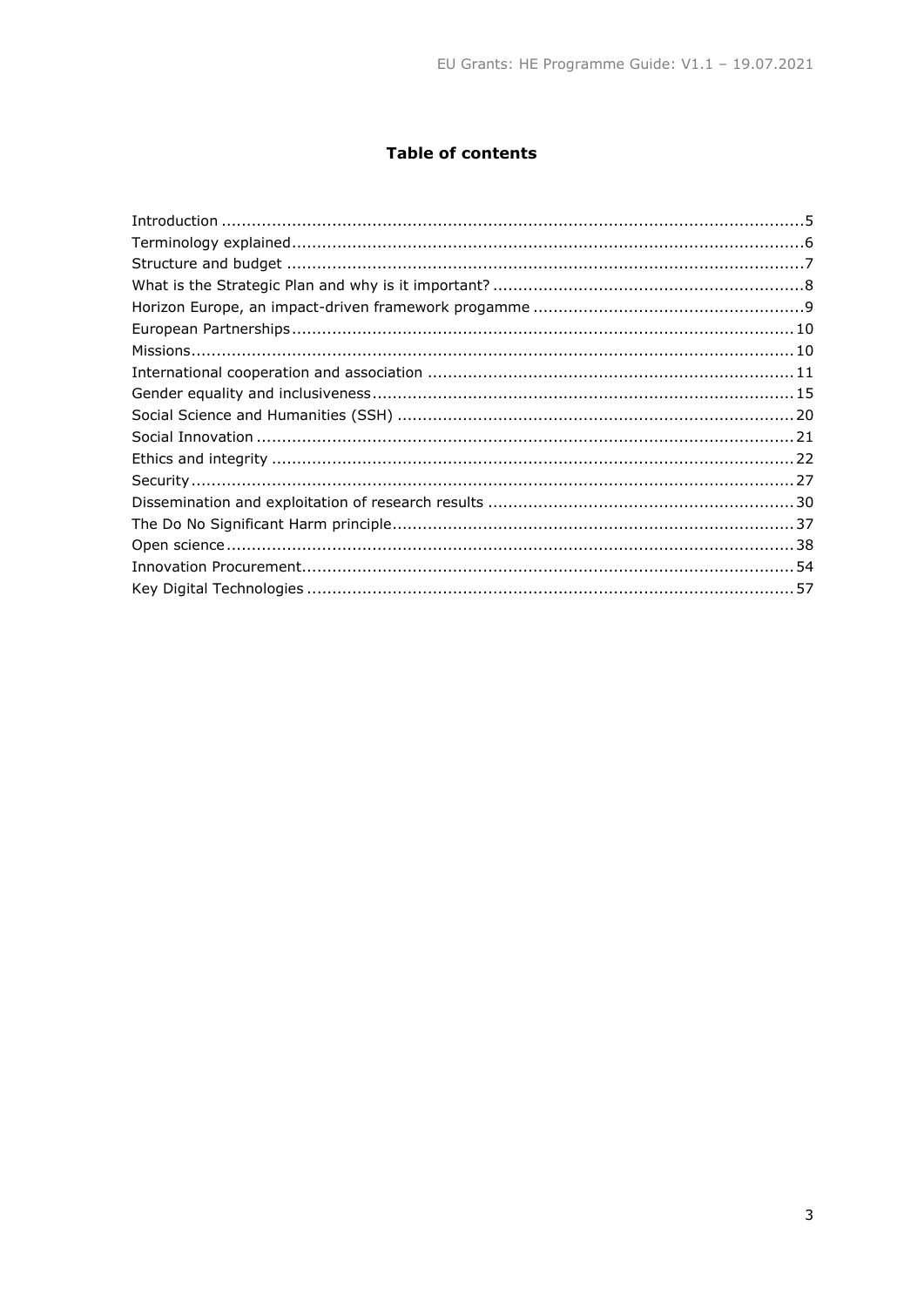# Table of contents

Introduction .................................................................................................................5
Terminology explained....................................................................................................6
Structure and budget .....................................................................................................7
What is the Strategic Plan and why is it important? ............................................................8
Horizon Europe, an impact-driven framework progamme ....................................................9
European Partnerships..................................................................................................10
Missions.....................................................................................................................10
International cooperation and association .......................................................................11
Gender equality and inclusiveness..................................................................................15
Social Science and Humanities (SSH) .............................................................................20
Social Innovation .........................................................................................................21
Ethics and integrity ......................................................................................................22
Security......................................................................................................................27
Dissemination and exploitation of research results ...........................................................30
The Do No Significant Harm principle..............................................................................37
Open science...............................................................................................................38
Innovation Procurement................................................................................................54
Key Digital Technologies ...............................................................................................57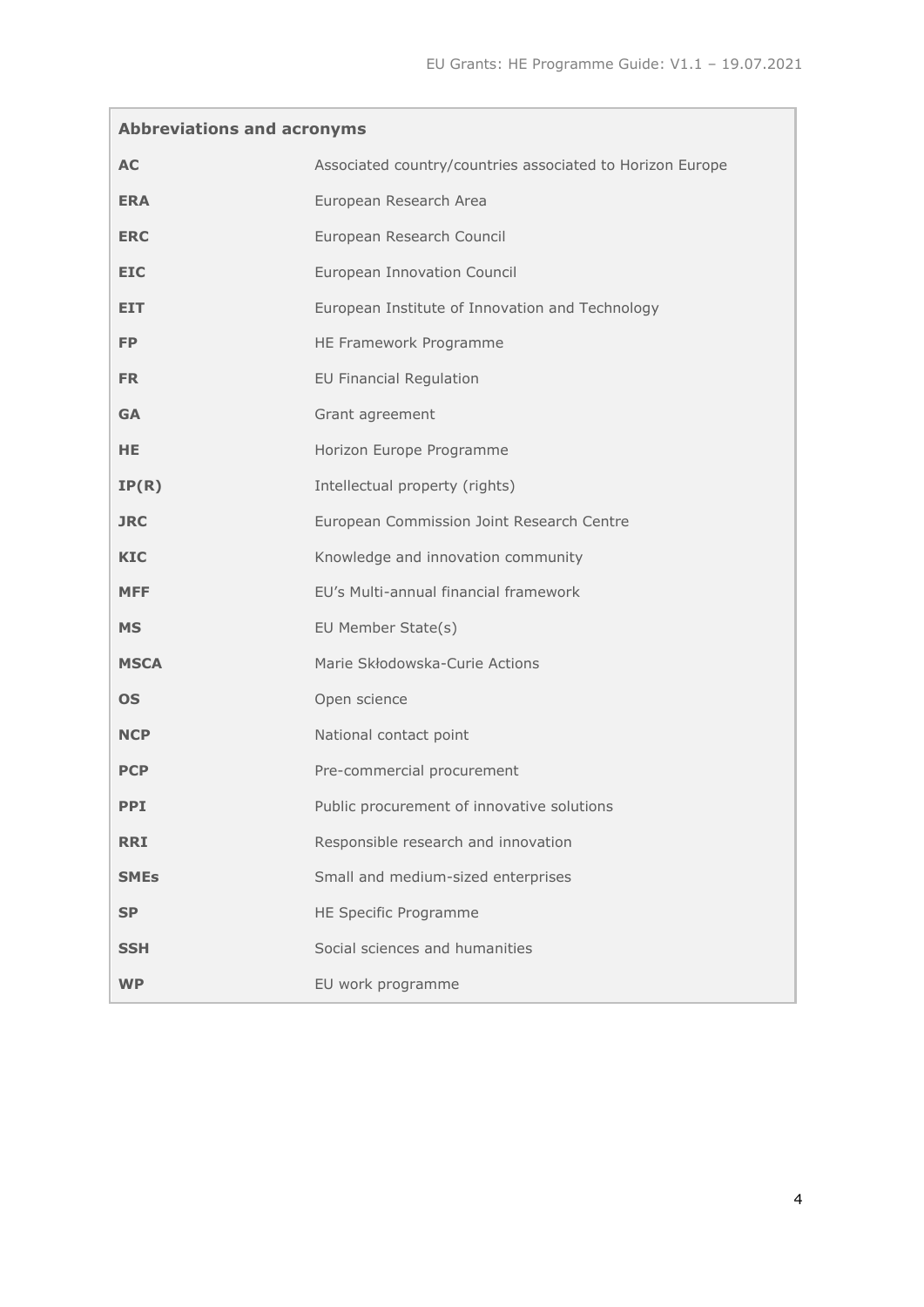| Abbreviations and acronyms | |
|---|---|
| **AC** | Associated country/countries associated to Horizon Europe |
| **ERA** | European Research Area |
| **ERC** | European Research Council |
| **EIC** | European Innovation Council |
| **EIT** | European Institute of Innovation and Technology |
| **FP** | HE Framework Programme |
| **FR** | EU Financial Regulation |
| **GA** | Grant agreement |
| **HE** | Horizon Europe Programme |
| **IP(R)** | Intellectual property (rights) |
| **JRC** | European Commission Joint Research Centre |
| **KIC** | Knowledge and innovation community |
| **MFF** | EU's Multi-annual financial framework |
| **MS** | EU Member State(s) |
| **MSCA** | Marie Skłodowska-Curie Actions |
| **OS** | Open science |
| **NCP** | National contact point |
| **PCP** | Pre-commercial procurement |
| **PPI** | Public procurement of innovative solutions |
| **RRI** | Responsible research and innovation |
| **SMEs** | Small and medium-sized enterprises |
| **SP** | HE Specific Programme |
| **SSH** | Social sciences and humanities |
| **WP** | EU work programme |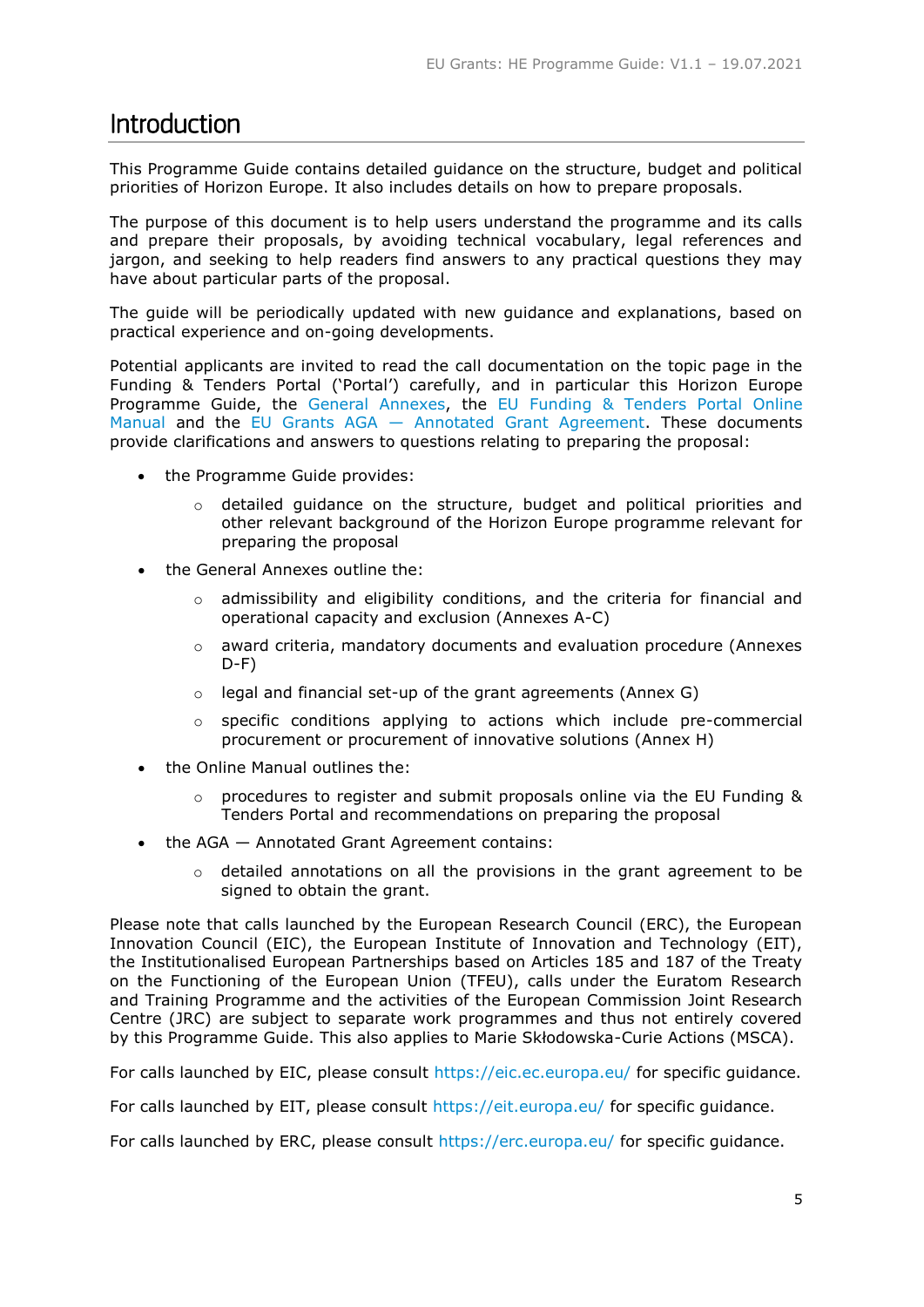# Introduction

This Programme Guide contains detailed guidance on the structure, budget and political priorities of Horizon Europe. It also includes details on how to prepare proposals.

The purpose of this document is to help users understand the programme and its calls and prepare their proposals, by avoiding technical vocabulary, legal references and jargon, and seeking to help readers find answers to any practical questions they may have about particular parts of the proposal.

The guide will be periodically updated with new guidance and explanations, based on practical experience and on-going developments.

Potential applicants are invited to read the call documentation on the topic page in the Funding & Tenders Portal ('Portal') carefully, and in particular this Horizon Europe Programme Guide, the General Annexes, the EU Funding & Tenders Portal Online Manual and the EU Grants AGA — Annotated Grant Agreement. These documents provide clarifications and answers to questions relating to preparing the proposal:

- the Programme Guide provides:
  - detailed guidance on the structure, budget and political priorities and other relevant background of the Horizon Europe programme relevant for preparing the proposal
- the General Annexes outline the:
  - admissibility and eligibility conditions, and the criteria for financial and operational capacity and exclusion (Annexes A-C)
  - award criteria, mandatory documents and evaluation procedure (Annexes D-F)
  - legal and financial set-up of the grant agreements (Annex G)
  - specific conditions applying to actions which include pre-commercial procurement or procurement of innovative solutions (Annex H)
- the Online Manual outlines the:
  - procedures to register and submit proposals online via the EU Funding & Tenders Portal and recommendations on preparing the proposal
- the AGA — Annotated Grant Agreement contains:
  - detailed annotations on all the provisions in the grant agreement to be signed to obtain the grant.

Please note that calls launched by the European Research Council (ERC), the European Innovation Council (EIC), the European Institute of Innovation and Technology (EIT), the Institutionalised European Partnerships based on Articles 185 and 187 of the Treaty on the Functioning of the European Union (TFEU), calls under the Euratom Research and Training Programme and the activities of the European Commission Joint Research Centre (JRC) are subject to separate work programmes and thus not entirely covered by this Programme Guide. This also applies to Marie Skłodowska-Curie Actions (MSCA).

For calls launched by EIC, please consult https://eic.ec.europa.eu/ for specific guidance.

For calls launched by EIT, please consult https://eit.europa.eu/ for specific guidance.

For calls launched by ERC, please consult https://erc.europa.eu/ for specific guidance.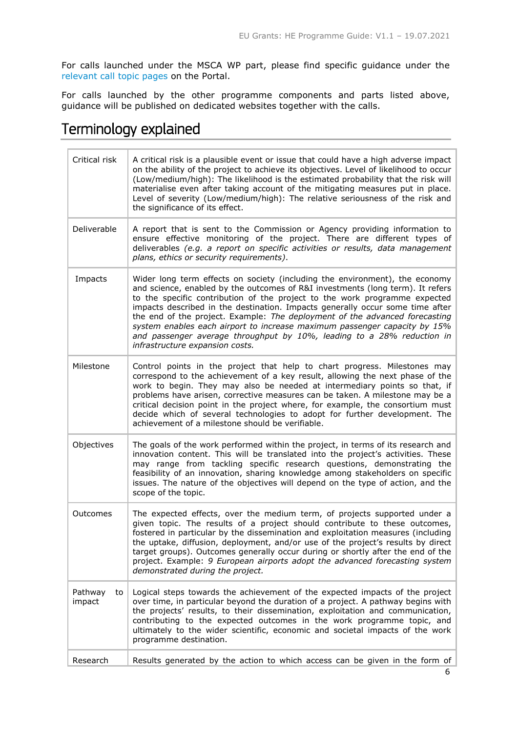For calls launched under the MSCA WP part, please find specific guidance under the relevant call topic pages on the Portal.

For calls launched by the other programme components and parts listed above, guidance will be published on dedicated websites together with the calls.

# Terminology explained

| | |
|---|---|
| Critical risk | A critical risk is a plausible event or issue that could have a high adverse impact on the ability of the project to achieve its objectives. Level of likelihood to occur (Low/medium/high): The likelihood is the estimated probability that the risk will materialise even after taking account of the mitigating measures put in place. Level of severity (Low/medium/high): The relative seriousness of the risk and the significance of its effect. |
| Deliverable | A report that is sent to the Commission or Agency providing information to ensure effective monitoring of the project. There are different types of deliverables *(e.g. a report on specific activities or results, data management plans, ethics or security requirements)*. |
| Impacts | Wider long term effects on society (including the environment), the economy and science, enabled by the outcomes of R&I investments (long term). It refers to the specific contribution of the project to the work programme expected impacts described in the destination. Impacts generally occur some time after the end of the project. Example: *The deployment of the advanced forecasting system enables each airport to increase maximum passenger capacity by 15% and passenger average throughput by 10%, leading to a 28% reduction in infrastructure expansion costs.* |
| Milestone | Control points in the project that help to chart progress. Milestones may correspond to the achievement of a key result, allowing the next phase of the work to begin. They may also be needed at intermediary points so that, if problems have arisen, corrective measures can be taken. A milestone may be a critical decision point in the project where, for example, the consortium must decide which of several technologies to adopt for further development. The achievement of a milestone should be verifiable. |
| Objectives | The goals of the work performed within the project, in terms of its research and innovation content. This will be translated into the project's activities. These may range from tackling specific research questions, demonstrating the feasibility of an innovation, sharing knowledge among stakeholders on specific issues. The nature of the objectives will depend on the type of action, and the scope of the topic. |
| Outcomes | The expected effects, over the medium term, of projects supported under a given topic. The results of a project should contribute to these outcomes, fostered in particular by the dissemination and exploitation measures (including the uptake, diffusion, deployment, and/or use of the project's results by direct target groups). Outcomes generally occur during or shortly after the end of the project. Example: *9 European airports adopt the advanced forecasting system demonstrated during the project.* |
| Pathway to impact | Logical steps towards the achievement of the expected impacts of the project over time, in particular beyond the duration of a project. A pathway begins with the projects' results, to their dissemination, exploitation and communication, contributing to the expected outcomes in the work programme topic, and ultimately to the wider scientific, economic and societal impacts of the work programme destination. |
| Research | Results generated by the action to which access can be given in the form of |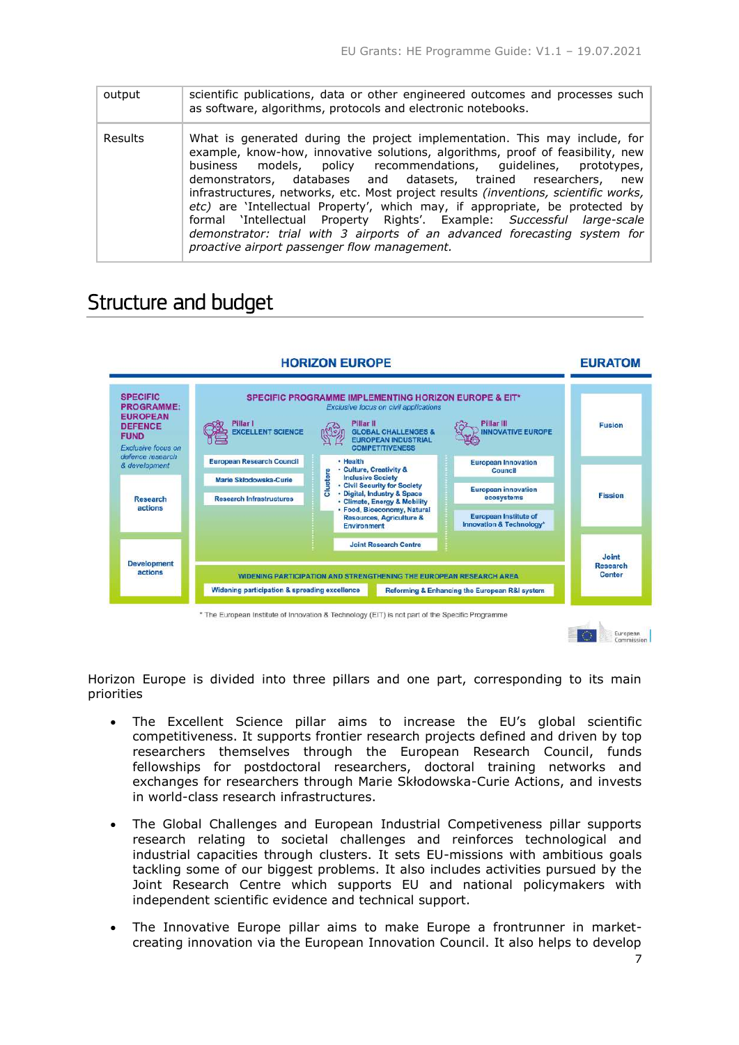| output | scientific publications, data or other engineered outcomes and processes such as software, algorithms, protocols and electronic notebooks. |
|---|---|
| Results | What is generated during the project implementation. This may include, for example, know-how, innovative solutions, algorithms, proof of feasibility, new business models, policy recommendations, guidelines, prototypes, demonstrators, databases and datasets, trained researchers, new infrastructures, networks, etc. Most project results *(inventions, scientific works, etc)* are 'Intellectual Property', which may, if appropriate, be protected by formal 'Intellectual Property Rights'. Example: *Successful large-scale demonstrator: trial with 3 airports of an advanced forecasting system for proactive airport passenger flow management.* |

# Structure and budget

**HORIZON EUROPE**

**SPECIFIC PROGRAMME: EUROPEAN DEFENCE FUND**
*Exclusive focus on defence research & development*
- Research actions
- Development actions

**SPECIFIC PROGRAMME IMPLEMENTING HORIZON EUROPE & EIT***
*Exclusive focus on civil applications*

**Pillar I – EXCELLENT SCIENCE**
- European Research Council
- Marie Skłodowska-Curie
- Research Infrastructures

**Pillar II – GLOBAL CHALLENGES & EUROPEAN INDUSTRIAL COMPETITIVENESS**
- Clusters:
  - Health
  - Culture, Creativity & Inclusive Society
  - Civil Security for Society
  - Digital, Industry & Space
  - Climate, Energy & Mobility
  - Food, Bioeconomy, Natural Resources, Agriculture & Environment
- Joint Research Centre

**Pillar III – INNOVATIVE EUROPE**
- European Innovation Council
- European innovation ecosystems
- European Institute of Innovation & Technology*

**WIDENING PARTICIPATION AND STRENGTHENING THE EUROPEAN RESEARCH AREA**
- Widening participation & spreading excellence
- Reforming & Enhancing the European R&I system

**EURATOM**
- Fusion
- Fission
- Joint Research Center

\* The European Institute of Innovation & Technology (EIT) is not part of the Specific Programme

Horizon Europe is divided into three pillars and one part, corresponding to its main priorities

- The Excellent Science pillar aims to increase the EU's global scientific competitiveness. It supports frontier research projects defined and driven by top researchers themselves through the European Research Council, funds fellowships for postdoctoral researchers, doctoral training networks and exchanges for researchers through Marie Skłodowska-Curie Actions, and invests in world-class research infrastructures.

- The Global Challenges and European Industrial Competiveness pillar supports research relating to societal challenges and reinforces technological and industrial capacities through clusters. It sets EU-missions with ambitious goals tackling some of our biggest problems. It also includes activities pursued by the Joint Research Centre which supports EU and national policymakers with independent scientific evidence and technical support.

- The Innovative Europe pillar aims to make Europe a frontrunner in market-creating innovation via the European Innovation Council. It also helps to develop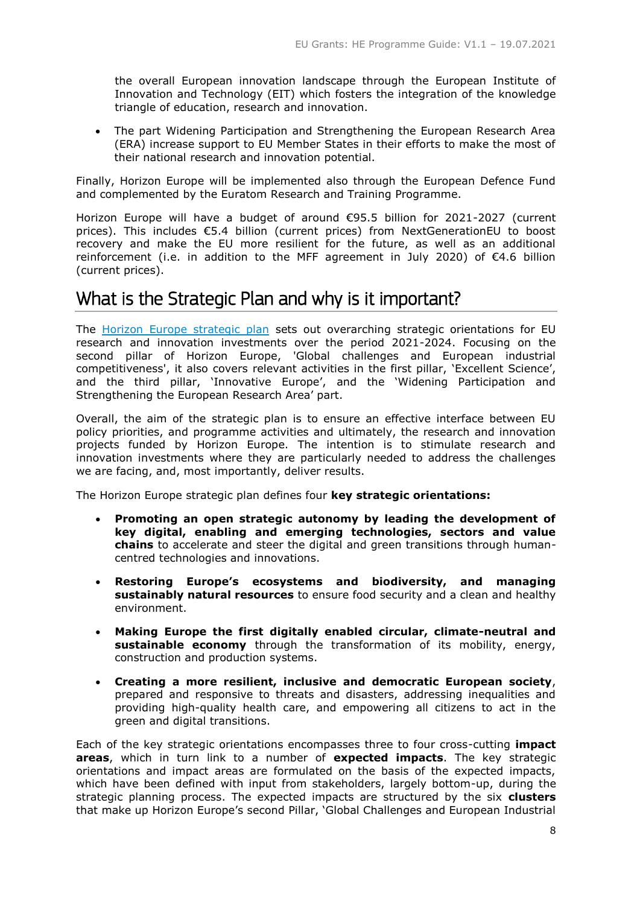the overall European innovation landscape through the European Institute of Innovation and Technology (EIT) which fosters the integration of the knowledge triangle of education, research and innovation.

- The part Widening Participation and Strengthening the European Research Area (ERA) increase support to EU Member States in their efforts to make the most of their national research and innovation potential.

Finally, Horizon Europe will be implemented also through the European Defence Fund and complemented by the Euratom Research and Training Programme.

Horizon Europe will have a budget of around €95.5 billion for 2021-2027 (current prices). This includes €5.4 billion (current prices) from NextGenerationEU to boost recovery and make the EU more resilient for the future, as well as an additional reinforcement (i.e. in addition to the MFF agreement in July 2020) of €4.6 billion (current prices).

## What is the Strategic Plan and why is it important?

The Horizon Europe strategic plan sets out overarching strategic orientations for EU research and innovation investments over the period 2021-2024. Focusing on the second pillar of Horizon Europe, 'Global challenges and European industrial competitiveness', it also covers relevant activities in the first pillar, 'Excellent Science', and the third pillar, 'Innovative Europe', and the 'Widening Participation and Strengthening the European Research Area' part.

Overall, the aim of the strategic plan is to ensure an effective interface between EU policy priorities, and programme activities and ultimately, the research and innovation projects funded by Horizon Europe. The intention is to stimulate research and innovation investments where they are particularly needed to address the challenges we are facing, and, most importantly, deliver results.

The Horizon Europe strategic plan defines four **key strategic orientations:**

- **Promoting an open strategic autonomy by leading the development of key digital, enabling and emerging technologies, sectors and value chains** to accelerate and steer the digital and green transitions through human-centred technologies and innovations.
- **Restoring Europe's ecosystems and biodiversity, and managing sustainably natural resources** to ensure food security and a clean and healthy environment.
- **Making Europe the first digitally enabled circular, climate-neutral and sustainable economy** through the transformation of its mobility, energy, construction and production systems.
- **Creating a more resilient, inclusive and democratic European society**, prepared and responsive to threats and disasters, addressing inequalities and providing high-quality health care, and empowering all citizens to act in the green and digital transitions.

Each of the key strategic orientations encompasses three to four cross-cutting **impact areas**, which in turn link to a number of **expected impacts**. The key strategic orientations and impact areas are formulated on the basis of the expected impacts, which have been defined with input from stakeholders, largely bottom-up, during the strategic planning process. The expected impacts are structured by the six **clusters** that make up Horizon Europe's second Pillar, 'Global Challenges and European Industrial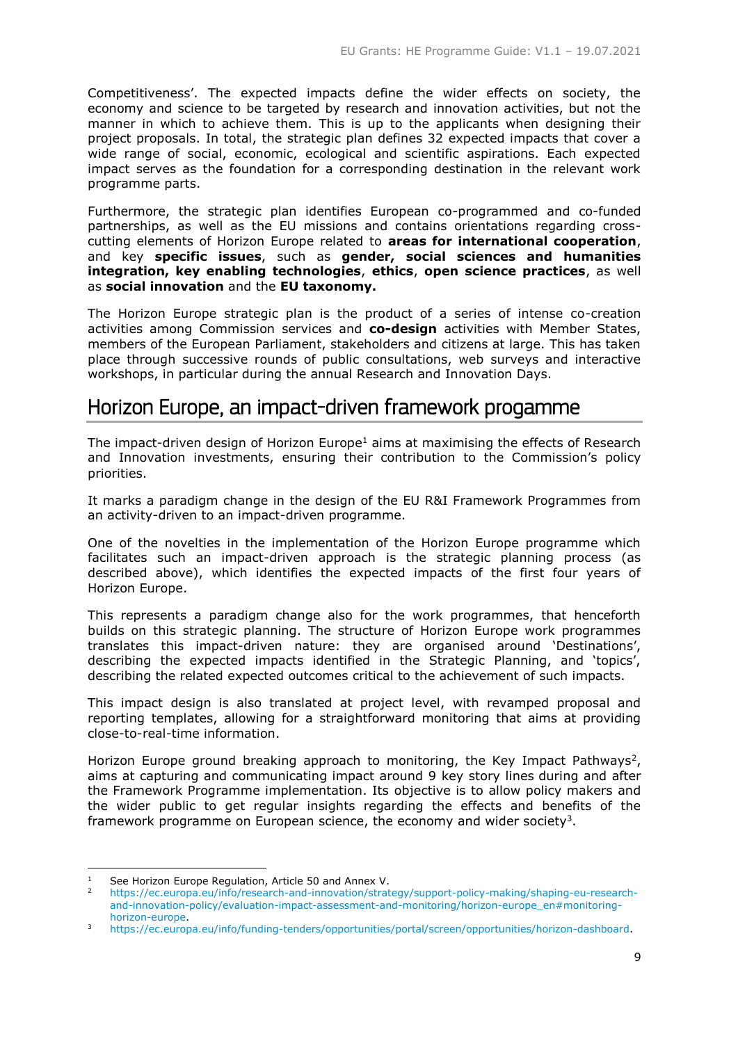Competitiveness'. The expected impacts define the wider effects on society, the economy and science to be targeted by research and innovation activities, but not the manner in which to achieve them. This is up to the applicants when designing their project proposals. In total, the strategic plan defines 32 expected impacts that cover a wide range of social, economic, ecological and scientific aspirations. Each expected impact serves as the foundation for a corresponding destination in the relevant work programme parts.

Furthermore, the strategic plan identifies European co-programmed and co-funded partnerships, as well as the EU missions and contains orientations regarding cross-cutting elements of Horizon Europe related to **areas for international cooperation**, and key **specific issues**, such as **gender, social sciences and humanities integration, key enabling technologies**, **ethics**, **open science practices**, as well as **social innovation** and the **EU taxonomy.**

The Horizon Europe strategic plan is the product of a series of intense co-creation activities among Commission services and **co-design** activities with Member States, members of the European Parliament, stakeholders and citizens at large. This has taken place through successive rounds of public consultations, web surveys and interactive workshops, in particular during the annual Research and Innovation Days.

## Horizon Europe, an impact-driven framework progamme

The impact-driven design of Horizon Europe[1] aims at maximising the effects of Research and Innovation investments, ensuring their contribution to the Commission's policy priorities.

It marks a paradigm change in the design of the EU R&I Framework Programmes from an activity-driven to an impact-driven programme.

One of the novelties in the implementation of the Horizon Europe programme which facilitates such an impact-driven approach is the strategic planning process (as described above), which identifies the expected impacts of the first four years of Horizon Europe.

This represents a paradigm change also for the work programmes, that henceforth builds on this strategic planning. The structure of Horizon Europe work programmes translates this impact-driven nature: they are organised around 'Destinations', describing the expected impacts identified in the Strategic Planning, and 'topics', describing the related expected outcomes critical to the achievement of such impacts.

This impact design is also translated at project level, with revamped proposal and reporting templates, allowing for a straightforward monitoring that aims at providing close-to-real-time information.

Horizon Europe ground breaking approach to monitoring, the Key Impact Pathways[2], aims at capturing and communicating impact around 9 key story lines during and after the Framework Programme implementation. Its objective is to allow policy makers and the wider public to get regular insights regarding the effects and benefits of the framework programme on European science, the economy and wider society[3].

---

[1] See Horizon Europe Regulation, Article 50 and Annex V.

[2] https://ec.europa.eu/info/research-and-innovation/strategy/support-policy-making/shaping-eu-research-and-innovation-policy/evaluation-impact-assessment-and-monitoring/horizon-europe_en#monitoring-horizon-europe.

[3] https://ec.europa.eu/info/funding-tenders/opportunities/portal/screen/opportunities/horizon-dashboard.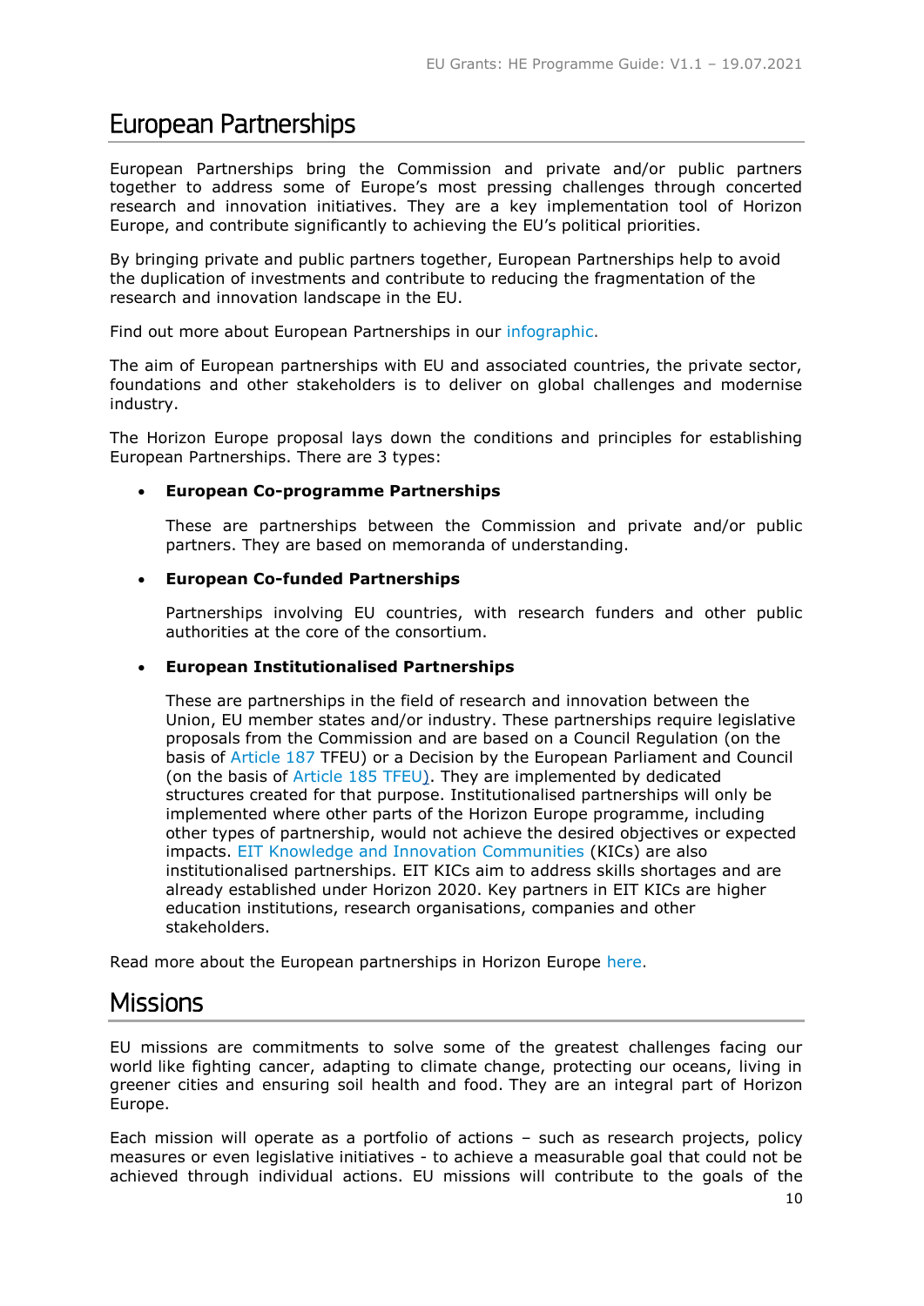# European Partnerships

European Partnerships bring the Commission and private and/or public partners together to address some of Europe's most pressing challenges through concerted research and innovation initiatives. They are a key implementation tool of Horizon Europe, and contribute significantly to achieving the EU's political priorities.

By bringing private and public partners together, European Partnerships help to avoid the duplication of investments and contribute to reducing the fragmentation of the research and innovation landscape in the EU.

Find out more about European Partnerships in our infographic.

The aim of European partnerships with EU and associated countries, the private sector, foundations and other stakeholders is to deliver on global challenges and modernise industry.

The Horizon Europe proposal lays down the conditions and principles for establishing European Partnerships. There are 3 types:

- **European Co-programme Partnerships**

  These are partnerships between the Commission and private and/or public partners. They are based on memoranda of understanding.

- **European Co-funded Partnerships**

  Partnerships involving EU countries, with research funders and other public authorities at the core of the consortium.

- **European Institutionalised Partnerships**

  These are partnerships in the field of research and innovation between the Union, EU member states and/or industry. These partnerships require legislative proposals from the Commission and are based on a Council Regulation (on the basis of Article 187 TFEU) or a Decision by the European Parliament and Council (on the basis of Article 185 TFEU). They are implemented by dedicated structures created for that purpose. Institutionalised partnerships will only be implemented where other parts of the Horizon Europe programme, including other types of partnership, would not achieve the desired objectives or expected impacts. EIT Knowledge and Innovation Communities (KICs) are also institutionalised partnerships. EIT KICs aim to address skills shortages and are already established under Horizon 2020. Key partners in EIT KICs are higher education institutions, research organisations, companies and other stakeholders.

Read more about the European partnerships in Horizon Europe here.

# Missions

EU missions are commitments to solve some of the greatest challenges facing our world like fighting cancer, adapting to climate change, protecting our oceans, living in greener cities and ensuring soil health and food. They are an integral part of Horizon Europe.

Each mission will operate as a portfolio of actions – such as research projects, policy measures or even legislative initiatives - to achieve a measurable goal that could not be achieved through individual actions. EU missions will contribute to the goals of the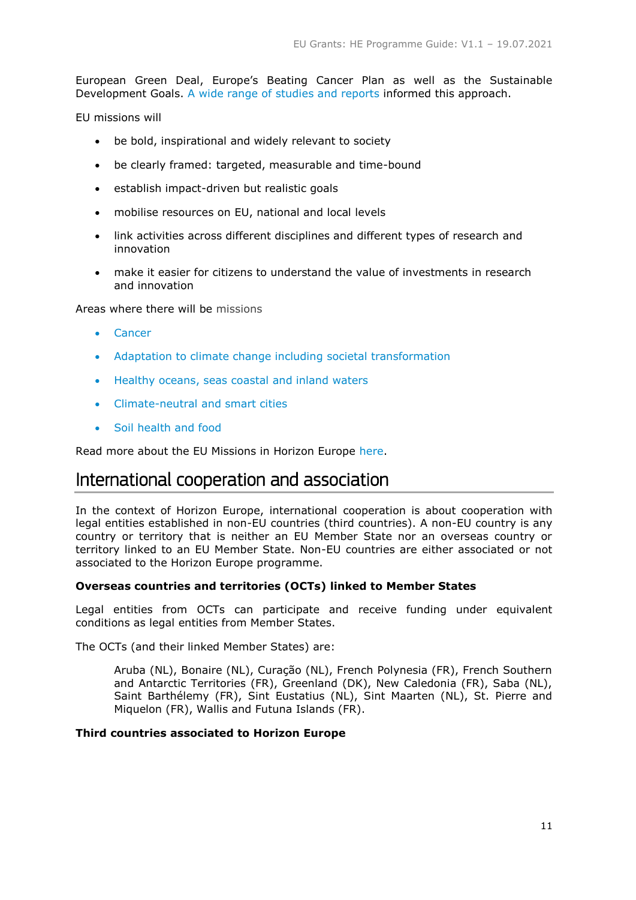European Green Deal, Europe's Beating Cancer Plan as well as the Sustainable Development Goals. A wide range of studies and reports informed this approach.

EU missions will

- be bold, inspirational and widely relevant to society
- be clearly framed: targeted, measurable and time-bound
- establish impact-driven but realistic goals
- mobilise resources on EU, national and local levels
- link activities across different disciplines and different types of research and innovation
- make it easier for citizens to understand the value of investments in research and innovation

Areas where there will be missions

- Cancer
- Adaptation to climate change including societal transformation
- Healthy oceans, seas coastal and inland waters
- Climate-neutral and smart cities
- Soil health and food

Read more about the EU Missions in Horizon Europe here.

# International cooperation and association

In the context of Horizon Europe, international cooperation is about cooperation with legal entities established in non-EU countries (third countries). A non-EU country is any country or territory that is neither an EU Member State nor an overseas country or territory linked to an EU Member State. Non-EU countries are either associated or not associated to the Horizon Europe programme.

**Overseas countries and territories (OCTs) linked to Member States**

Legal entities from OCTs can participate and receive funding under equivalent conditions as legal entities from Member States.

The OCTs (and their linked Member States) are:

> Aruba (NL), Bonaire (NL), Curaçao (NL), French Polynesia (FR), French Southern and Antarctic Territories (FR), Greenland (DK), New Caledonia (FR), Saba (NL), Saint Barthélemy (FR), Sint Eustatius (NL), Sint Maarten (NL), St. Pierre and Miquelon (FR), Wallis and Futuna Islands (FR).

**Third countries associated to Horizon Europe**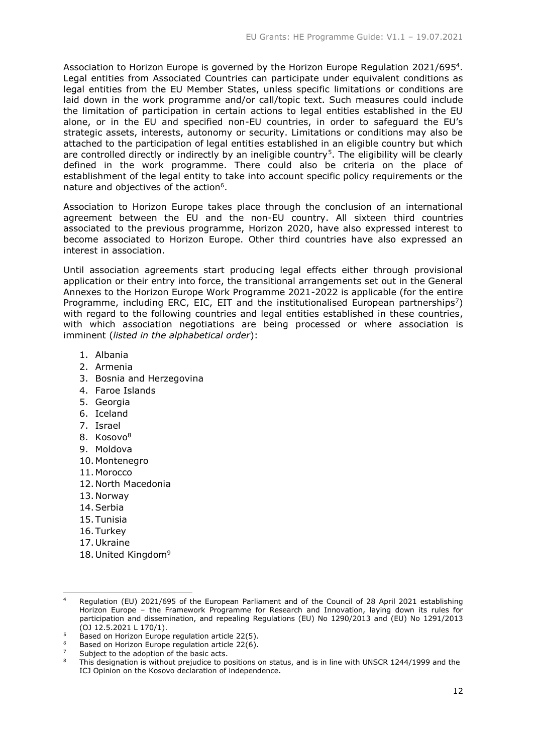Association to Horizon Europe is governed by the Horizon Europe Regulation 2021/695[4]. Legal entities from Associated Countries can participate under equivalent conditions as legal entities from the EU Member States, unless specific limitations or conditions are laid down in the work programme and/or call/topic text. Such measures could include the limitation of participation in certain actions to legal entities established in the EU alone, or in the EU and specified non-EU countries, in order to safeguard the EU's strategic assets, interests, autonomy or security. Limitations or conditions may also be attached to the participation of legal entities established in an eligible country but which are controlled directly or indirectly by an ineligible country[5]. The eligibility will be clearly defined in the work programme. There could also be criteria on the place of establishment of the legal entity to take into account specific policy requirements or the nature and objectives of the action[6].

Association to Horizon Europe takes place through the conclusion of an international agreement between the EU and the non-EU country. All sixteen third countries associated to the previous programme, Horizon 2020, have also expressed interest to become associated to Horizon Europe. Other third countries have also expressed an interest in association.

Until association agreements start producing legal effects either through provisional application or their entry into force, the transitional arrangements set out in the General Annexes to the Horizon Europe Work Programme 2021-2022 is applicable (for the entire Programme, including ERC, EIC, EIT and the institutionalised European partnerships[7]) with regard to the following countries and legal entities established in these countries, with which association negotiations are being processed or where association is imminent (*listed in the alphabetical order*):

1. Albania
2. Armenia
3. Bosnia and Herzegovina
4. Faroe Islands
5. Georgia
6. Iceland
7. Israel
8. Kosovo[8]
9. Moldova
10. Montenegro
11. Morocco
12. North Macedonia
13. Norway
14. Serbia
15. Tunisia
16. Turkey
17. Ukraine
18. United Kingdom[9]

---

[4] Regulation (EU) 2021/695 of the European Parliament and of the Council of 28 April 2021 establishing Horizon Europe – the Framework Programme for Research and Innovation, laying down its rules for participation and dissemination, and repealing Regulations (EU) No 1290/2013 and (EU) No 1291/2013 (OJ 12.5.2021 L 170/1).

[5] Based on Horizon Europe regulation article 22(5).

[6] Based on Horizon Europe regulation article 22(6).

[7] Subject to the adoption of the basic acts.

[8] This designation is without prejudice to positions on status, and is in line with UNSCR 1244/1999 and the ICJ Opinion on the Kosovo declaration of independence.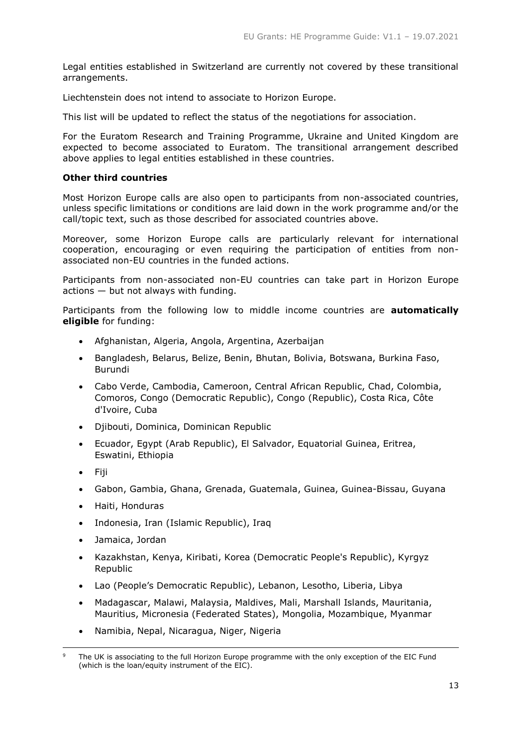Legal entities established in Switzerland are currently not covered by these transitional arrangements.

Liechtenstein does not intend to associate to Horizon Europe.

This list will be updated to reflect the status of the negotiations for association.

For the Euratom Research and Training Programme, Ukraine and United Kingdom are expected to become associated to Euratom. The transitional arrangement described above applies to legal entities established in these countries.

**Other third countries**

Most Horizon Europe calls are also open to participants from non-associated countries, unless specific limitations or conditions are laid down in the work programme and/or the call/topic text, such as those described for associated countries above.

Moreover, some Horizon Europe calls are particularly relevant for international cooperation, encouraging or even requiring the participation of entities from non-associated non-EU countries in the funded actions.

Participants from non-associated non-EU countries can take part in Horizon Europe actions — but not always with funding.

Participants from the following low to middle income countries are **automatically eligible** for funding:

- Afghanistan, Algeria, Angola, Argentina, Azerbaijan
- Bangladesh, Belarus, Belize, Benin, Bhutan, Bolivia, Botswana, Burkina Faso, Burundi
- Cabo Verde, Cambodia, Cameroon, Central African Republic, Chad, Colombia, Comoros, Congo (Democratic Republic), Congo (Republic), Costa Rica, Côte d'Ivoire, Cuba
- Djibouti, Dominica, Dominican Republic
- Ecuador, Egypt (Arab Republic), El Salvador, Equatorial Guinea, Eritrea, Eswatini, Ethiopia
- Fiji
- Gabon, Gambia, Ghana, Grenada, Guatemala, Guinea, Guinea-Bissau, Guyana
- Haiti, Honduras
- Indonesia, Iran (Islamic Republic), Iraq
- Jamaica, Jordan
- Kazakhstan, Kenya, Kiribati, Korea (Democratic People's Republic), Kyrgyz Republic
- Lao (People's Democratic Republic), Lebanon, Lesotho, Liberia, Libya
- Madagascar, Malawi, Malaysia, Maldives, Mali, Marshall Islands, Mauritania, Mauritius, Micronesia (Federated States), Mongolia, Mozambique, Myanmar
- Namibia, Nepal, Nicaragua, Niger, Nigeria

[9] The UK is associating to the full Horizon Europe programme with the only exception of the EIC Fund (which is the loan/equity instrument of the EIC).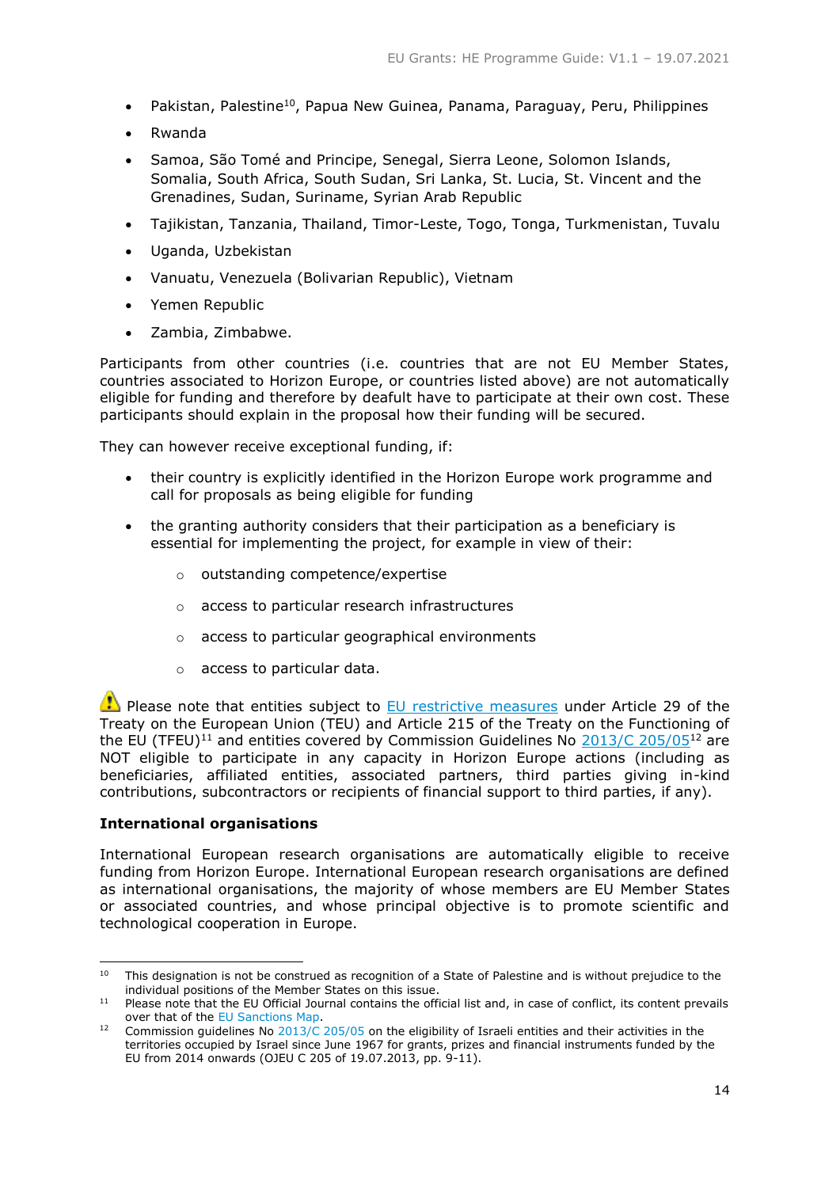- Pakistan, Palestine[10], Papua New Guinea, Panama, Paraguay, Peru, Philippines
- Rwanda
- Samoa, São Tomé and Principe, Senegal, Sierra Leone, Solomon Islands, Somalia, South Africa, South Sudan, Sri Lanka, St. Lucia, St. Vincent and the Grenadines, Sudan, Suriname, Syrian Arab Republic
- Tajikistan, Tanzania, Thailand, Timor-Leste, Togo, Tonga, Turkmenistan, Tuvalu
- Uganda, Uzbekistan
- Vanuatu, Venezuela (Bolivarian Republic), Vietnam
- Yemen Republic
- Zambia, Zimbabwe.

Participants from other countries (i.e. countries that are not EU Member States, countries associated to Horizon Europe, or countries listed above) are not automatically eligible for funding and therefore by deafult have to participate at their own cost. These participants should explain in the proposal how their funding will be secured.

They can however receive exceptional funding, if:

- their country is explicitly identified in the Horizon Europe work programme and call for proposals as being eligible for funding
- the granting authority considers that their participation as a beneficiary is essential for implementing the project, for example in view of their:
    - outstanding competence/expertise
    - access to particular research infrastructures
    - access to particular geographical environments
    - access to particular data.

⚠ Please note that entities subject to EU restrictive measures under Article 29 of the Treaty on the European Union (TEU) and Article 215 of the Treaty on the Functioning of the EU (TFEU)[11] and entities covered by Commission Guidelines No 2013/C 205/05[12] are NOT eligible to participate in any capacity in Horizon Europe actions (including as beneficiaries, affiliated entities, associated partners, third parties giving in-kind contributions, subcontractors or recipients of financial support to third parties, if any).

**International organisations**

International European research organisations are automatically eligible to receive funding from Horizon Europe. International European research organisations are defined as international organisations, the majority of whose members are EU Member States or associated countries, and whose principal objective is to promote scientific and technological cooperation in Europe.

---

[10] This designation is not be construed as recognition of a State of Palestine and is without prejudice to the individual positions of the Member States on this issue.

[11] Please note that the EU Official Journal contains the official list and, in case of conflict, its content prevails over that of the EU Sanctions Map.

[12] Commission guidelines No 2013/C 205/05 on the eligibility of Israeli entities and their activities in the territories occupied by Israel since June 1967 for grants, prizes and financial instruments funded by the EU from 2014 onwards (OJEU C 205 of 19.07.2013, pp. 9-11).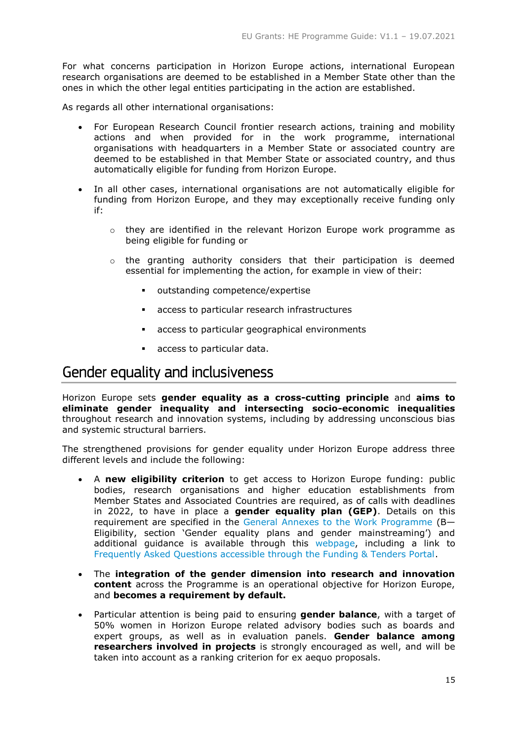For what concerns participation in Horizon Europe actions, international European research organisations are deemed to be established in a Member State other than the ones in which the other legal entities participating in the action are established.

As regards all other international organisations:

- For European Research Council frontier research actions, training and mobility actions and when provided for in the work programme, international organisations with headquarters in a Member State or associated country are deemed to be established in that Member State or associated country, and thus automatically eligible for funding from Horizon Europe.

- In all other cases, international organisations are not automatically eligible for funding from Horizon Europe, and they may exceptionally receive funding only if:

  - they are identified in the relevant Horizon Europe work programme as being eligible for funding or

  - the granting authority considers that their participation is deemed essential for implementing the action, for example in view of their:

    - outstanding competence/expertise

    - access to particular research infrastructures

    - access to particular geographical environments

    - access to particular data.

## Gender equality and inclusiveness

Horizon Europe sets **gender equality as a cross-cutting principle** and **aims to eliminate gender inequality and intersecting socio-economic inequalities** throughout research and innovation systems, including by addressing unconscious bias and systemic structural barriers.

The strengthened provisions for gender equality under Horizon Europe address three different levels and include the following:

- A **new eligibility criterion** to get access to Horizon Europe funding: public bodies, research organisations and higher education establishments from Member States and Associated Countries are required, as of calls with deadlines in 2022, to have in place a **gender equality plan (GEP)**. Details on this requirement are specified in the General Annexes to the Work Programme (B—Eligibility, section 'Gender equality plans and gender mainstreaming') and additional guidance is available through this webpage, including a link to Frequently Asked Questions accessible through the Funding & Tenders Portal.

- The **integration of the gender dimension into research and innovation content** across the Programme is an operational objective for Horizon Europe, and **becomes a requirement by default.**

- Particular attention is being paid to ensuring **gender balance**, with a target of 50% women in Horizon Europe related advisory bodies such as boards and expert groups, as well as in evaluation panels. **Gender balance among researchers involved in projects** is strongly encouraged as well, and will be taken into account as a ranking criterion for ex aequo proposals.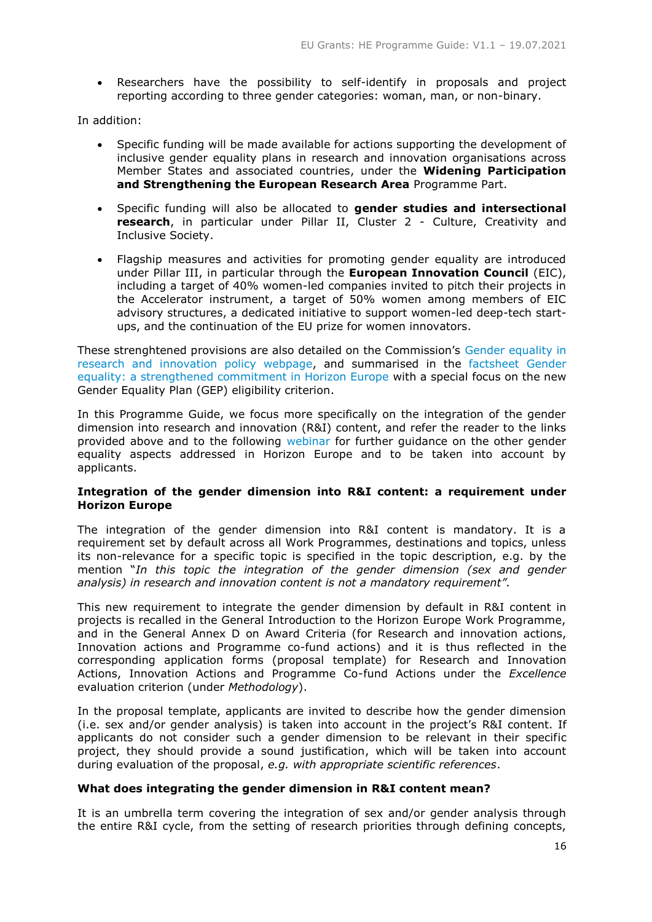- Researchers have the possibility to self-identify in proposals and project reporting according to three gender categories: woman, man, or non-binary.

In addition:

- Specific funding will be made available for actions supporting the development of inclusive gender equality plans in research and innovation organisations across Member States and associated countries, under the **Widening Participation and Strengthening the European Research Area** Programme Part.
- Specific funding will also be allocated to **gender studies and intersectional research**, in particular under Pillar II, Cluster 2 - Culture, Creativity and Inclusive Society.
- Flagship measures and activities for promoting gender equality are introduced under Pillar III, in particular through the **European Innovation Council** (EIC), including a target of 40% women-led companies invited to pitch their projects in the Accelerator instrument, a target of 50% women among members of EIC advisory structures, a dedicated initiative to support women-led deep-tech start-ups, and the continuation of the EU prize for women innovators.

These strenghtened provisions are also detailed on the Commission's Gender equality in research and innovation policy webpage, and summarised in the factsheet Gender equality: a strengthened commitment in Horizon Europe with a special focus on the new Gender Equality Plan (GEP) eligibility criterion.

In this Programme Guide, we focus more specifically on the integration of the gender dimension into research and innovation (R&I) content, and refer the reader to the links provided above and to the following webinar for further guidance on the other gender equality aspects addressed in Horizon Europe and to be taken into account by applicants.

**Integration of the gender dimension into R&I content: a requirement under Horizon Europe**

The integration of the gender dimension into R&I content is mandatory. It is a requirement set by default across all Work Programmes, destinations and topics, unless its non-relevance for a specific topic is specified in the topic description, e.g. by the mention "*In this topic the integration of the gender dimension (sex and gender analysis) in research and innovation content is not a mandatory requirement".*

This new requirement to integrate the gender dimension by default in R&I content in projects is recalled in the General Introduction to the Horizon Europe Work Programme, and in the General Annex D on Award Criteria (for Research and innovation actions, Innovation actions and Programme co-fund actions) and it is thus reflected in the corresponding application forms (proposal template) for Research and Innovation Actions, Innovation Actions and Programme Co-fund Actions under the *Excellence* evaluation criterion (under *Methodology*).

In the proposal template, applicants are invited to describe how the gender dimension (i.e. sex and/or gender analysis) is taken into account in the project's R&I content. If applicants do not consider such a gender dimension to be relevant in their specific project, they should provide a sound justification, which will be taken into account during evaluation of the proposal, *e.g. with appropriate scientific references*.

**What does integrating the gender dimension in R&I content mean?**

It is an umbrella term covering the integration of sex and/or gender analysis through the entire R&I cycle, from the setting of research priorities through defining concepts,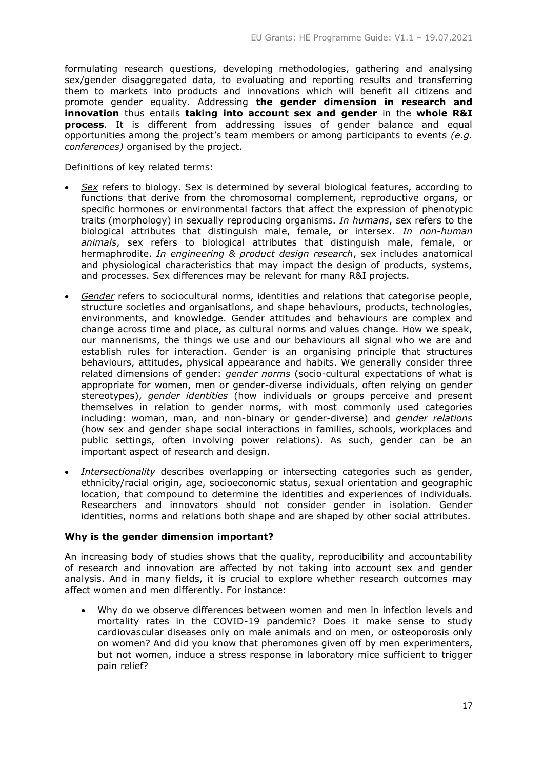formulating research questions, developing methodologies, gathering and analysing sex/gender disaggregated data, to evaluating and reporting results and transferring them to markets into products and innovations which will benefit all citizens and promote gender equality. Addressing **the gender dimension in research and innovation** thus entails **taking into account sex and gender** in the **whole R&I process**. It is different from addressing issues of gender balance and equal opportunities among the project's team members or among participants to events *(e.g. conferences)* organised by the project.

Definitions of key related terms:

- *Sex* refers to biology. Sex is determined by several biological features, according to functions that derive from the chromosomal complement, reproductive organs, or specific hormones or environmental factors that affect the expression of phenotypic traits (morphology) in sexually reproducing organisms. *In humans*, sex refers to the biological attributes that distinguish male, female, or intersex. *In non-human animals*, sex refers to biological attributes that distinguish male, female, or hermaphrodite. *In engineering & product design research*, sex includes anatomical and physiological characteristics that may impact the design of products, systems, and processes. Sex differences may be relevant for many R&I projects.
- *Gender* refers to sociocultural norms, identities and relations that categorise people, structure societies and organisations, and shape behaviours, products, technologies, environments, and knowledge. Gender attitudes and behaviours are complex and change across time and place, as cultural norms and values change. How we speak, our mannerisms, the things we use and our behaviours all signal who we are and establish rules for interaction. Gender is an organising principle that structures behaviours, attitudes, physical appearance and habits. We generally consider three related dimensions of gender: *gender norms* (socio-cultural expectations of what is appropriate for women, men or gender-diverse individuals, often relying on gender stereotypes), *gender identities* (how individuals or groups perceive and present themselves in relation to gender norms, with most commonly used categories including: woman, man, and non-binary or gender-diverse) and *gender relations* (how sex and gender shape social interactions in families, schools, workplaces and public settings, often involving power relations). As such, gender can be an important aspect of research and design.
- *Intersectionality* describes overlapping or intersecting categories such as gender, ethnicity/racial origin, age, socioeconomic status, sexual orientation and geographic location, that compound to determine the identities and experiences of individuals. Researchers and innovators should not consider gender in isolation. Gender identities, norms and relations both shape and are shaped by other social attributes.

**Why is the gender dimension important?**

An increasing body of studies shows that the quality, reproducibility and accountability of research and innovation are affected by not taking into account sex and gender analysis. And in many fields, it is crucial to explore whether research outcomes may affect women and men differently. For instance:

- Why do we observe differences between women and men in infection levels and mortality rates in the COVID-19 pandemic? Does it make sense to study cardiovascular diseases only on male animals and on men, or osteoporosis only on women? And did you know that pheromones given off by men experimenters, but not women, induce a stress response in laboratory mice sufficient to trigger pain relief?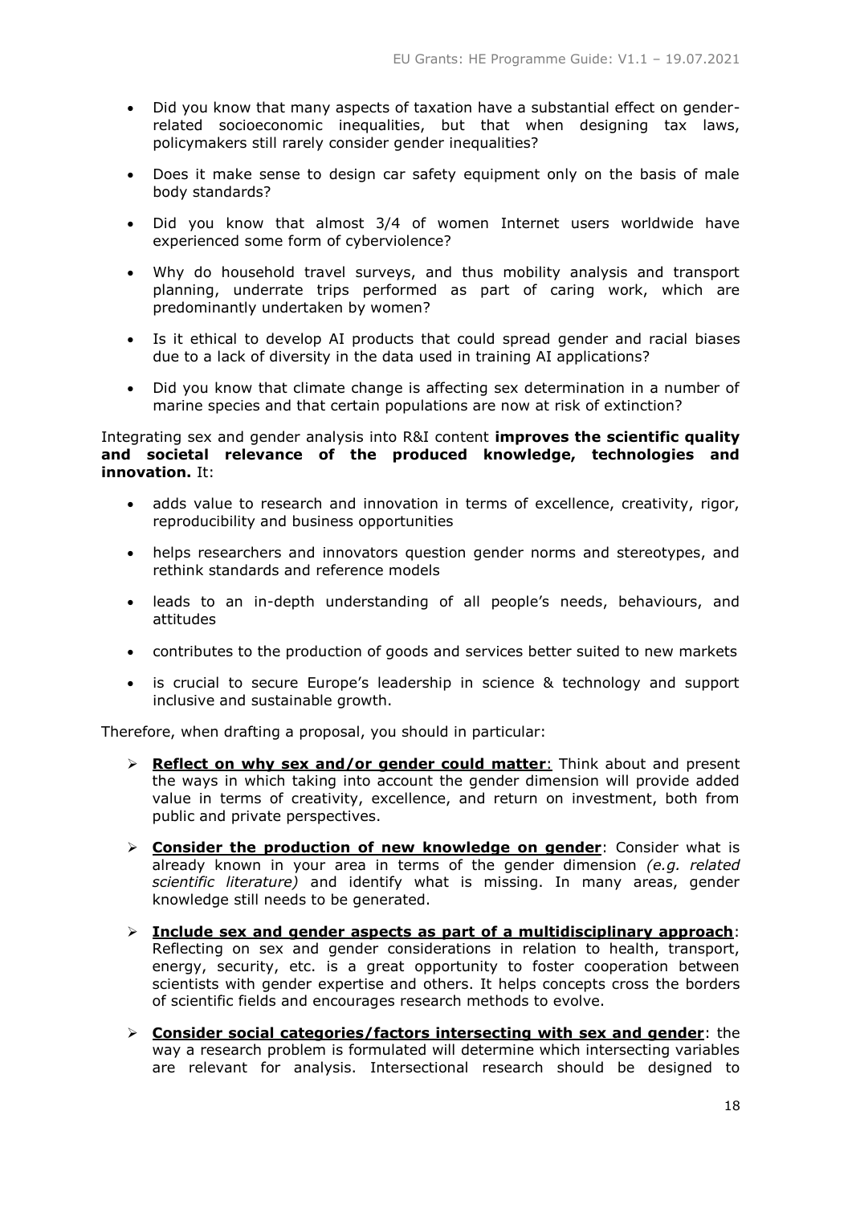- Did you know that many aspects of taxation have a substantial effect on gender-related socioeconomic inequalities, but that when designing tax laws, policymakers still rarely consider gender inequalities?
- Does it make sense to design car safety equipment only on the basis of male body standards?
- Did you know that almost 3/4 of women Internet users worldwide have experienced some form of cyberviolence?
- Why do household travel surveys, and thus mobility analysis and transport planning, underrate trips performed as part of caring work, which are predominantly undertaken by women?
- Is it ethical to develop AI products that could spread gender and racial biases due to a lack of diversity in the data used in training AI applications?
- Did you know that climate change is affecting sex determination in a number of marine species and that certain populations are now at risk of extinction?

Integrating sex and gender analysis into R&I content **improves the scientific quality and societal relevance of the produced knowledge, technologies and innovation.** It:

- adds value to research and innovation in terms of excellence, creativity, rigor, reproducibility and business opportunities
- helps researchers and innovators question gender norms and stereotypes, and rethink standards and reference models
- leads to an in-depth understanding of all people's needs, behaviours, and attitudes
- contributes to the production of goods and services better suited to new markets
- is crucial to secure Europe's leadership in science & technology and support inclusive and sustainable growth.

Therefore, when drafting a proposal, you should in particular:

- **Reflect on why sex and/or gender could matter**: Think about and present the ways in which taking into account the gender dimension will provide added value in terms of creativity, excellence, and return on investment, both from public and private perspectives.
- **Consider the production of new knowledge on gender**: Consider what is already known in your area in terms of the gender dimension *(e.g. related scientific literature)* and identify what is missing. In many areas, gender knowledge still needs to be generated.
- **Include sex and gender aspects as part of a multidisciplinary approach**: Reflecting on sex and gender considerations in relation to health, transport, energy, security, etc. is a great opportunity to foster cooperation between scientists with gender expertise and others. It helps concepts cross the borders of scientific fields and encourages research methods to evolve.
- **Consider social categories/factors intersecting with sex and gender**: the way a research problem is formulated will determine which intersecting variables are relevant for analysis. Intersectional research should be designed to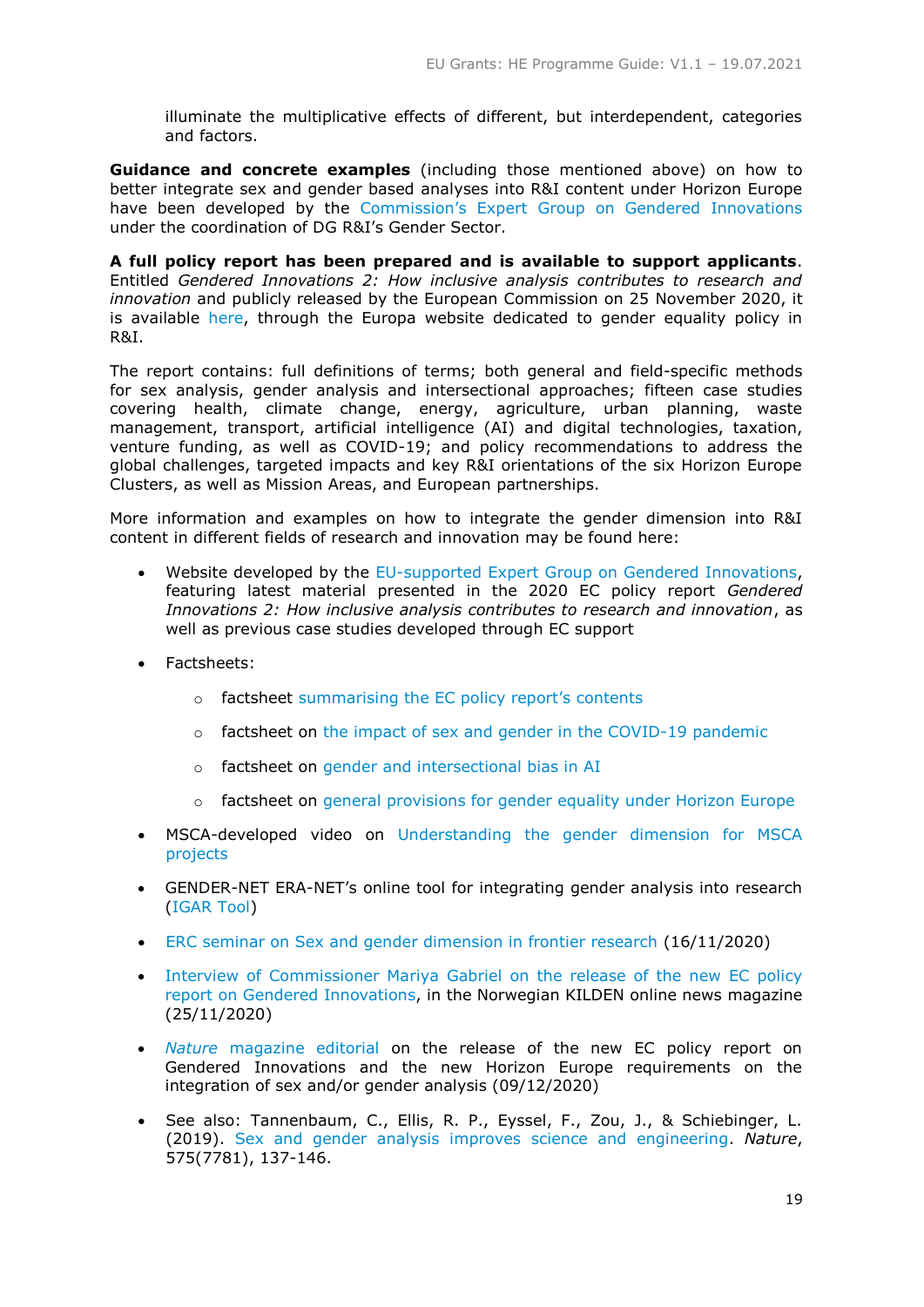illuminate the multiplicative effects of different, but interdependent, categories and factors.

**Guidance and concrete examples** (including those mentioned above) on how to better integrate sex and gender based analyses into R&I content under Horizon Europe have been developed by the Commission's Expert Group on Gendered Innovations under the coordination of DG R&I's Gender Sector.

**A full policy report has been prepared and is available to support applicants**. Entitled *Gendered Innovations 2: How inclusive analysis contributes to research and innovation* and publicly released by the European Commission on 25 November 2020, it is available here, through the Europa website dedicated to gender equality policy in R&I.

The report contains: full definitions of terms; both general and field-specific methods for sex analysis, gender analysis and intersectional approaches; fifteen case studies covering health, climate change, energy, agriculture, urban planning, waste management, transport, artificial intelligence (AI) and digital technologies, taxation, venture funding, as well as COVID-19; and policy recommendations to address the global challenges, targeted impacts and key R&I orientations of the six Horizon Europe Clusters, as well as Mission Areas, and European partnerships.

More information and examples on how to integrate the gender dimension into R&I content in different fields of research and innovation may be found here:

- Website developed by the EU-supported Expert Group on Gendered Innovations, featuring latest material presented in the 2020 EC policy report *Gendered Innovations 2: How inclusive analysis contributes to research and innovation*, as well as previous case studies developed through EC support
- Factsheets:
  - factsheet summarising the EC policy report's contents
  - factsheet on the impact of sex and gender in the COVID-19 pandemic
  - factsheet on gender and intersectional bias in AI
  - factsheet on general provisions for gender equality under Horizon Europe
- MSCA-developed video on Understanding the gender dimension for MSCA projects
- GENDER-NET ERA-NET's online tool for integrating gender analysis into research (IGAR Tool)
- ERC seminar on Sex and gender dimension in frontier research (16/11/2020)
- Interview of Commissioner Mariya Gabriel on the release of the new EC policy report on Gendered Innovations, in the Norwegian KILDEN online news magazine (25/11/2020)
- *Nature* magazine editorial on the release of the new EC policy report on Gendered Innovations and the new Horizon Europe requirements on the integration of sex and/or gender analysis (09/12/2020)
- See also: Tannenbaum, C., Ellis, R. P., Eyssel, F., Zou, J., & Schiebinger, L. (2019). Sex and gender analysis improves science and engineering. *Nature*, 575(7781), 137-146.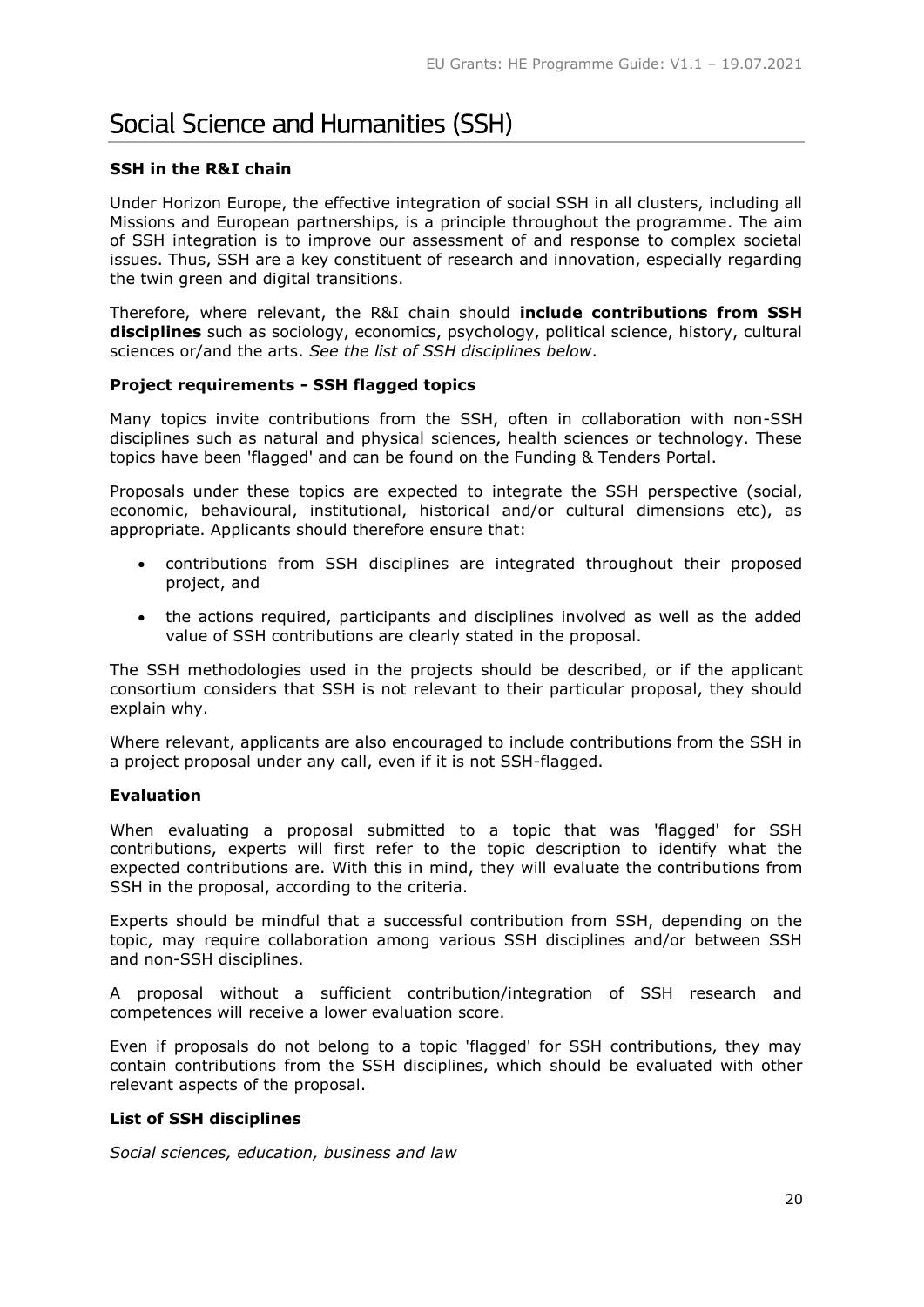# Social Science and Humanities (SSH)

**SSH in the R&I chain**

Under Horizon Europe, the effective integration of social SSH in all clusters, including all Missions and European partnerships, is a principle throughout the programme. The aim of SSH integration is to improve our assessment of and response to complex societal issues. Thus, SSH are a key constituent of research and innovation, especially regarding the twin green and digital transitions.

Therefore, where relevant, the R&I chain should **include contributions from SSH disciplines** such as sociology, economics, psychology, political science, history, cultural sciences or/and the arts. *See the list of SSH disciplines below*.

**Project requirements - SSH flagged topics**

Many topics invite contributions from the SSH, often in collaboration with non-SSH disciplines such as natural and physical sciences, health sciences or technology. These topics have been 'flagged' and can be found on the Funding & Tenders Portal.

Proposals under these topics are expected to integrate the SSH perspective (social, economic, behavioural, institutional, historical and/or cultural dimensions etc), as appropriate. Applicants should therefore ensure that:

- contributions from SSH disciplines are integrated throughout their proposed project, and
- the actions required, participants and disciplines involved as well as the added value of SSH contributions are clearly stated in the proposal.

The SSH methodologies used in the projects should be described, or if the applicant consortium considers that SSH is not relevant to their particular proposal, they should explain why.

Where relevant, applicants are also encouraged to include contributions from the SSH in a project proposal under any call, even if it is not SSH-flagged.

**Evaluation**

When evaluating a proposal submitted to a topic that was 'flagged' for SSH contributions, experts will first refer to the topic description to identify what the expected contributions are. With this in mind, they will evaluate the contributions from SSH in the proposal, according to the criteria.

Experts should be mindful that a successful contribution from SSH, depending on the topic, may require collaboration among various SSH disciplines and/or between SSH and non-SSH disciplines.

A proposal without a sufficient contribution/integration of SSH research and competences will receive a lower evaluation score.

Even if proposals do not belong to a topic 'flagged' for SSH contributions, they may contain contributions from the SSH disciplines, which should be evaluated with other relevant aspects of the proposal.

**List of SSH disciplines**

*Social sciences, education, business and law*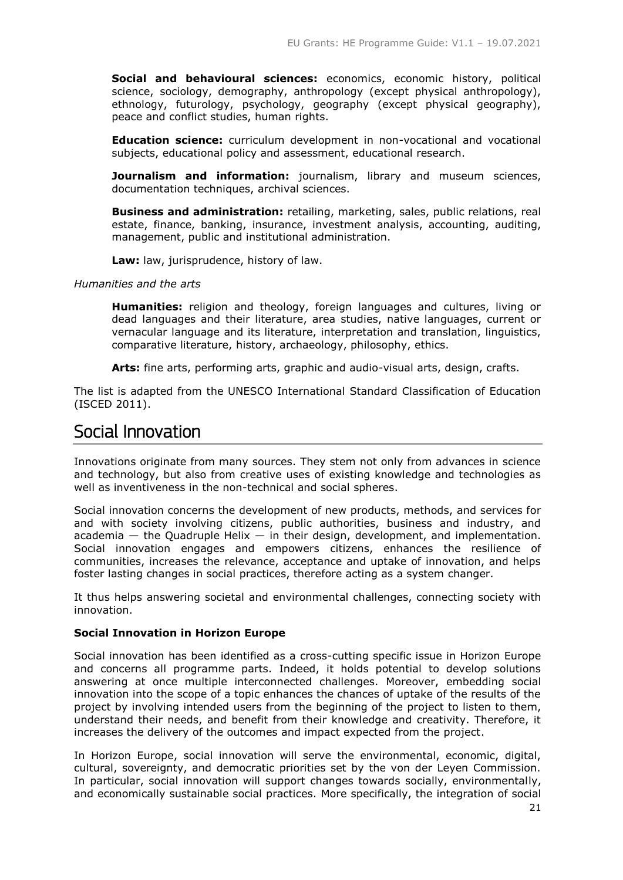**Social and behavioural sciences:** economics, economic history, political science, sociology, demography, anthropology (except physical anthropology), ethnology, futurology, psychology, geography (except physical geography), peace and conflict studies, human rights.

**Education science:** curriculum development in non-vocational and vocational subjects, educational policy and assessment, educational research.

**Journalism and information:** journalism, library and museum sciences, documentation techniques, archival sciences.

**Business and administration:** retailing, marketing, sales, public relations, real estate, finance, banking, insurance, investment analysis, accounting, auditing, management, public and institutional administration.

**Law:** law, jurisprudence, history of law.

*Humanities and the arts*

**Humanities:** religion and theology, foreign languages and cultures, living or dead languages and their literature, area studies, native languages, current or vernacular language and its literature, interpretation and translation, linguistics, comparative literature, history, archaeology, philosophy, ethics.

**Arts:** fine arts, performing arts, graphic and audio-visual arts, design, crafts.

The list is adapted from the UNESCO International Standard Classification of Education (ISCED 2011).

## Social Innovation

Innovations originate from many sources. They stem not only from advances in science and technology, but also from creative uses of existing knowledge and technologies as well as inventiveness in the non-technical and social spheres.

Social innovation concerns the development of new products, methods, and services for and with society involving citizens, public authorities, business and industry, and academia — the Quadruple Helix — in their design, development, and implementation. Social innovation engages and empowers citizens, enhances the resilience of communities, increases the relevance, acceptance and uptake of innovation, and helps foster lasting changes in social practices, therefore acting as a system changer.

It thus helps answering societal and environmental challenges, connecting society with innovation.

**Social Innovation in Horizon Europe**

Social innovation has been identified as a cross-cutting specific issue in Horizon Europe and concerns all programme parts. Indeed, it holds potential to develop solutions answering at once multiple interconnected challenges. Moreover, embedding social innovation into the scope of a topic enhances the chances of uptake of the results of the project by involving intended users from the beginning of the project to listen to them, understand their needs, and benefit from their knowledge and creativity. Therefore, it increases the delivery of the outcomes and impact expected from the project.

In Horizon Europe, social innovation will serve the environmental, economic, digital, cultural, sovereignty, and democratic priorities set by the von der Leyen Commission. In particular, social innovation will support changes towards socially, environmentally, and economically sustainable social practices. More specifically, the integration of social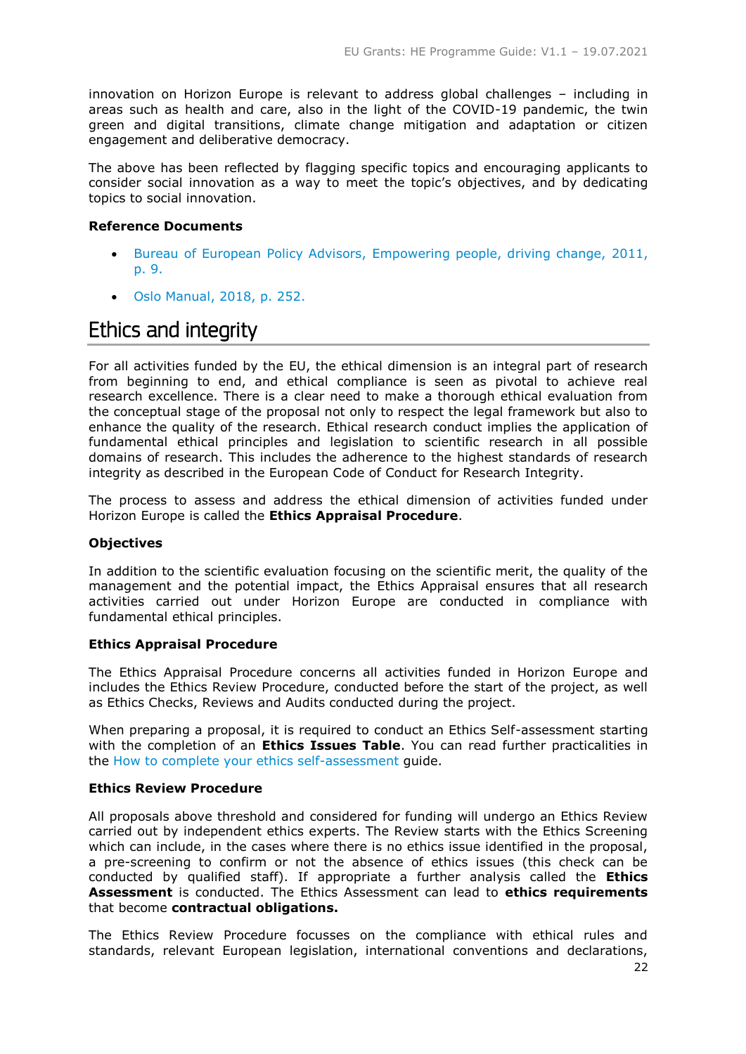innovation on Horizon Europe is relevant to address global challenges – including in areas such as health and care, also in the light of the COVID-19 pandemic, the twin green and digital transitions, climate change mitigation and adaptation or citizen engagement and deliberative democracy.

The above has been reflected by flagging specific topics and encouraging applicants to consider social innovation as a way to meet the topic's objectives, and by dedicating topics to social innovation.

**Reference Documents**

- Bureau of European Policy Advisors, Empowering people, driving change, 2011, p. 9.
- Oslo Manual, 2018, p. 252.

# Ethics and integrity

For all activities funded by the EU, the ethical dimension is an integral part of research from beginning to end, and ethical compliance is seen as pivotal to achieve real research excellence. There is a clear need to make a thorough ethical evaluation from the conceptual stage of the proposal not only to respect the legal framework but also to enhance the quality of the research. Ethical research conduct implies the application of fundamental ethical principles and legislation to scientific research in all possible domains of research. This includes the adherence to the highest standards of research integrity as described in the European Code of Conduct for Research Integrity.

The process to assess and address the ethical dimension of activities funded under Horizon Europe is called the **Ethics Appraisal Procedure**.

**Objectives**

In addition to the scientific evaluation focusing on the scientific merit, the quality of the management and the potential impact, the Ethics Appraisal ensures that all research activities carried out under Horizon Europe are conducted in compliance with fundamental ethical principles.

**Ethics Appraisal Procedure**

The Ethics Appraisal Procedure concerns all activities funded in Horizon Europe and includes the Ethics Review Procedure, conducted before the start of the project, as well as Ethics Checks, Reviews and Audits conducted during the project.

When preparing a proposal, it is required to conduct an Ethics Self-assessment starting with the completion of an **Ethics Issues Table**. You can read further practicalities in the How to complete your ethics self-assessment guide.

**Ethics Review Procedure**

All proposals above threshold and considered for funding will undergo an Ethics Review carried out by independent ethics experts. The Review starts with the Ethics Screening which can include, in the cases where there is no ethics issue identified in the proposal, a pre-screening to confirm or not the absence of ethics issues (this check can be conducted by qualified staff). If appropriate a further analysis called the **Ethics Assessment** is conducted. The Ethics Assessment can lead to **ethics requirements** that become **contractual obligations.**

The Ethics Review Procedure focusses on the compliance with ethical rules and standards, relevant European legislation, international conventions and declarations,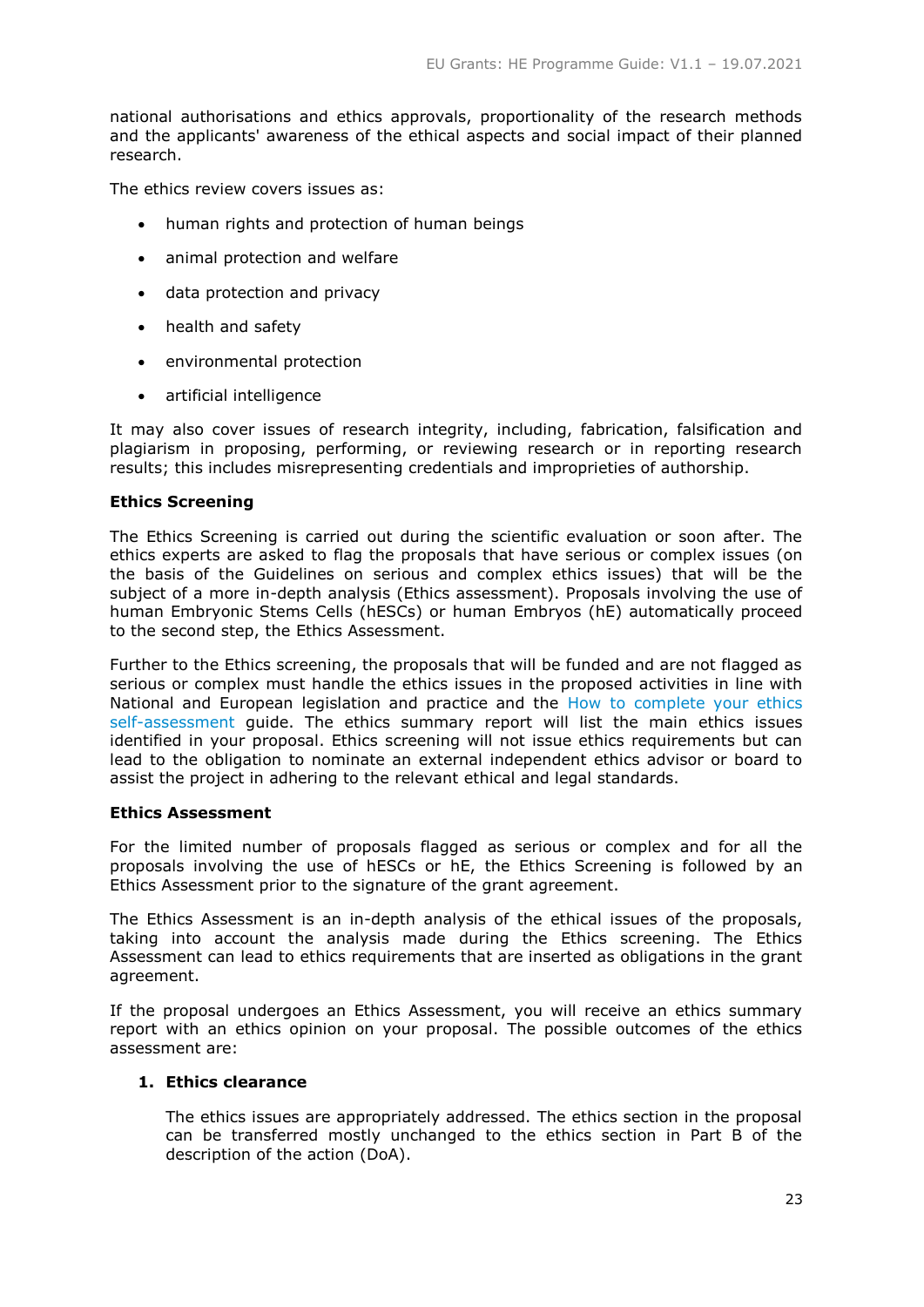national authorisations and ethics approvals, proportionality of the research methods and the applicants' awareness of the ethical aspects and social impact of their planned research.

The ethics review covers issues as:

- human rights and protection of human beings
- animal protection and welfare
- data protection and privacy
- health and safety
- environmental protection
- artificial intelligence

It may also cover issues of research integrity, including, fabrication, falsification and plagiarism in proposing, performing, or reviewing research or in reporting research results; this includes misrepresenting credentials and improprieties of authorship.

**Ethics Screening**

The Ethics Screening is carried out during the scientific evaluation or soon after. The ethics experts are asked to flag the proposals that have serious or complex issues (on the basis of the Guidelines on serious and complex ethics issues) that will be the subject of a more in-depth analysis (Ethics assessment). Proposals involving the use of human Embryonic Stems Cells (hESCs) or human Embryos (hE) automatically proceed to the second step, the Ethics Assessment.

Further to the Ethics screening, the proposals that will be funded and are not flagged as serious or complex must handle the ethics issues in the proposed activities in line with National and European legislation and practice and the How to complete your ethics self-assessment guide. The ethics summary report will list the main ethics issues identified in your proposal. Ethics screening will not issue ethics requirements but can lead to the obligation to nominate an external independent ethics advisor or board to assist the project in adhering to the relevant ethical and legal standards.

**Ethics Assessment**

For the limited number of proposals flagged as serious or complex and for all the proposals involving the use of hESCs or hE, the Ethics Screening is followed by an Ethics Assessment prior to the signature of the grant agreement.

The Ethics Assessment is an in-depth analysis of the ethical issues of the proposals, taking into account the analysis made during the Ethics screening. The Ethics Assessment can lead to ethics requirements that are inserted as obligations in the grant agreement.

If the proposal undergoes an Ethics Assessment, you will receive an ethics summary report with an ethics opinion on your proposal. The possible outcomes of the ethics assessment are:

1. **Ethics clearance**

   The ethics issues are appropriately addressed. The ethics section in the proposal can be transferred mostly unchanged to the ethics section in Part B of the description of the action (DoA).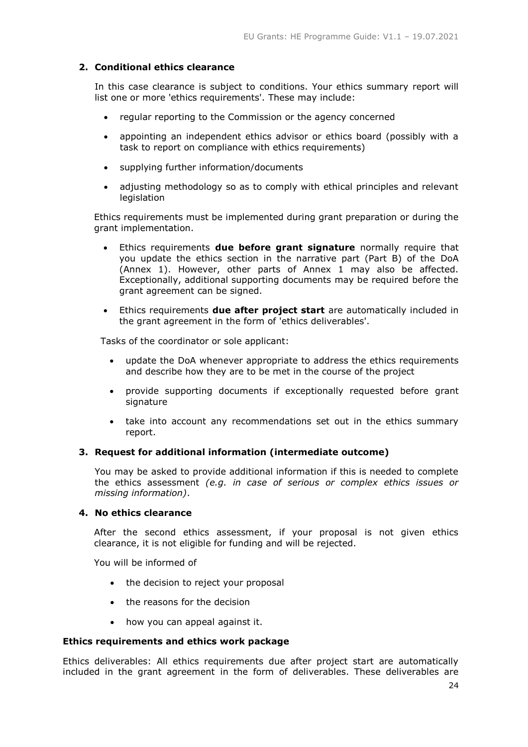**2. Conditional ethics clearance**

In this case clearance is subject to conditions. Your ethics summary report will list one or more 'ethics requirements'. These may include:

- regular reporting to the Commission or the agency concerned
- appointing an independent ethics advisor or ethics board (possibly with a task to report on compliance with ethics requirements)
- supplying further information/documents
- adjusting methodology so as to comply with ethical principles and relevant legislation

Ethics requirements must be implemented during grant preparation or during the grant implementation.

- Ethics requirements **due before grant signature** normally require that you update the ethics section in the narrative part (Part B) of the DoA (Annex 1). However, other parts of Annex 1 may also be affected. Exceptionally, additional supporting documents may be required before the grant agreement can be signed.
- Ethics requirements **due after project start** are automatically included in the grant agreement in the form of 'ethics deliverables'.

Tasks of the coordinator or sole applicant:

- update the DoA whenever appropriate to address the ethics requirements and describe how they are to be met in the course of the project
- provide supporting documents if exceptionally requested before grant signature
- take into account any recommendations set out in the ethics summary report.

**3. Request for additional information (intermediate outcome)**

You may be asked to provide additional information if this is needed to complete the ethics assessment *(e.g. in case of serious or complex ethics issues or missing information)*.

**4. No ethics clearance**

After the second ethics assessment, if your proposal is not given ethics clearance, it is not eligible for funding and will be rejected.

You will be informed of

- the decision to reject your proposal
- the reasons for the decision
- how you can appeal against it.

**Ethics requirements and ethics work package**

Ethics deliverables: All ethics requirements due after project start are automatically included in the grant agreement in the form of deliverables. These deliverables are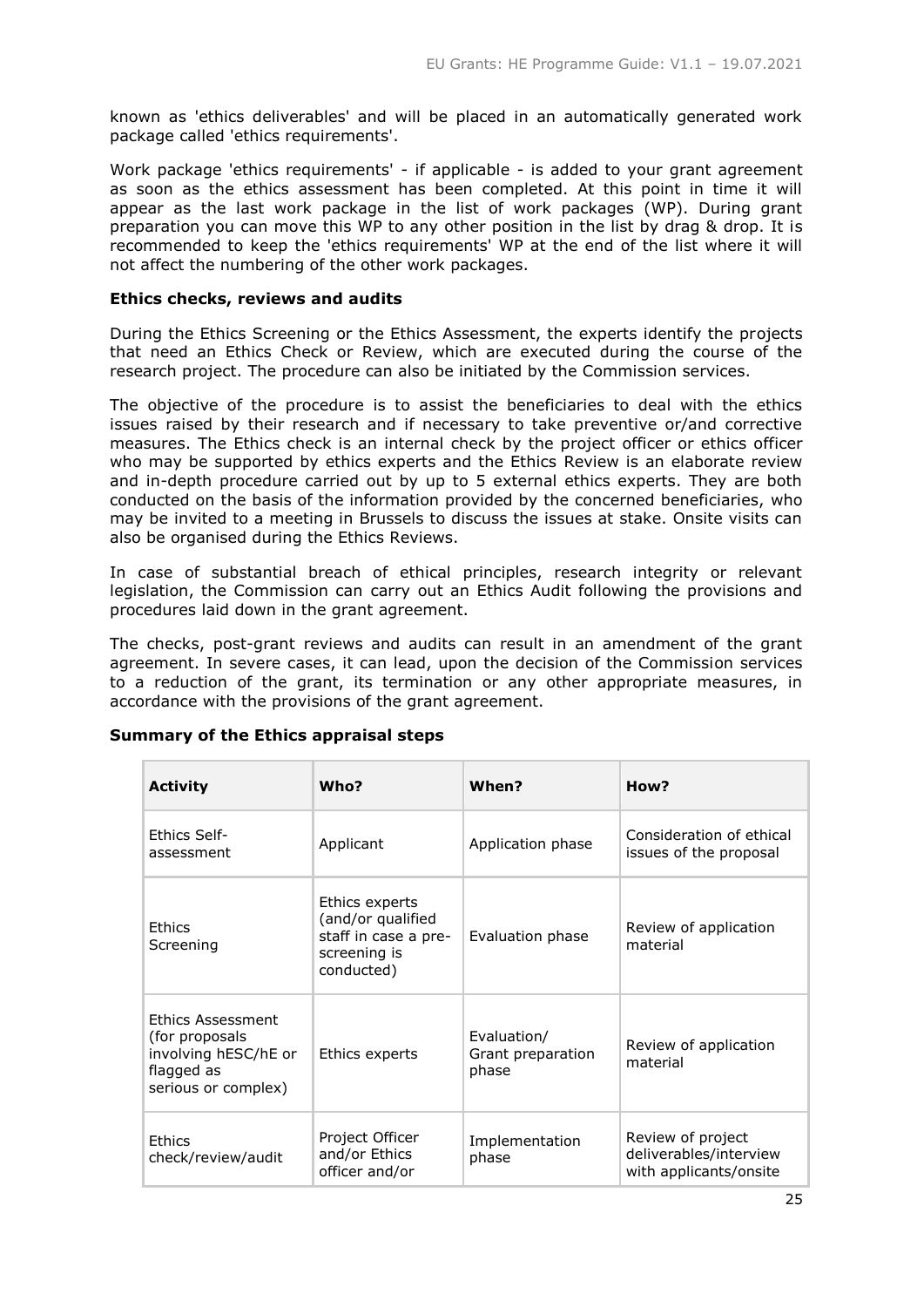known as 'ethics deliverables' and will be placed in an automatically generated work package called 'ethics requirements'.

Work package 'ethics requirements' - if applicable - is added to your grant agreement as soon as the ethics assessment has been completed. At this point in time it will appear as the last work package in the list of work packages (WP). During grant preparation you can move this WP to any other position in the list by drag & drop. It is recommended to keep the 'ethics requirements' WP at the end of the list where it will not affect the numbering of the other work packages.

**Ethics checks, reviews and audits**

During the Ethics Screening or the Ethics Assessment, the experts identify the projects that need an Ethics Check or Review, which are executed during the course of the research project. The procedure can also be initiated by the Commission services.

The objective of the procedure is to assist the beneficiaries to deal with the ethics issues raised by their research and if necessary to take preventive or/and corrective measures. The Ethics check is an internal check by the project officer or ethics officer who may be supported by ethics experts and the Ethics Review is an elaborate review and in-depth procedure carried out by up to 5 external ethics experts. They are both conducted on the basis of the information provided by the concerned beneficiaries, who may be invited to a meeting in Brussels to discuss the issues at stake. Onsite visits can also be organised during the Ethics Reviews.

In case of substantial breach of ethical principles, research integrity or relevant legislation, the Commission can carry out an Ethics Audit following the provisions and procedures laid down in the grant agreement.

The checks, post-grant reviews and audits can result in an amendment of the grant agreement. In severe cases, it can lead, upon the decision of the Commission services to a reduction of the grant, its termination or any other appropriate measures, in accordance with the provisions of the grant agreement.

**Summary of the Ethics appraisal steps**

| **Activity** | **Who?** | **When?** | **How?** |
|---|---|---|---|
| Ethics Self-assessment | Applicant | Application phase | Consideration of ethical issues of the proposal |
| Ethics Screening | Ethics experts (and/or qualified staff in case a pre-screening is conducted) | Evaluation phase | Review of application material |
| Ethics Assessment (for proposals involving hESC/hE or flagged as serious or complex) | Ethics experts | Evaluation/ Grant preparation phase | Review of application material |
| Ethics check/review/audit | Project Officer and/or Ethics officer and/or | Implementation phase | Review of project deliverables/interview with applicants/onsite |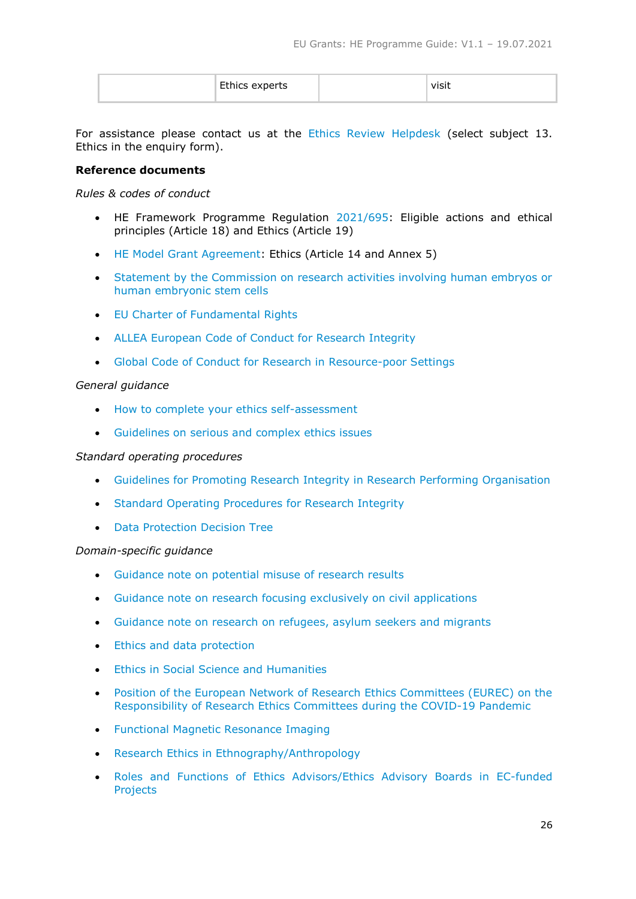|  | Ethics experts |  | visit |
| --- | --- | --- | --- |

For assistance please contact us at the Ethics Review Helpdesk (select subject 13. Ethics in the enquiry form).

**Reference documents**

*Rules & codes of conduct*

- HE Framework Programme Regulation 2021/695: Eligible actions and ethical principles (Article 18) and Ethics (Article 19)
- HE Model Grant Agreement: Ethics (Article 14 and Annex 5)
- Statement by the Commission on research activities involving human embryos or human embryonic stem cells
- EU Charter of Fundamental Rights
- ALLEA European Code of Conduct for Research Integrity
- Global Code of Conduct for Research in Resource-poor Settings

*General guidance*

- How to complete your ethics self-assessment
- Guidelines on serious and complex ethics issues

*Standard operating procedures*

- Guidelines for Promoting Research Integrity in Research Performing Organisation
- Standard Operating Procedures for Research Integrity
- Data Protection Decision Tree

*Domain-specific guidance*

- Guidance note on potential misuse of research results
- Guidance note on research focusing exclusively on civil applications
- Guidance note on research on refugees, asylum seekers and migrants
- Ethics and data protection
- Ethics in Social Science and Humanities
- Position of the European Network of Research Ethics Committees (EUREC) on the Responsibility of Research Ethics Committees during the COVID-19 Pandemic
- Functional Magnetic Resonance Imaging
- Research Ethics in Ethnography/Anthropology
- Roles and Functions of Ethics Advisors/Ethics Advisory Boards in EC-funded Projects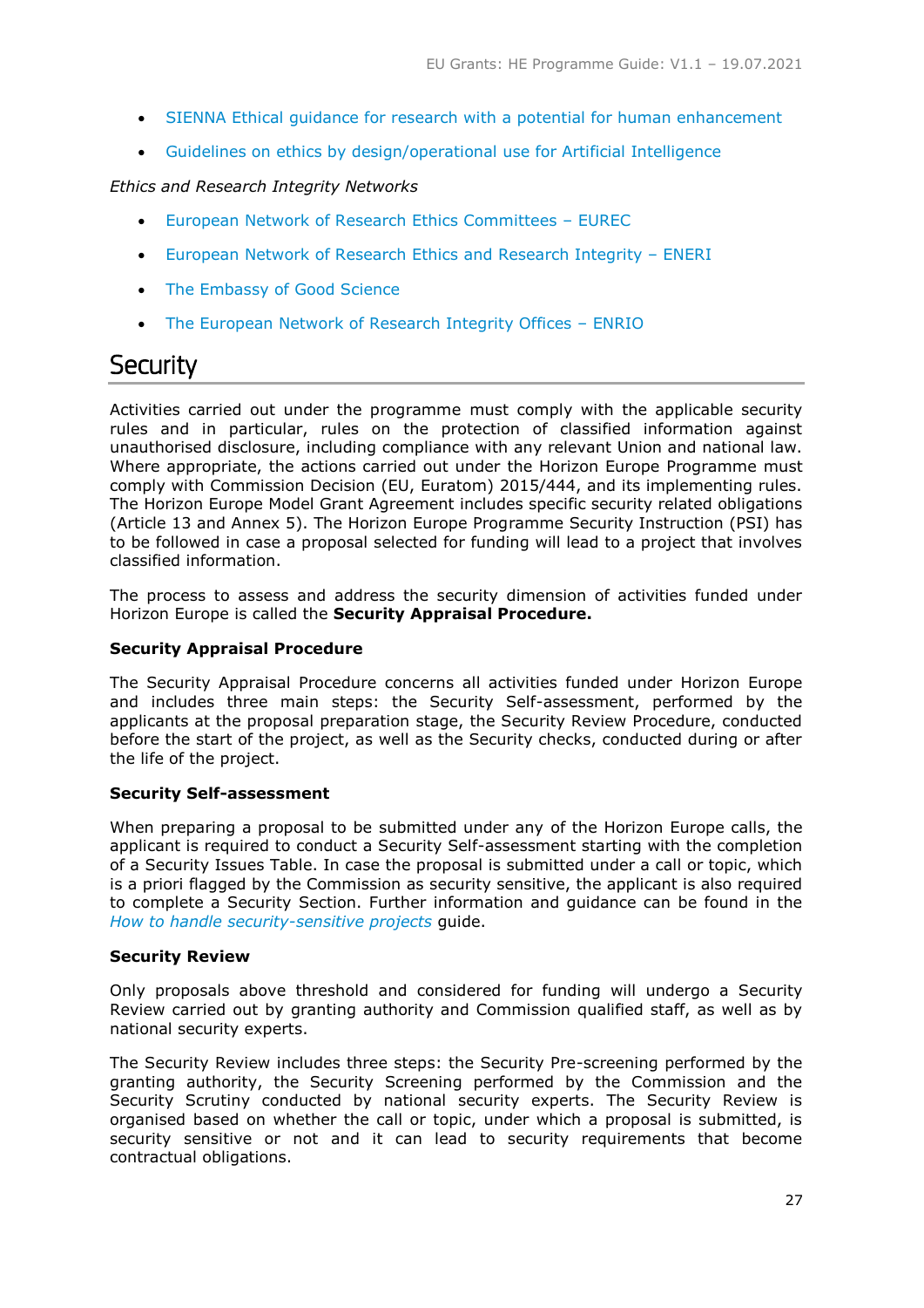- SIENNA Ethical guidance for research with a potential for human enhancement
- Guidelines on ethics by design/operational use for Artificial Intelligence

*Ethics and Research Integrity Networks*

- European Network of Research Ethics Committees – EUREC
- European Network of Research Ethics and Research Integrity – ENERI
- The Embassy of Good Science
- The European Network of Research Integrity Offices – ENRIO

# Security

Activities carried out under the programme must comply with the applicable security rules and in particular, rules on the protection of classified information against unauthorised disclosure, including compliance with any relevant Union and national law. Where appropriate, the actions carried out under the Horizon Europe Programme must comply with Commission Decision (EU, Euratom) 2015/444, and its implementing rules. The Horizon Europe Model Grant Agreement includes specific security related obligations (Article 13 and Annex 5). The Horizon Europe Programme Security Instruction (PSI) has to be followed in case a proposal selected for funding will lead to a project that involves classified information.

The process to assess and address the security dimension of activities funded under Horizon Europe is called the **Security Appraisal Procedure.**

**Security Appraisal Procedure**

The Security Appraisal Procedure concerns all activities funded under Horizon Europe and includes three main steps: the Security Self-assessment, performed by the applicants at the proposal preparation stage, the Security Review Procedure, conducted before the start of the project, as well as the Security checks, conducted during or after the life of the project.

**Security Self-assessment**

When preparing a proposal to be submitted under any of the Horizon Europe calls, the applicant is required to conduct a Security Self-assessment starting with the completion of a Security Issues Table. In case the proposal is submitted under a call or topic, which is a priori flagged by the Commission as security sensitive, the applicant is also required to complete a Security Section. Further information and guidance can be found in the *How to handle security-sensitive projects* guide.

**Security Review**

Only proposals above threshold and considered for funding will undergo a Security Review carried out by granting authority and Commission qualified staff, as well as by national security experts.

The Security Review includes three steps: the Security Pre-screening performed by the granting authority, the Security Screening performed by the Commission and the Security Scrutiny conducted by national security experts. The Security Review is organised based on whether the call or topic, under which a proposal is submitted, is security sensitive or not and it can lead to security requirements that become contractual obligations.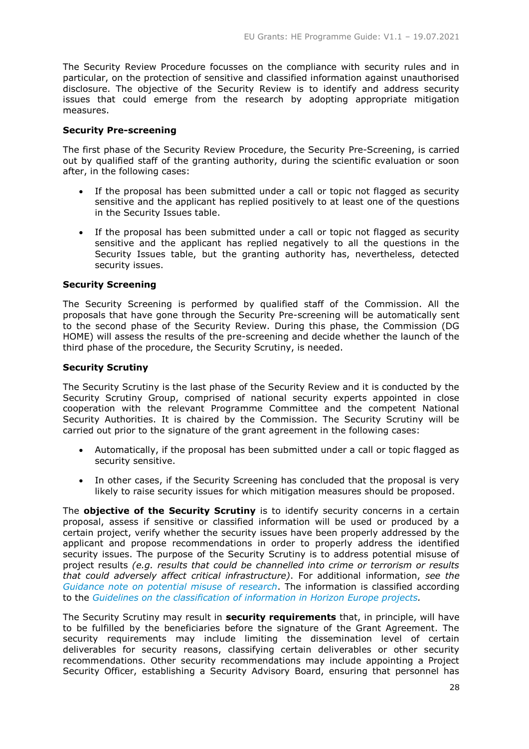The Security Review Procedure focusses on the compliance with security rules and in particular, on the protection of sensitive and classified information against unauthorised disclosure. The objective of the Security Review is to identify and address security issues that could emerge from the research by adopting appropriate mitigation measures.

**Security Pre-screening**

The first phase of the Security Review Procedure, the Security Pre-Screening, is carried out by qualified staff of the granting authority, during the scientific evaluation or soon after, in the following cases:

- If the proposal has been submitted under a call or topic not flagged as security sensitive and the applicant has replied positively to at least one of the questions in the Security Issues table.
- If the proposal has been submitted under a call or topic not flagged as security sensitive and the applicant has replied negatively to all the questions in the Security Issues table, but the granting authority has, nevertheless, detected security issues.

**Security Screening**

The Security Screening is performed by qualified staff of the Commission. All the proposals that have gone through the Security Pre-screening will be automatically sent to the second phase of the Security Review. During this phase, the Commission (DG HOME) will assess the results of the pre-screening and decide whether the launch of the third phase of the procedure, the Security Scrutiny, is needed.

**Security Scrutiny**

The Security Scrutiny is the last phase of the Security Review and it is conducted by the Security Scrutiny Group, comprised of national security experts appointed in close cooperation with the relevant Programme Committee and the competent National Security Authorities. It is chaired by the Commission. The Security Scrutiny will be carried out prior to the signature of the grant agreement in the following cases:

- Automatically, if the proposal has been submitted under a call or topic flagged as security sensitive.
- In other cases, if the Security Screening has concluded that the proposal is very likely to raise security issues for which mitigation measures should be proposed.

The **objective of the Security Scrutiny** is to identify security concerns in a certain proposal, assess if sensitive or classified information will be used or produced by a certain project, verify whether the security issues have been properly addressed by the applicant and propose recommendations in order to properly address the identified security issues. The purpose of the Security Scrutiny is to address potential misuse of project results *(e.g. results that could be channelled into crime or terrorism or results that could adversely affect critical infrastructure)*. For additional information, *see the Guidance note on potential misuse of research*. The information is classified according to the *Guidelines on the classification of information in Horizon Europe projects.*

The Security Scrutiny may result in **security requirements** that, in principle, will have to be fulfilled by the beneficiaries before the signature of the Grant Agreement. The security requirements may include limiting the dissemination level of certain deliverables for security reasons, classifying certain deliverables or other security recommendations. Other security recommendations may include appointing a Project Security Officer, establishing a Security Advisory Board, ensuring that personnel has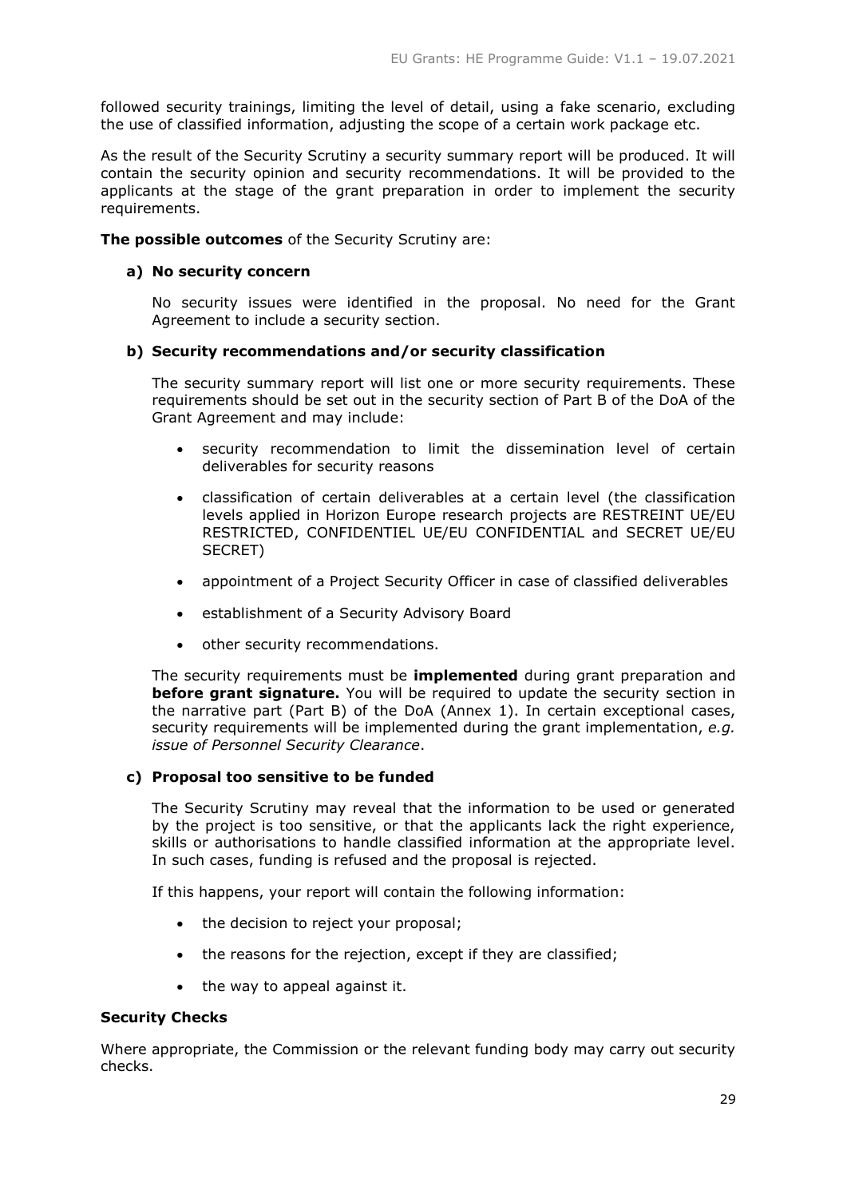followed security trainings, limiting the level of detail, using a fake scenario, excluding the use of classified information, adjusting the scope of a certain work package etc.

As the result of the Security Scrutiny a security summary report will be produced. It will contain the security opinion and security recommendations. It will be provided to the applicants at the stage of the grant preparation in order to implement the security requirements.

**The possible outcomes** of the Security Scrutiny are:

**a) No security concern**

No security issues were identified in the proposal. No need for the Grant Agreement to include a security section.

**b) Security recommendations and/or security classification**

The security summary report will list one or more security requirements. These requirements should be set out in the security section of Part B of the DoA of the Grant Agreement and may include:

- security recommendation to limit the dissemination level of certain deliverables for security reasons
- classification of certain deliverables at a certain level (the classification levels applied in Horizon Europe research projects are RESTREINT UE/EU RESTRICTED, CONFIDENTIEL UE/EU CONFIDENTIAL and SECRET UE/EU SECRET)
- appointment of a Project Security Officer in case of classified deliverables
- establishment of a Security Advisory Board
- other security recommendations.

The security requirements must be **implemented** during grant preparation and **before grant signature.** You will be required to update the security section in the narrative part (Part B) of the DoA (Annex 1). In certain exceptional cases, security requirements will be implemented during the grant implementation, *e.g. issue of Personnel Security Clearance*.

**c) Proposal too sensitive to be funded**

The Security Scrutiny may reveal that the information to be used or generated by the project is too sensitive, or that the applicants lack the right experience, skills or authorisations to handle classified information at the appropriate level. In such cases, funding is refused and the proposal is rejected.

If this happens, your report will contain the following information:

- the decision to reject your proposal;
- the reasons for the rejection, except if they are classified;
- the way to appeal against it.

**Security Checks**

Where appropriate, the Commission or the relevant funding body may carry out security checks.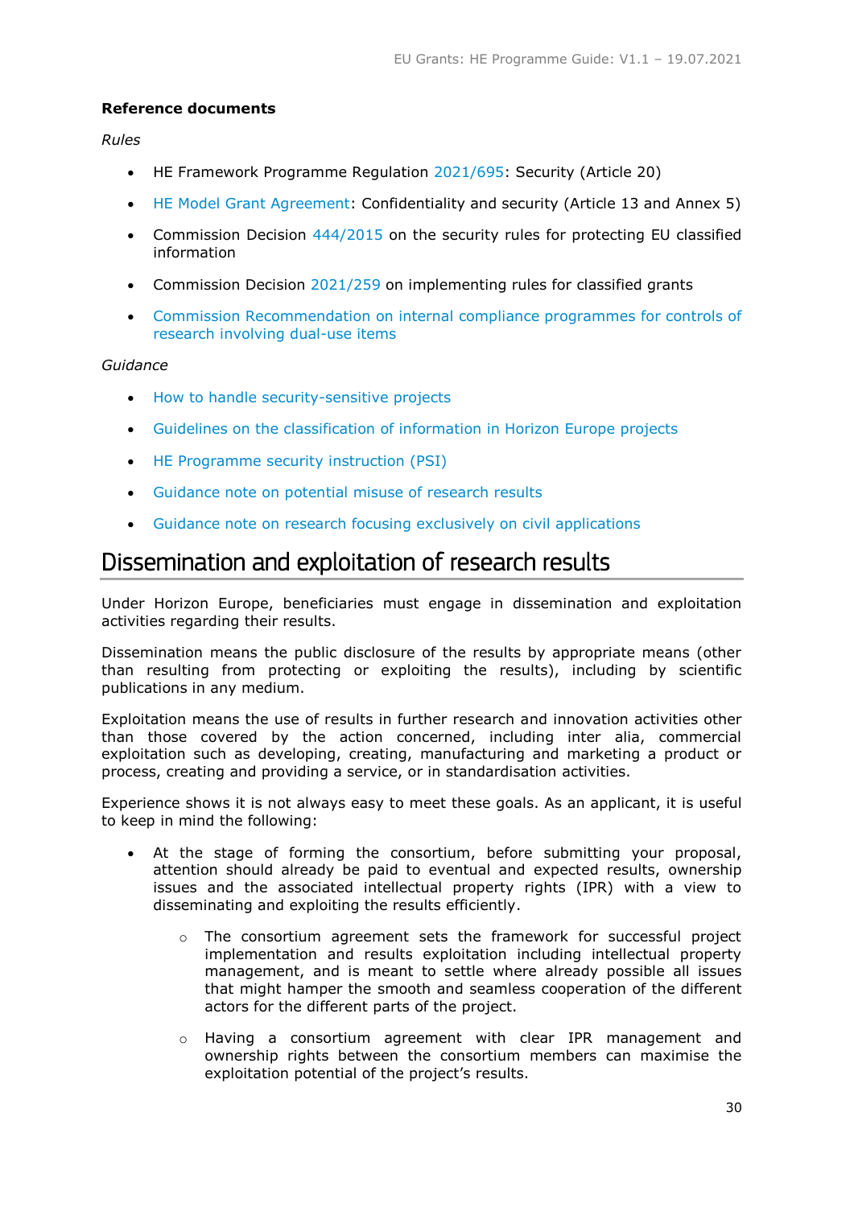**Reference documents**

*Rules*

- HE Framework Programme Regulation 2021/695: Security (Article 20)
- HE Model Grant Agreement: Confidentiality and security (Article 13 and Annex 5)
- Commission Decision 444/2015 on the security rules for protecting EU classified information
- Commission Decision 2021/259 on implementing rules for classified grants
- Commission Recommendation on internal compliance programmes for controls of research involving dual-use items

*Guidance*

- How to handle security-sensitive projects
- Guidelines on the classification of information in Horizon Europe projects
- HE Programme security instruction (PSI)
- Guidance note on potential misuse of research results
- Guidance note on research focusing exclusively on civil applications

# Dissemination and exploitation of research results

Under Horizon Europe, beneficiaries must engage in dissemination and exploitation activities regarding their results.

Dissemination means the public disclosure of the results by appropriate means (other than resulting from protecting or exploiting the results), including by scientific publications in any medium.

Exploitation means the use of results in further research and innovation activities other than those covered by the action concerned, including inter alia, commercial exploitation such as developing, creating, manufacturing and marketing a product or process, creating and providing a service, or in standardisation activities.

Experience shows it is not always easy to meet these goals. As an applicant, it is useful to keep in mind the following:

- At the stage of forming the consortium, before submitting your proposal, attention should already be paid to eventual and expected results, ownership issues and the associated intellectual property rights (IPR) with a view to disseminating and exploiting the results efficiently.
  - The consortium agreement sets the framework for successful project implementation and results exploitation including intellectual property management, and is meant to settle where already possible all issues that might hamper the smooth and seamless cooperation of the different actors for the different parts of the project.
  - Having a consortium agreement with clear IPR management and ownership rights between the consortium members can maximise the exploitation potential of the project's results.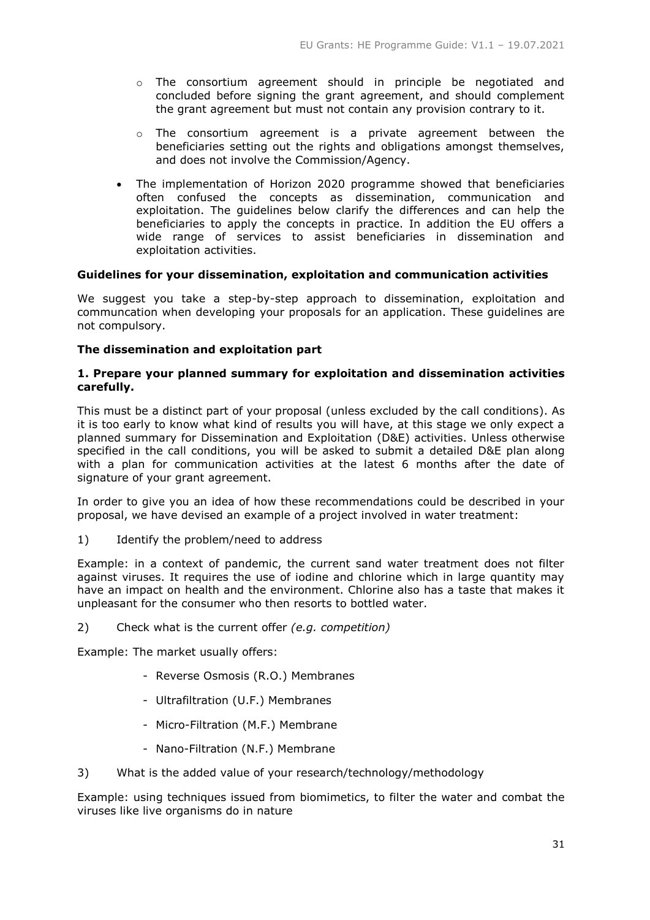- The consortium agreement should in principle be negotiated and concluded before signing the grant agreement, and should complement the grant agreement but must not contain any provision contrary to it.
  - The consortium agreement is a private agreement between the beneficiaries setting out the rights and obligations amongst themselves, and does not involve the Commission/Agency.
- The implementation of Horizon 2020 programme showed that beneficiaries often confused the concepts as dissemination, communication and exploitation. The guidelines below clarify the differences and can help the beneficiaries to apply the concepts in practice. In addition the EU offers a wide range of services to assist beneficiaries in dissemination and exploitation activities.

**Guidelines for your dissemination, exploitation and communication activities**

We suggest you take a step-by-step approach to dissemination, exploitation and communcation when developing your proposals for an application. These guidelines are not compulsory.

**The dissemination and exploitation part**

**1. Prepare your planned summary for exploitation and dissemination activities carefully.**

This must be a distinct part of your proposal (unless excluded by the call conditions). As it is too early to know what kind of results you will have, at this stage we only expect a planned summary for Dissemination and Exploitation (D&E) activities. Unless otherwise specified in the call conditions, you will be asked to submit a detailed D&E plan along with a plan for communication activities at the latest 6 months after the date of signature of your grant agreement.

In order to give you an idea of how these recommendations could be described in your proposal, we have devised an example of a project involved in water treatment:

1) Identify the problem/need to address

Example: in a context of pandemic, the current sand water treatment does not filter against viruses. It requires the use of iodine and chlorine which in large quantity may have an impact on health and the environment. Chlorine also has a taste that makes it unpleasant for the consumer who then resorts to bottled water.

2) Check what is the current offer *(e.g. competition)*

Example: The market usually offers:

- Reverse Osmosis (R.O.) Membranes
- Ultrafiltration (U.F.) Membranes
- Micro-Filtration (M.F.) Membrane
- Nano-Filtration (N.F.) Membrane

3) What is the added value of your research/technology/methodology

Example: using techniques issued from biomimetics, to filter the water and combat the viruses like live organisms do in nature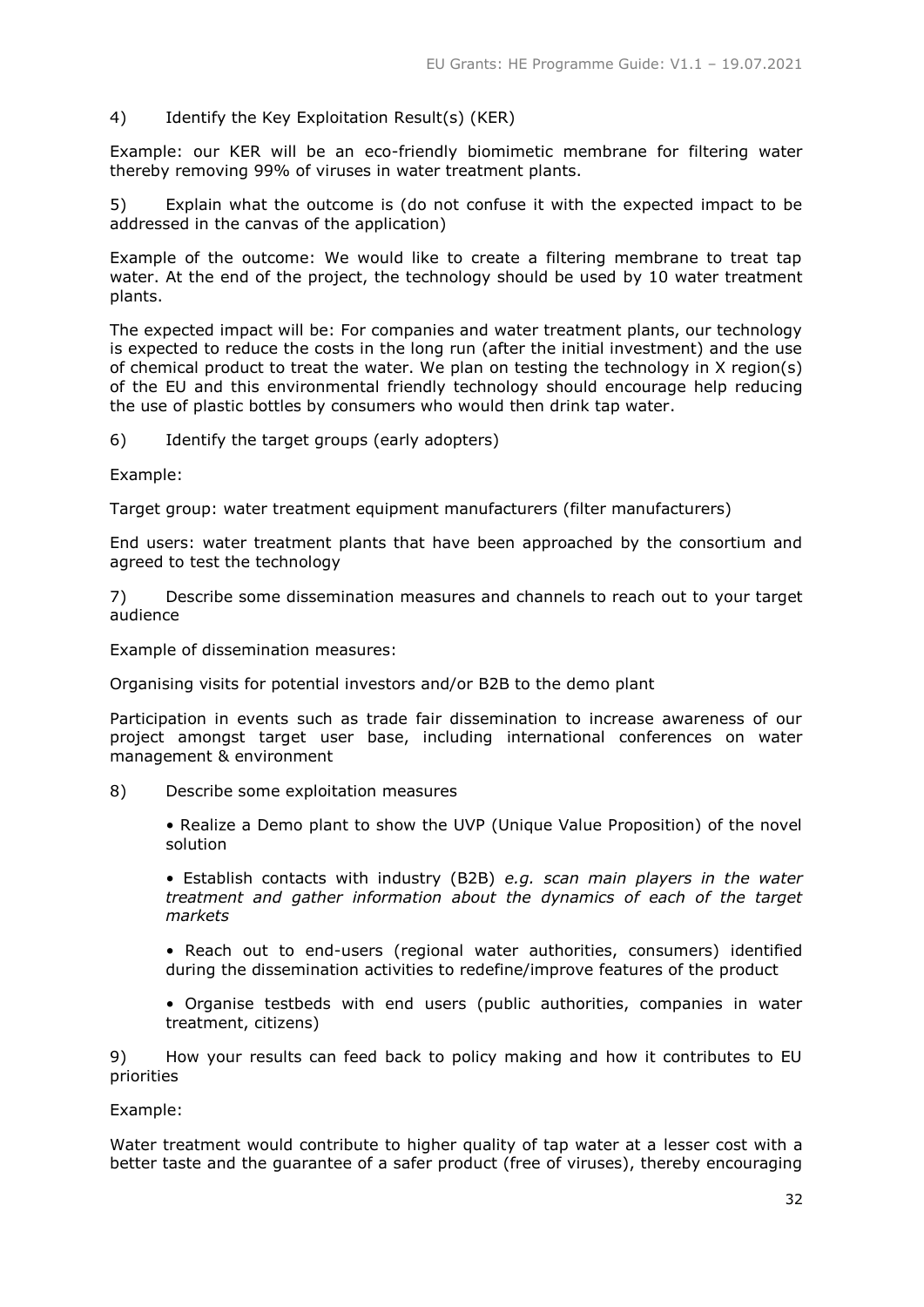4) Identify the Key Exploitation Result(s) (KER)

Example: our KER will be an eco-friendly biomimetic membrane for filtering water thereby removing 99% of viruses in water treatment plants.

5) Explain what the outcome is (do not confuse it with the expected impact to be addressed in the canvas of the application)

Example of the outcome: We would like to create a filtering membrane to treat tap water. At the end of the project, the technology should be used by 10 water treatment plants.

The expected impact will be: For companies and water treatment plants, our technology is expected to reduce the costs in the long run (after the initial investment) and the use of chemical product to treat the water. We plan on testing the technology in X region(s) of the EU and this environmental friendly technology should encourage help reducing the use of plastic bottles by consumers who would then drink tap water.

6) Identify the target groups (early adopters)

Example:

Target group: water treatment equipment manufacturers (filter manufacturers)

End users: water treatment plants that have been approached by the consortium and agreed to test the technology

7) Describe some dissemination measures and channels to reach out to your target audience

Example of dissemination measures:

Organising visits for potential investors and/or B2B to the demo plant

Participation in events such as trade fair dissemination to increase awareness of our project amongst target user base, including international conferences on water management & environment

8) Describe some exploitation measures

- Realize a Demo plant to show the UVP (Unique Value Proposition) of the novel solution
- Establish contacts with industry (B2B) *e.g. scan main players in the water treatment and gather information about the dynamics of each of the target markets*
- Reach out to end-users (regional water authorities, consumers) identified during the dissemination activities to redefine/improve features of the product
- Organise testbeds with end users (public authorities, companies in water treatment, citizens)

9) How your results can feed back to policy making and how it contributes to EU priorities

Example:

Water treatment would contribute to higher quality of tap water at a lesser cost with a better taste and the guarantee of a safer product (free of viruses), thereby encouraging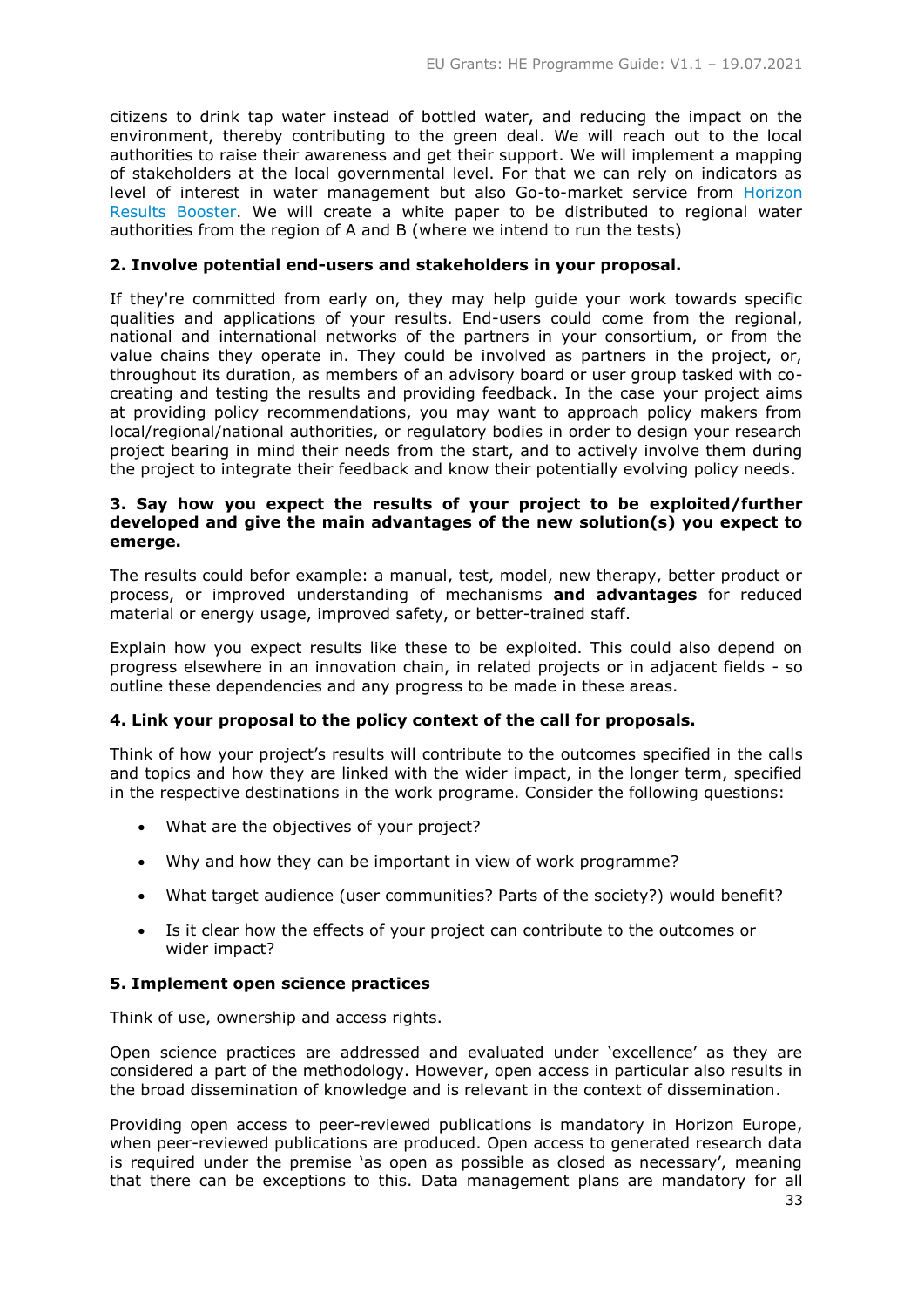citizens to drink tap water instead of bottled water, and reducing the impact on the environment, thereby contributing to the green deal. We will reach out to the local authorities to raise their awareness and get their support. We will implement a mapping of stakeholders at the local governmental level. For that we can rely on indicators as level of interest in water management but also Go-to-market service from Horizon Results Booster. We will create a white paper to be distributed to regional water authorities from the region of A and B (where we intend to run the tests)

**2. Involve potential end-users and stakeholders in your proposal.**

If they're committed from early on, they may help guide your work towards specific qualities and applications of your results. End-users could come from the regional, national and international networks of the partners in your consortium, or from the value chains they operate in. They could be involved as partners in the project, or, throughout its duration, as members of an advisory board or user group tasked with co-creating and testing the results and providing feedback. In the case your project aims at providing policy recommendations, you may want to approach policy makers from local/regional/national authorities, or regulatory bodies in order to design your research project bearing in mind their needs from the start, and to actively involve them during the project to integrate their feedback and know their potentially evolving policy needs.

**3. Say how you expect the results of your project to be exploited/further developed and give the main advantages of the new solution(s) you expect to emerge.**

The results could befor example: a manual, test, model, new therapy, better product or process, or improved understanding of mechanisms **and advantages** for reduced material or energy usage, improved safety, or better-trained staff.

Explain how you expect results like these to be exploited. This could also depend on progress elsewhere in an innovation chain, in related projects or in adjacent fields - so outline these dependencies and any progress to be made in these areas.

**4. Link your proposal to the policy context of the call for proposals.**

Think of how your project's results will contribute to the outcomes specified in the calls and topics and how they are linked with the wider impact, in the longer term, specified in the respective destinations in the work programe. Consider the following questions:

- What are the objectives of your project?
- Why and how they can be important in view of work programme?
- What target audience (user communities? Parts of the society?) would benefit?
- Is it clear how the effects of your project can contribute to the outcomes or wider impact?

**5. Implement open science practices**

Think of use, ownership and access rights.

Open science practices are addressed and evaluated under 'excellence' as they are considered a part of the methodology. However, open access in particular also results in the broad dissemination of knowledge and is relevant in the context of dissemination.

Providing open access to peer-reviewed publications is mandatory in Horizon Europe, when peer-reviewed publications are produced. Open access to generated research data is required under the premise 'as open as possible as closed as necessary', meaning that there can be exceptions to this. Data management plans are mandatory for all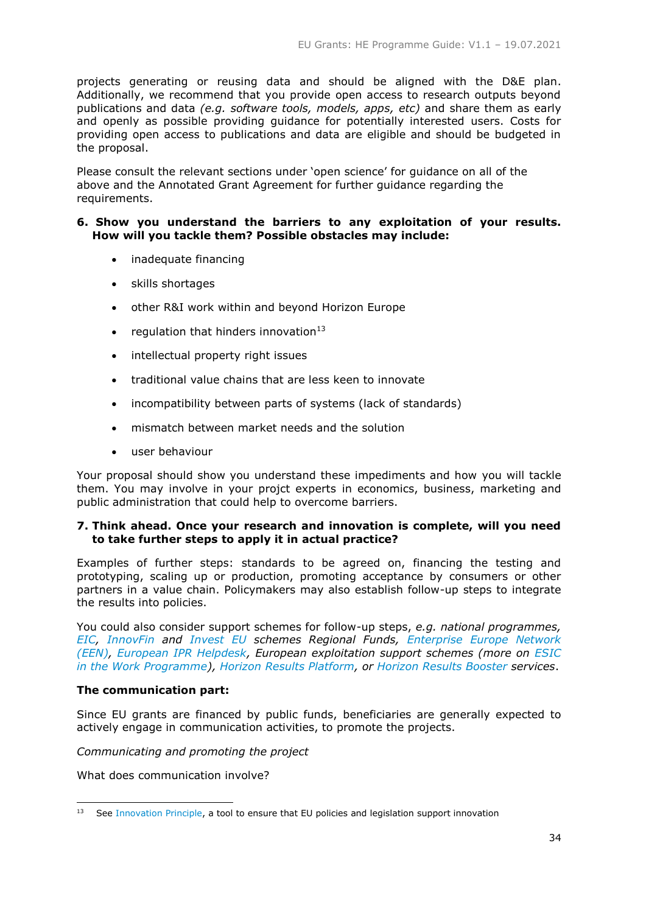projects generating or reusing data and should be aligned with the D&E plan. Additionally, we recommend that you provide open access to research outputs beyond publications and data *(e.g. software tools, models, apps, etc)* and share them as early and openly as possible providing guidance for potentially interested users. Costs for providing open access to publications and data are eligible and should be budgeted in the proposal.

Please consult the relevant sections under 'open science' for guidance on all of the above and the Annotated Grant Agreement for further guidance regarding the requirements.

**6. Show you understand the barriers to any exploitation of your results. How will you tackle them? Possible obstacles may include:**

- inadequate financing
- skills shortages
- other R&I work within and beyond Horizon Europe
- regulation that hinders innovation[13]
- intellectual property right issues
- traditional value chains that are less keen to innovate
- incompatibility between parts of systems (lack of standards)
- mismatch between market needs and the solution
- user behaviour

Your proposal should show you understand these impediments and how you will tackle them. You may involve in your projct experts in economics, business, marketing and public administration that could help to overcome barriers.

**7. Think ahead. Once your research and innovation is complete, will you need to take further steps to apply it in actual practice?**

Examples of further steps: standards to be agreed on, financing the testing and prototyping, scaling up or production, promoting acceptance by consumers or other partners in a value chain. Policymakers may also establish follow-up steps to integrate the results into policies.

You could also consider support schemes for follow-up steps, *e.g. national programmes, EIC, InnovFin and Invest EU schemes Regional Funds, Enterprise Europe Network (EEN), European IPR Helpdesk, European exploitation support schemes (more on ESIC in the Work Programme), Horizon Results Platform, or Horizon Results Booster services*.

**The communication part:**

Since EU grants are financed by public funds, beneficiaries are generally expected to actively engage in communication activities, to promote the projects.

*Communicating and promoting the project*

What does communication involve?

[13] See Innovation Principle, a tool to ensure that EU policies and legislation support innovation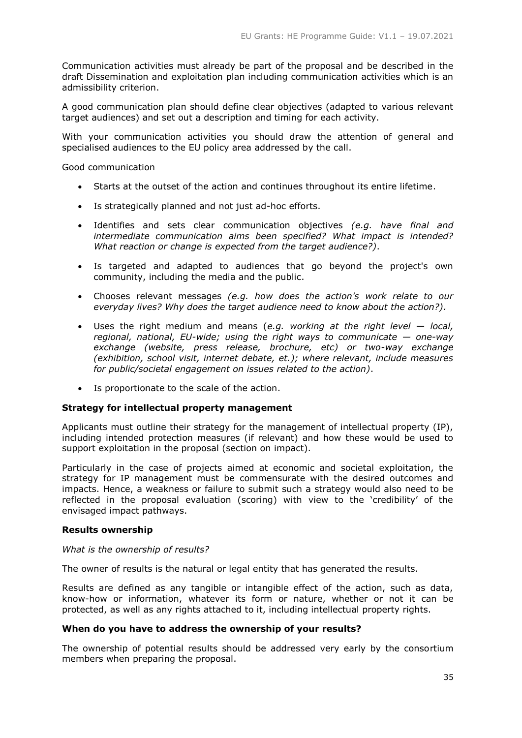Communication activities must already be part of the proposal and be described in the draft Dissemination and exploitation plan including communication activities which is an admissibility criterion.

A good communication plan should define clear objectives (adapted to various relevant target audiences) and set out a description and timing for each activity.

With your communication activities you should draw the attention of general and specialised audiences to the EU policy area addressed by the call.

Good communication

- Starts at the outset of the action and continues throughout its entire lifetime.
- Is strategically planned and not just ad-hoc efforts.
- Identifies and sets clear communication objectives *(e.g. have final and intermediate communication aims been specified? What impact is intended? What reaction or change is expected from the target audience?)*.
- Is targeted and adapted to audiences that go beyond the project's own community, including the media and the public.
- Chooses relevant messages *(e.g. how does the action's work relate to our everyday lives? Why does the target audience need to know about the action?).*
- Uses the right medium and means (*e.g. working at the right level — local, regional, national, EU-wide; using the right ways to communicate — one-way exchange (website, press release, brochure, etc) or two-way exchange (exhibition, school visit, internet debate, et.); where relevant, include measures for public/societal engagement on issues related to the action)*.
- Is proportionate to the scale of the action.

**Strategy for intellectual property management**

Applicants must outline their strategy for the management of intellectual property (IP), including intended protection measures (if relevant) and how these would be used to support exploitation in the proposal (section on impact).

Particularly in the case of projects aimed at economic and societal exploitation, the strategy for IP management must be commensurate with the desired outcomes and impacts. Hence, a weakness or failure to submit such a strategy would also need to be reflected in the proposal evaluation (scoring) with view to the 'credibility' of the envisaged impact pathways.

**Results ownership**

*What is the ownership of results?*

The owner of results is the natural or legal entity that has generated the results.

Results are defined as any tangible or intangible effect of the action, such as data, know-how or information, whatever its form or nature, whether or not it can be protected, as well as any rights attached to it, including intellectual property rights.

**When do you have to address the ownership of your results?**

The ownership of potential results should be addressed very early by the consortium members when preparing the proposal.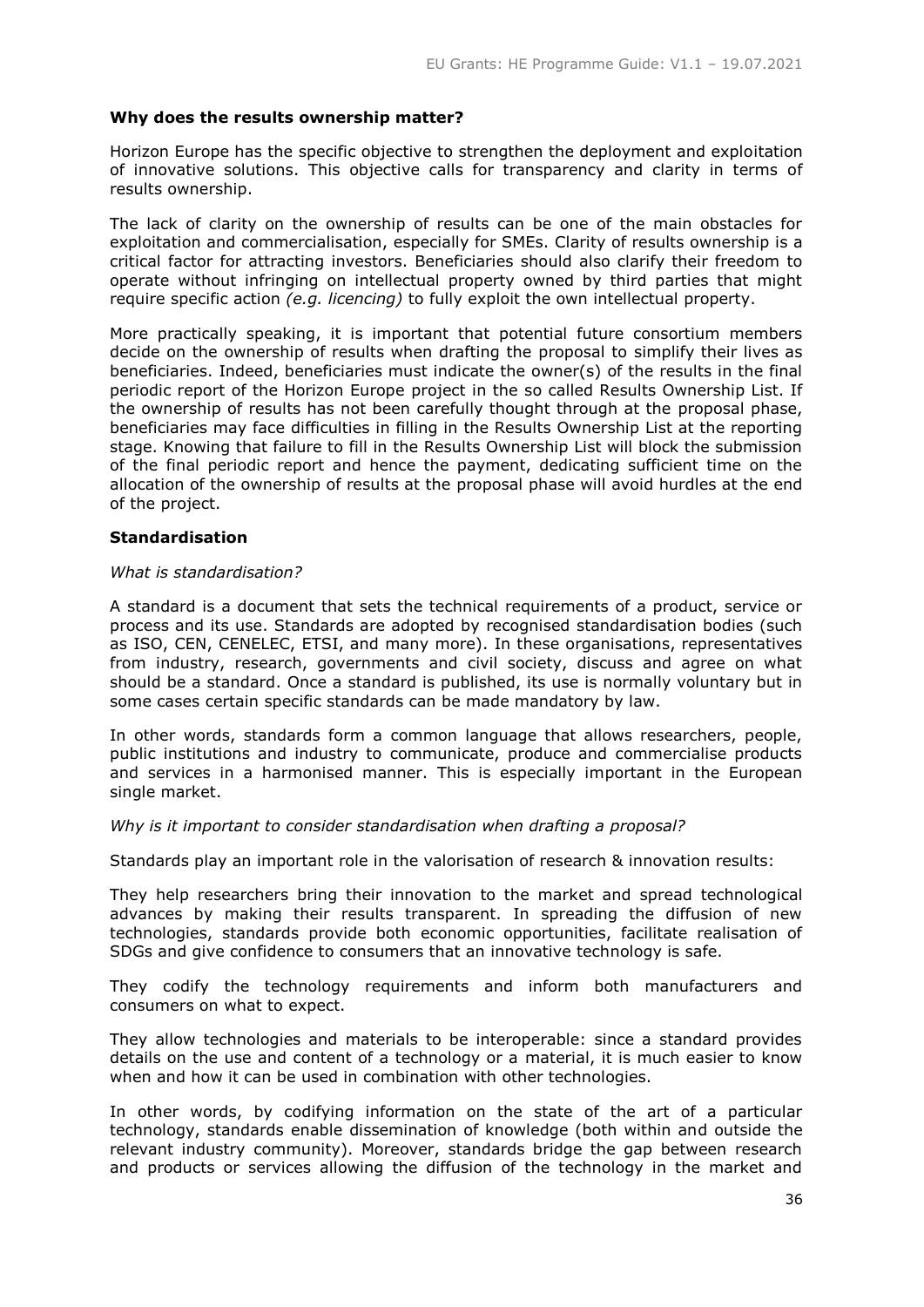**Why does the results ownership matter?**

Horizon Europe has the specific objective to strengthen the deployment and exploitation of innovative solutions. This objective calls for transparency and clarity in terms of results ownership.

The lack of clarity on the ownership of results can be one of the main obstacles for exploitation and commercialisation, especially for SMEs. Clarity of results ownership is a critical factor for attracting investors. Beneficiaries should also clarify their freedom to operate without infringing on intellectual property owned by third parties that might require specific action *(e.g. licencing)* to fully exploit the own intellectual property.

More practically speaking, it is important that potential future consortium members decide on the ownership of results when drafting the proposal to simplify their lives as beneficiaries. Indeed, beneficiaries must indicate the owner(s) of the results in the final periodic report of the Horizon Europe project in the so called Results Ownership List. If the ownership of results has not been carefully thought through at the proposal phase, beneficiaries may face difficulties in filling in the Results Ownership List at the reporting stage. Knowing that failure to fill in the Results Ownership List will block the submission of the final periodic report and hence the payment, dedicating sufficient time on the allocation of the ownership of results at the proposal phase will avoid hurdles at the end of the project.

**Standardisation**

*What is standardisation?*

A standard is a document that sets the technical requirements of a product, service or process and its use. Standards are adopted by recognised standardisation bodies (such as ISO, CEN, CENELEC, ETSI, and many more). In these organisations, representatives from industry, research, governments and civil society, discuss and agree on what should be a standard. Once a standard is published, its use is normally voluntary but in some cases certain specific standards can be made mandatory by law.

In other words, standards form a common language that allows researchers, people, public institutions and industry to communicate, produce and commercialise products and services in a harmonised manner. This is especially important in the European single market.

*Why is it important to consider standardisation when drafting a proposal?*

Standards play an important role in the valorisation of research & innovation results:

They help researchers bring their innovation to the market and spread technological advances by making their results transparent. In spreading the diffusion of new technologies, standards provide both economic opportunities, facilitate realisation of SDGs and give confidence to consumers that an innovative technology is safe.

They codify the technology requirements and inform both manufacturers and consumers on what to expect.

They allow technologies and materials to be interoperable: since a standard provides details on the use and content of a technology or a material, it is much easier to know when and how it can be used in combination with other technologies.

In other words, by codifying information on the state of the art of a particular technology, standards enable dissemination of knowledge (both within and outside the relevant industry community). Moreover, standards bridge the gap between research and products or services allowing the diffusion of the technology in the market and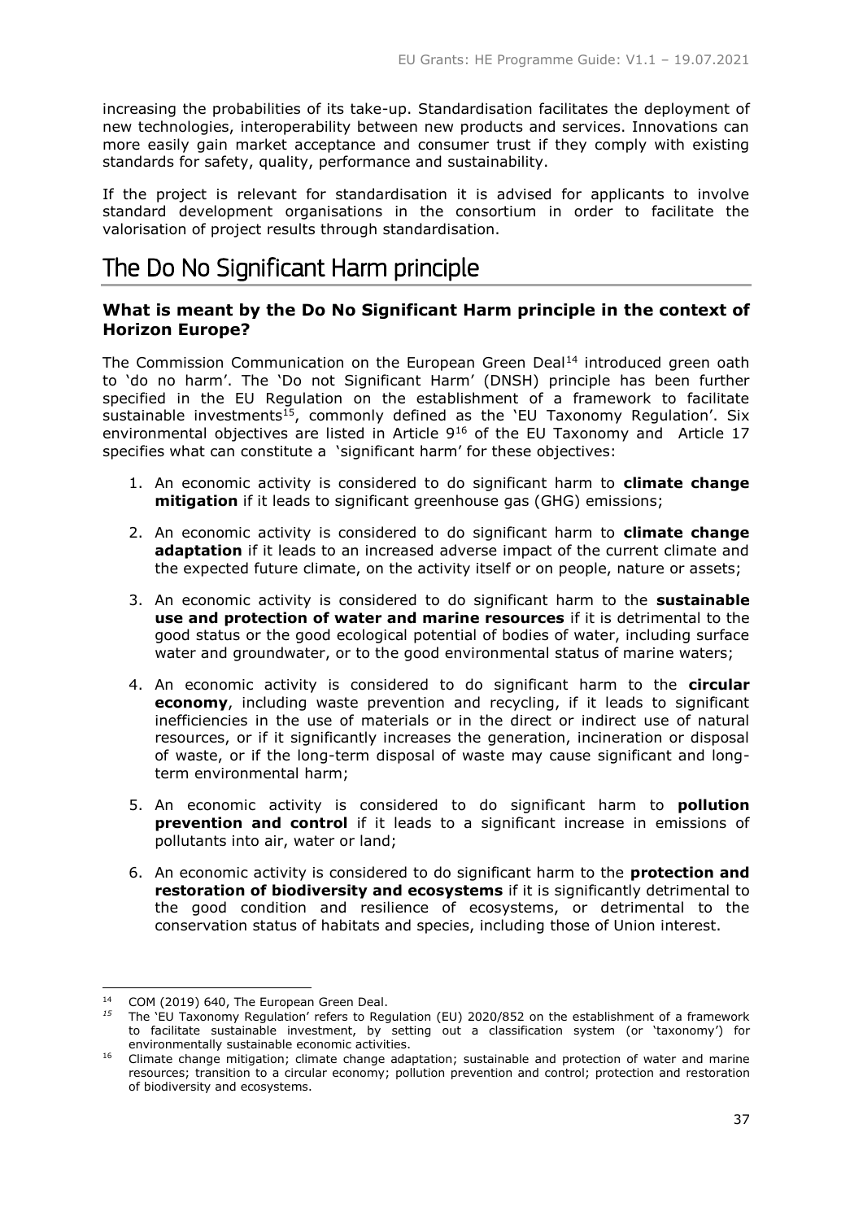increasing the probabilities of its take-up. Standardisation facilitates the deployment of new technologies, interoperability between new products and services. Innovations can more easily gain market acceptance and consumer trust if they comply with existing standards for safety, quality, performance and sustainability.

If the project is relevant for standardisation it is advised for applicants to involve standard development organisations in the consortium in order to facilitate the valorisation of project results through standardisation.

# The Do No Significant Harm principle

### What is meant by the Do No Significant Harm principle in the context of Horizon Europe?

The Commission Communication on the European Green Deal[14] introduced green oath to 'do no harm'. The 'Do not Significant Harm' (DNSH) principle has been further specified in the EU Regulation on the establishment of a framework to facilitate sustainable investments[15], commonly defined as the 'EU Taxonomy Regulation'. Six environmental objectives are listed in Article 9[16] of the EU Taxonomy and Article 17 specifies what can constitute a 'significant harm' for these objectives:

1. An economic activity is considered to do significant harm to **climate change mitigation** if it leads to significant greenhouse gas (GHG) emissions;
2. An economic activity is considered to do significant harm to **climate change adaptation** if it leads to an increased adverse impact of the current climate and the expected future climate, on the activity itself or on people, nature or assets;
3. An economic activity is considered to do significant harm to the **sustainable use and protection of water and marine resources** if it is detrimental to the good status or the good ecological potential of bodies of water, including surface water and groundwater, or to the good environmental status of marine waters;
4. An economic activity is considered to do significant harm to the **circular economy**, including waste prevention and recycling, if it leads to significant inefficiencies in the use of materials or in the direct or indirect use of natural resources, or if it significantly increases the generation, incineration or disposal of waste, or if the long-term disposal of waste may cause significant and long-term environmental harm;
5. An economic activity is considered to do significant harm to **pollution prevention and control** if it leads to a significant increase in emissions of pollutants into air, water or land;
6. An economic activity is considered to do significant harm to the **protection and restoration of biodiversity and ecosystems** if it is significantly detrimental to the good condition and resilience of ecosystems, or detrimental to the conservation status of habitats and species, including those of Union interest.

---

[14] COM (2019) 640, The European Green Deal.

[15] The 'EU Taxonomy Regulation' refers to Regulation (EU) 2020/852 on the establishment of a framework to facilitate sustainable investment, by setting out a classification system (or 'taxonomy') for environmentally sustainable economic activities.

[16] Climate change mitigation; climate change adaptation; sustainable and protection of water and marine resources; transition to a circular economy; pollution prevention and control; protection and restoration of biodiversity and ecosystems.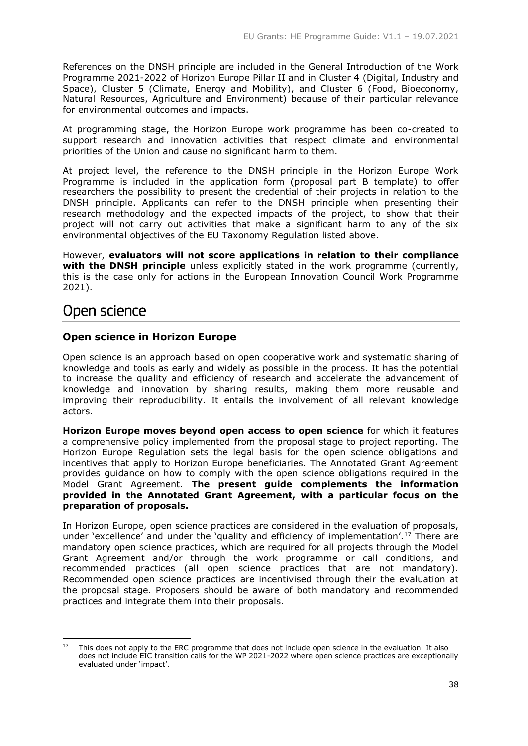References on the DNSH principle are included in the General Introduction of the Work Programme 2021-2022 of Horizon Europe Pillar II and in Cluster 4 (Digital, Industry and Space), Cluster 5 (Climate, Energy and Mobility), and Cluster 6 (Food, Bioeconomy, Natural Resources, Agriculture and Environment) because of their particular relevance for environmental outcomes and impacts.

At programming stage, the Horizon Europe work programme has been co-created to support research and innovation activities that respect climate and environmental priorities of the Union and cause no significant harm to them.

At project level, the reference to the DNSH principle in the Horizon Europe Work Programme is included in the application form (proposal part B template) to offer researchers the possibility to present the credential of their projects in relation to the DNSH principle. Applicants can refer to the DNSH principle when presenting their research methodology and the expected impacts of the project, to show that their project will not carry out activities that make a significant harm to any of the six environmental objectives of the EU Taxonomy Regulation listed above.

However, **evaluators will not score applications in relation to their compliance with the DNSH principle** unless explicitly stated in the work programme (currently, this is the case only for actions in the European Innovation Council Work Programme 2021).

# Open science

### Open science in Horizon Europe

Open science is an approach based on open cooperative work and systematic sharing of knowledge and tools as early and widely as possible in the process. It has the potential to increase the quality and efficiency of research and accelerate the advancement of knowledge and innovation by sharing results, making them more reusable and improving their reproducibility. It entails the involvement of all relevant knowledge actors.

**Horizon Europe moves beyond open access to open science** for which it features a comprehensive policy implemented from the proposal stage to project reporting. The Horizon Europe Regulation sets the legal basis for the open science obligations and incentives that apply to Horizon Europe beneficiaries. The Annotated Grant Agreement provides guidance on how to comply with the open science obligations required in the Model Grant Agreement. **The present guide complements the information provided in the Annotated Grant Agreement, with a particular focus on the preparation of proposals.**

In Horizon Europe, open science practices are considered in the evaluation of proposals, under 'excellence' and under the 'quality and efficiency of implementation'.[17] There are mandatory open science practices, which are required for all projects through the Model Grant Agreement and/or through the work programme or call conditions, and recommended practices (all open science practices that are not mandatory). Recommended open science practices are incentivised through their the evaluation at the proposal stage. Proposers should be aware of both mandatory and recommended practices and integrate them into their proposals.

[17] This does not apply to the ERC programme that does not include open science in the evaluation. It also does not include EIC transition calls for the WP 2021-2022 where open science practices are exceptionally evaluated under 'impact'.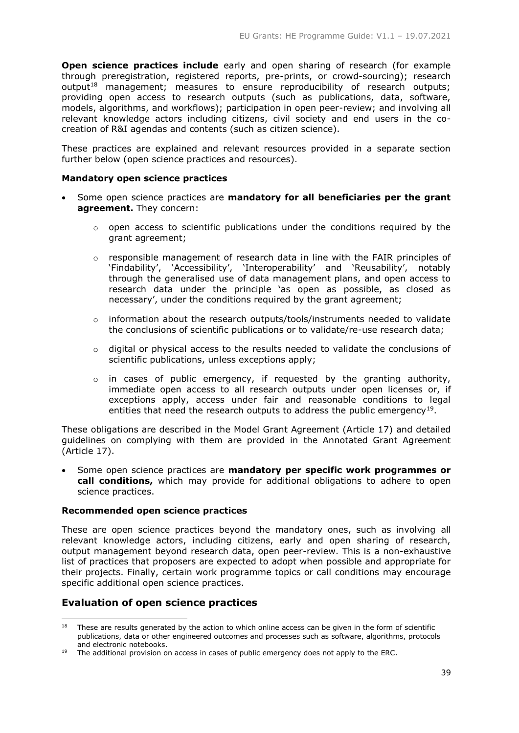**Open science practices include** early and open sharing of research (for example through preregistration, registered reports, pre-prints, or crowd-sourcing); research output[18] management; measures to ensure reproducibility of research outputs; providing open access to research outputs (such as publications, data, software, models, algorithms, and workflows); participation in open peer-review; and involving all relevant knowledge actors including citizens, civil society and end users in the co-creation of R&I agendas and contents (such as citizen science).

These practices are explained and relevant resources provided in a separate section further below (open science practices and resources).

**Mandatory open science practices**

- Some open science practices are **mandatory for all beneficiaries per the grant agreement.** They concern:
  - open access to scientific publications under the conditions required by the grant agreement;
  - responsible management of research data in line with the FAIR principles of 'Findability', 'Accessibility', 'Interoperability' and 'Reusability', notably through the generalised use of data management plans, and open access to research data under the principle 'as open as possible, as closed as necessary', under the conditions required by the grant agreement;
  - information about the research outputs/tools/instruments needed to validate the conclusions of scientific publications or to validate/re-use research data;
  - digital or physical access to the results needed to validate the conclusions of scientific publications, unless exceptions apply;
  - in cases of public emergency, if requested by the granting authority, immediate open access to all research outputs under open licenses or, if exceptions apply, access under fair and reasonable conditions to legal entities that need the research outputs to address the public emergency[19].

These obligations are described in the Model Grant Agreement (Article 17) and detailed guidelines on complying with them are provided in the Annotated Grant Agreement (Article 17).

- Some open science practices are **mandatory per specific work programmes or call conditions,** which may provide for additional obligations to adhere to open science practices.

**Recommended open science practices**

These are open science practices beyond the mandatory ones, such as involving all relevant knowledge actors, including citizens, early and open sharing of research, output management beyond research data, open peer-review. This is a non-exhaustive list of practices that proposers are expected to adopt when possible and appropriate for their projects. Finally, certain work programme topics or call conditions may encourage specific additional open science practices.

## Evaluation of open science practices

---

[18] These are results generated by the action to which online access can be given in the form of scientific publications, data or other engineered outcomes and processes such as software, algorithms, protocols and electronic notebooks.

[19] The additional provision on access in cases of public emergency does not apply to the ERC.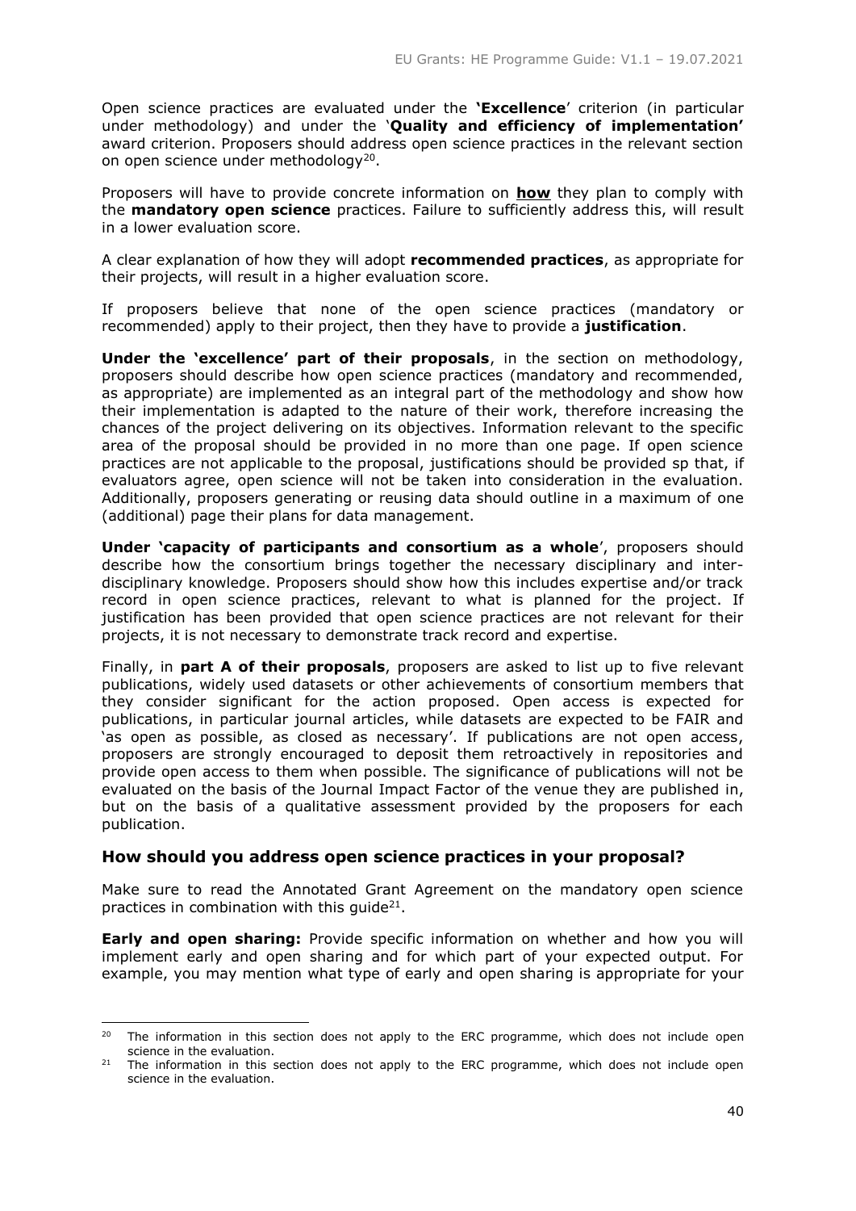Open science practices are evaluated under the **'Excellence**' criterion (in particular under methodology) and under the '**Quality and efficiency of implementation'** award criterion. Proposers should address open science practices in the relevant section on open science under methodology[20].

Proposers will have to provide concrete information on **how** they plan to comply with the **mandatory open science** practices. Failure to sufficiently address this, will result in a lower evaluation score.

A clear explanation of how they will adopt **recommended practices**, as appropriate for their projects, will result in a higher evaluation score.

If proposers believe that none of the open science practices (mandatory or recommended) apply to their project, then they have to provide a **justification**.

**Under the 'excellence' part of their proposals**, in the section on methodology, proposers should describe how open science practices (mandatory and recommended, as appropriate) are implemented as an integral part of the methodology and show how their implementation is adapted to the nature of their work, therefore increasing the chances of the project delivering on its objectives. Information relevant to the specific area of the proposal should be provided in no more than one page. If open science practices are not applicable to the proposal, justifications should be provided sp that, if evaluators agree, open science will not be taken into consideration in the evaluation. Additionally, proposers generating or reusing data should outline in a maximum of one (additional) page their plans for data management.

**Under 'capacity of participants and consortium as a whole**', proposers should describe how the consortium brings together the necessary disciplinary and inter-disciplinary knowledge. Proposers should show how this includes expertise and/or track record in open science practices, relevant to what is planned for the project. If justification has been provided that open science practices are not relevant for their projects, it is not necessary to demonstrate track record and expertise.

Finally, in **part A of their proposals**, proposers are asked to list up to five relevant publications, widely used datasets or other achievements of consortium members that they consider significant for the action proposed. Open access is expected for publications, in particular journal articles, while datasets are expected to be FAIR and 'as open as possible, as closed as necessary'. If publications are not open access, proposers are strongly encouraged to deposit them retroactively in repositories and provide open access to them when possible. The significance of publications will not be evaluated on the basis of the Journal Impact Factor of the venue they are published in, but on the basis of a qualitative assessment provided by the proposers for each publication.

### How should you address open science practices in your proposal?

Make sure to read the Annotated Grant Agreement on the mandatory open science practices in combination with this guide[21].

**Early and open sharing:** Provide specific information on whether and how you will implement early and open sharing and for which part of your expected output. For example, you may mention what type of early and open sharing is appropriate for your

---

[20] The information in this section does not apply to the ERC programme, which does not include open science in the evaluation.

[21] The information in this section does not apply to the ERC programme, which does not include open science in the evaluation.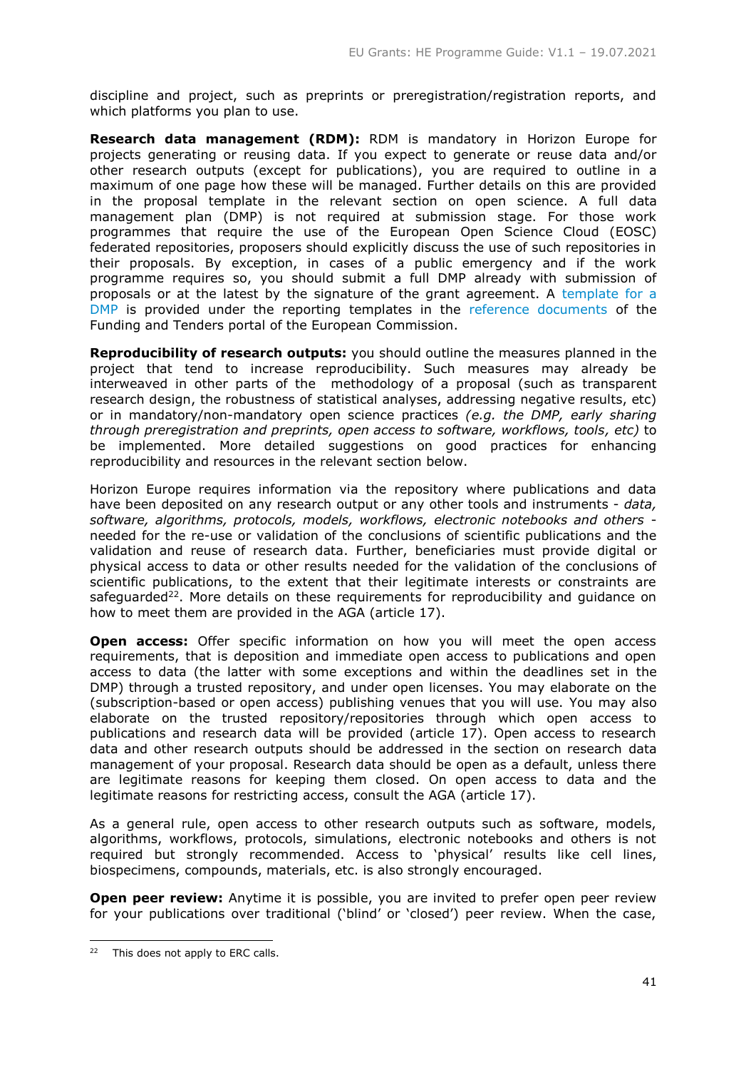discipline and project, such as preprints or preregistration/registration reports, and which platforms you plan to use.

**Research data management (RDM):** RDM is mandatory in Horizon Europe for projects generating or reusing data. If you expect to generate or reuse data and/or other research outputs (except for publications), you are required to outline in a maximum of one page how these will be managed. Further details on this are provided in the proposal template in the relevant section on open science. A full data management plan (DMP) is not required at submission stage. For those work programmes that require the use of the European Open Science Cloud (EOSC) federated repositories, proposers should explicitly discuss the use of such repositories in their proposals. By exception, in cases of a public emergency and if the work programme requires so, you should submit a full DMP already with submission of proposals or at the latest by the signature of the grant agreement. A template for a DMP is provided under the reporting templates in the reference documents of the Funding and Tenders portal of the European Commission.

**Reproducibility of research outputs:** you should outline the measures planned in the project that tend to increase reproducibility. Such measures may already be interweaved in other parts of the methodology of a proposal (such as transparent research design, the robustness of statistical analyses, addressing negative results, etc) or in mandatory/non-mandatory open science practices *(e.g. the DMP, early sharing through preregistration and preprints, open access to software, workflows, tools, etc)* to be implemented. More detailed suggestions on good practices for enhancing reproducibility and resources in the relevant section below.

Horizon Europe requires information via the repository where publications and data have been deposited on any research output or any other tools and instruments - *data, software, algorithms, protocols, models, workflows, electronic notebooks and others* - needed for the re-use or validation of the conclusions of scientific publications and the validation and reuse of research data. Further, beneficiaries must provide digital or physical access to data or other results needed for the validation of the conclusions of scientific publications, to the extent that their legitimate interests or constraints are safeguarded[22]. More details on these requirements for reproducibility and guidance on how to meet them are provided in the AGA (article 17).

**Open access:** Offer specific information on how you will meet the open access requirements, that is deposition and immediate open access to publications and open access to data (the latter with some exceptions and within the deadlines set in the DMP) through a trusted repository, and under open licenses. You may elaborate on the (subscription-based or open access) publishing venues that you will use. You may also elaborate on the trusted repository/repositories through which open access to publications and research data will be provided (article 17). Open access to research data and other research outputs should be addressed in the section on research data management of your proposal. Research data should be open as a default, unless there are legitimate reasons for keeping them closed. On open access to data and the legitimate reasons for restricting access, consult the AGA (article 17).

As a general rule, open access to other research outputs such as software, models, algorithms, workflows, protocols, simulations, electronic notebooks and others is not required but strongly recommended. Access to 'physical' results like cell lines, biospecimens, compounds, materials, etc. is also strongly encouraged.

**Open peer review:** Anytime it is possible, you are invited to prefer open peer review for your publications over traditional ('blind' or 'closed') peer review. When the case,

---

[22] This does not apply to ERC calls.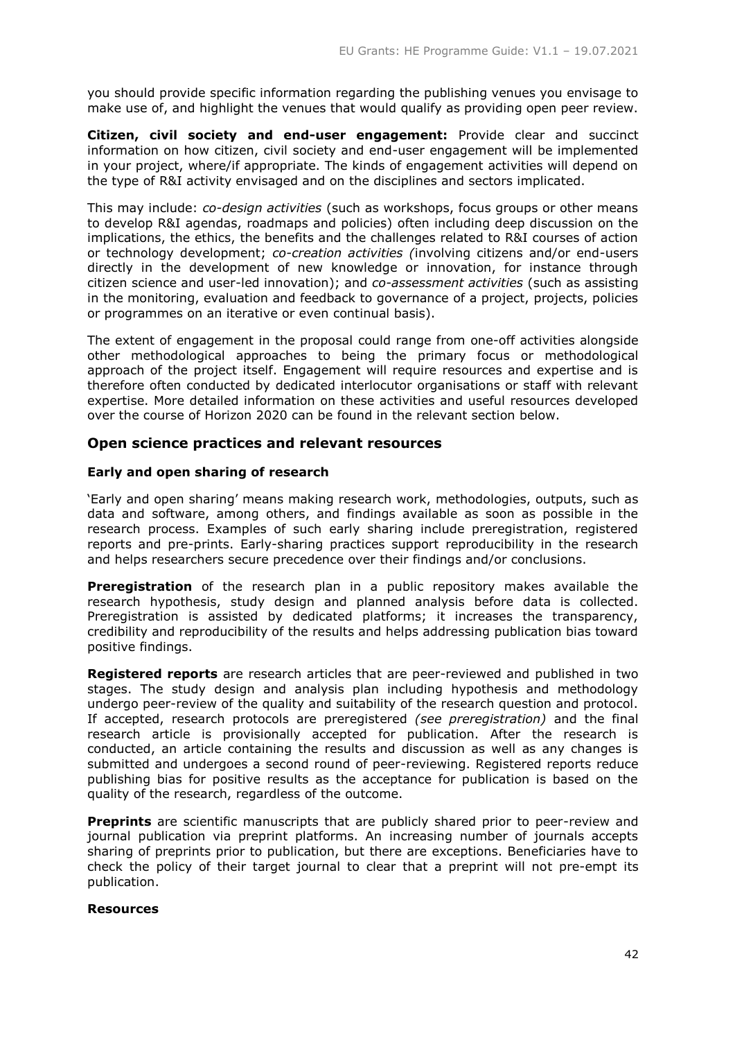you should provide specific information regarding the publishing venues you envisage to make use of, and highlight the venues that would qualify as providing open peer review.

**Citizen, civil society and end-user engagement:** Provide clear and succinct information on how citizen, civil society and end-user engagement will be implemented in your project, where/if appropriate. The kinds of engagement activities will depend on the type of R&I activity envisaged and on the disciplines and sectors implicated.

This may include: *co-design activities* (such as workshops, focus groups or other means to develop R&I agendas, roadmaps and policies) often including deep discussion on the implications, the ethics, the benefits and the challenges related to R&I courses of action or technology development; *co-creation activities (*involving citizens and/or end-users directly in the development of new knowledge or innovation, for instance through citizen science and user-led innovation); and *co-assessment activities* (such as assisting in the monitoring, evaluation and feedback to governance of a project, projects, policies or programmes on an iterative or even continual basis).

The extent of engagement in the proposal could range from one-off activities alongside other methodological approaches to being the primary focus or methodological approach of the project itself. Engagement will require resources and expertise and is therefore often conducted by dedicated interlocutor organisations or staff with relevant expertise. More detailed information on these activities and useful resources developed over the course of Horizon 2020 can be found in the relevant section below.

## Open science practices and relevant resources

### Early and open sharing of research

'Early and open sharing' means making research work, methodologies, outputs, such as data and software, among others, and findings available as soon as possible in the research process. Examples of such early sharing include preregistration, registered reports and pre-prints. Early-sharing practices support reproducibility in the research and helps researchers secure precedence over their findings and/or conclusions.

**Preregistration** of the research plan in a public repository makes available the research hypothesis, study design and planned analysis before data is collected. Preregistration is assisted by dedicated platforms; it increases the transparency, credibility and reproducibility of the results and helps addressing publication bias toward positive findings.

**Registered reports** are research articles that are peer-reviewed and published in two stages. The study design and analysis plan including hypothesis and methodology undergo peer-review of the quality and suitability of the research question and protocol. If accepted, research protocols are preregistered *(see preregistration)* and the final research article is provisionally accepted for publication. After the research is conducted, an article containing the results and discussion as well as any changes is submitted and undergoes a second round of peer-reviewing. Registered reports reduce publishing bias for positive results as the acceptance for publication is based on the quality of the research, regardless of the outcome.

**Preprints** are scientific manuscripts that are publicly shared prior to peer-review and journal publication via preprint platforms. An increasing number of journals accepts sharing of preprints prior to publication, but there are exceptions. Beneficiaries have to check the policy of their target journal to clear that a preprint will not pre-empt its publication.

**Resources**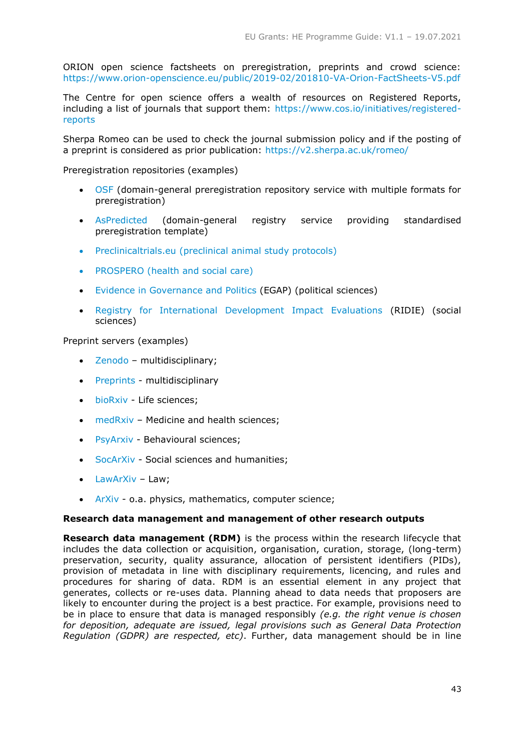ORION open science factsheets on preregistration, preprints and crowd science: https://www.orion-openscience.eu/public/2019-02/201810-VA-Orion-FactSheets-V5.pdf

The Centre for open science offers a wealth of resources on Registered Reports, including a list of journals that support them: https://www.cos.io/initiatives/registered-reports

Sherpa Romeo can be used to check the journal submission policy and if the posting of a preprint is considered as prior publication: https://v2.sherpa.ac.uk/romeo/

Preregistration repositories (examples)

- OSF (domain-general preregistration repository service with multiple formats for preregistration)
- AsPredicted (domain-general registry service providing standardised preregistration template)
- Preclinicaltrials.eu (preclinical animal study protocols)
- PROSPERO (health and social care)
- Evidence in Governance and Politics (EGAP) (political sciences)
- Registry for International Development Impact Evaluations (RIDIE) (social sciences)

Preprint servers (examples)

- Zenodo – multidisciplinary;
- Preprints - multidisciplinary
- bioRxiv - Life sciences;
- medRxiv – Medicine and health sciences;
- PsyArxiv - Behavioural sciences;
- SocArXiv - Social sciences and humanities;
- LawArXiv – Law;
- ArXiv - o.a. physics, mathematics, computer science;

**Research data management and management of other research outputs**

**Research data management (RDM)** is the process within the research lifecycle that includes the data collection or acquisition, organisation, curation, storage, (long-term) preservation, security, quality assurance, allocation of persistent identifiers (PIDs), provision of metadata in line with disciplinary requirements, licencing, and rules and procedures for sharing of data. RDM is an essential element in any project that generates, collects or re-uses data. Planning ahead to data needs that proposers are likely to encounter during the project is a best practice. For example, provisions need to be in place to ensure that data is managed responsibly *(e.g. the right venue is chosen for deposition, adequate are issued, legal provisions such as General Data Protection Regulation (GDPR) are respected, etc)*. Further, data management should be in line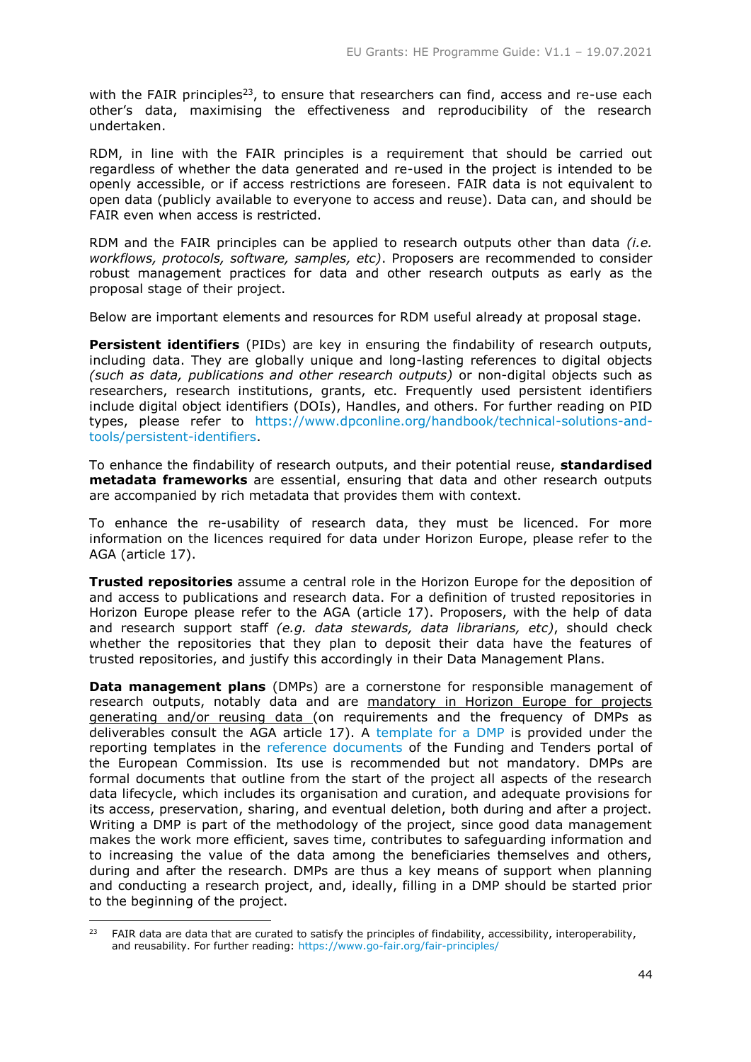with the FAIR principles[23], to ensure that researchers can find, access and re-use each other's data, maximising the effectiveness and reproducibility of the research undertaken.

RDM, in line with the FAIR principles is a requirement that should be carried out regardless of whether the data generated and re-used in the project is intended to be openly accessible, or if access restrictions are foreseen. FAIR data is not equivalent to open data (publicly available to everyone to access and reuse). Data can, and should be FAIR even when access is restricted.

RDM and the FAIR principles can be applied to research outputs other than data *(i.e. workflows, protocols, software, samples, etc)*. Proposers are recommended to consider robust management practices for data and other research outputs as early as the proposal stage of their project.

Below are important elements and resources for RDM useful already at proposal stage.

**Persistent identifiers** (PIDs) are key in ensuring the findability of research outputs, including data. They are globally unique and long-lasting references to digital objects *(such as data, publications and other research outputs)* or non-digital objects such as researchers, research institutions, grants, etc. Frequently used persistent identifiers include digital object identifiers (DOIs), Handles, and others. For further reading on PID types, please refer to https://www.dpconline.org/handbook/technical-solutions-and-tools/persistent-identifiers.

To enhance the findability of research outputs, and their potential reuse, **standardised metadata frameworks** are essential, ensuring that data and other research outputs are accompanied by rich metadata that provides them with context.

To enhance the re-usability of research data, they must be licenced. For more information on the licences required for data under Horizon Europe, please refer to the AGA (article 17).

**Trusted repositories** assume a central role in the Horizon Europe for the deposition of and access to publications and research data. For a definition of trusted repositories in Horizon Europe please refer to the AGA (article 17). Proposers, with the help of data and research support staff *(e.g. data stewards, data librarians, etc)*, should check whether the repositories that they plan to deposit their data have the features of trusted repositories, and justify this accordingly in their Data Management Plans.

**Data management plans** (DMPs) are a cornerstone for responsible management of research outputs, notably data and are mandatory in Horizon Europe for projects generating and/or reusing data (on requirements and the frequency of DMPs as deliverables consult the AGA article 17). A template for a DMP is provided under the reporting templates in the reference documents of the Funding and Tenders portal of the European Commission. Its use is recommended but not mandatory. DMPs are formal documents that outline from the start of the project all aspects of the research data lifecycle, which includes its organisation and curation, and adequate provisions for its access, preservation, sharing, and eventual deletion, both during and after a project. Writing a DMP is part of the methodology of the project, since good data management makes the work more efficient, saves time, contributes to safeguarding information and to increasing the value of the data among the beneficiaries themselves and others, during and after the research. DMPs are thus a key means of support when planning and conducting a research project, and, ideally, filling in a DMP should be started prior to the beginning of the project.

[23] FAIR data are data that are curated to satisfy the principles of findability, accessibility, interoperability, and reusability. For further reading: https://www.go-fair.org/fair-principles/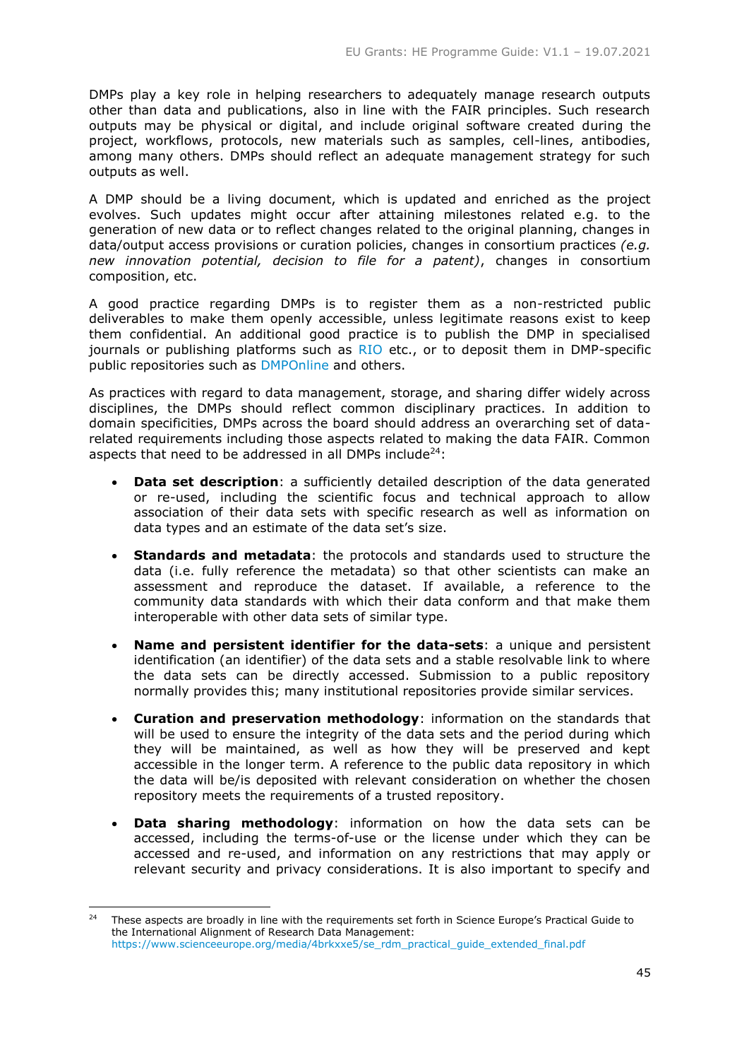DMPs play a key role in helping researchers to adequately manage research outputs other than data and publications, also in line with the FAIR principles. Such research outputs may be physical or digital, and include original software created during the project, workflows, protocols, new materials such as samples, cell-lines, antibodies, among many others. DMPs should reflect an adequate management strategy for such outputs as well.

A DMP should be a living document, which is updated and enriched as the project evolves. Such updates might occur after attaining milestones related e.g. to the generation of new data or to reflect changes related to the original planning, changes in data/output access provisions or curation policies, changes in consortium practices *(e.g. new innovation potential, decision to file for a patent)*, changes in consortium composition, etc.

A good practice regarding DMPs is to register them as a non-restricted public deliverables to make them openly accessible, unless legitimate reasons exist to keep them confidential. An additional good practice is to publish the DMP in specialised journals or publishing platforms such as RIO etc., or to deposit them in DMP-specific public repositories such as DMPOnline and others.

As practices with regard to data management, storage, and sharing differ widely across disciplines, the DMPs should reflect common disciplinary practices. In addition to domain specificities, DMPs across the board should address an overarching set of data-related requirements including those aspects related to making the data FAIR. Common aspects that need to be addressed in all DMPs include[24]:

- **Data set description**: a sufficiently detailed description of the data generated or re-used, including the scientific focus and technical approach to allow association of their data sets with specific research as well as information on data types and an estimate of the data set's size.

- **Standards and metadata**: the protocols and standards used to structure the data (i.e. fully reference the metadata) so that other scientists can make an assessment and reproduce the dataset. If available, a reference to the community data standards with which their data conform and that make them interoperable with other data sets of similar type.

- **Name and persistent identifier for the data-sets**: a unique and persistent identification (an identifier) of the data sets and a stable resolvable link to where the data sets can be directly accessed. Submission to a public repository normally provides this; many institutional repositories provide similar services.

- **Curation and preservation methodology**: information on the standards that will be used to ensure the integrity of the data sets and the period during which they will be maintained, as well as how they will be preserved and kept accessible in the longer term. A reference to the public data repository in which the data will be/is deposited with relevant consideration on whether the chosen repository meets the requirements of a trusted repository.

- **Data sharing methodology**: information on how the data sets can be accessed, including the terms-of-use or the license under which they can be accessed and re-used, and information on any restrictions that may apply or relevant security and privacy considerations. It is also important to specify and

---

[24] These aspects are broadly in line with the requirements set forth in Science Europe's Practical Guide to the International Alignment of Research Data Management: https://www.scienceeurope.org/media/4brkxxe5/se_rdm_practical_guide_extended_final.pdf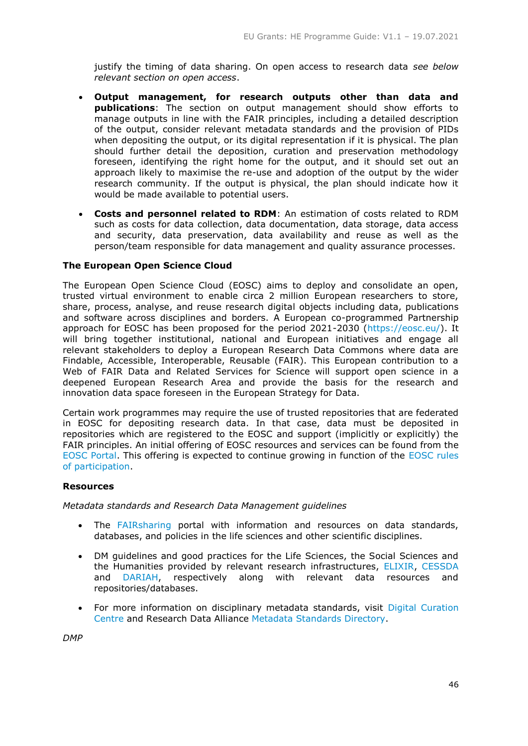justify the timing of data sharing. On open access to research data *see below relevant section on open access*.

- **Output management, for research outputs other than data and publications**: The section on output management should show efforts to manage outputs in line with the FAIR principles, including a detailed description of the output, consider relevant metadata standards and the provision of PIDs when depositing the output, or its digital representation if it is physical. The plan should further detail the deposition, curation and preservation methodology foreseen, identifying the right home for the output, and it should set out an approach likely to maximise the re-use and adoption of the output by the wider research community. If the output is physical, the plan should indicate how it would be made available to potential users.

- **Costs and personnel related to RDM**: An estimation of costs related to RDM such as costs for data collection, data documentation, data storage, data access and security, data preservation, data availability and reuse as well as the person/team responsible for data management and quality assurance processes.

**The European Open Science Cloud**

The European Open Science Cloud (EOSC) aims to deploy and consolidate an open, trusted virtual environment to enable circa 2 million European researchers to store, share, process, analyse, and reuse research digital objects including data, publications and software across disciplines and borders. A European co-programmed Partnership approach for EOSC has been proposed for the period 2021-2030 (https://eosc.eu/). It will bring together institutional, national and European initiatives and engage all relevant stakeholders to deploy a European Research Data Commons where data are Findable, Accessible, Interoperable, Reusable (FAIR). This European contribution to a Web of FAIR Data and Related Services for Science will support open science in a deepened European Research Area and provide the basis for the research and innovation data space foreseen in the European Strategy for Data.

Certain work programmes may require the use of trusted repositories that are federated in EOSC for depositing research data. In that case, data must be deposited in repositories which are registered to the EOSC and support (implicitly or explicitly) the FAIR principles. An initial offering of EOSC resources and services can be found from the EOSC Portal. This offering is expected to continue growing in function of the EOSC rules of participation.

**Resources**

*Metadata standards and Research Data Management guidelines*

- The FAIRsharing portal with information and resources on data standards, databases, and policies in the life sciences and other scientific disciplines.

- DM guidelines and good practices for the Life Sciences, the Social Sciences and the Humanities provided by relevant research infrastructures, ELIXIR, CESSDA and DARIAH, respectively along with relevant data resources and repositories/databases.

- For more information on disciplinary metadata standards, visit Digital Curation Centre and Research Data Alliance Metadata Standards Directory.

*DMP*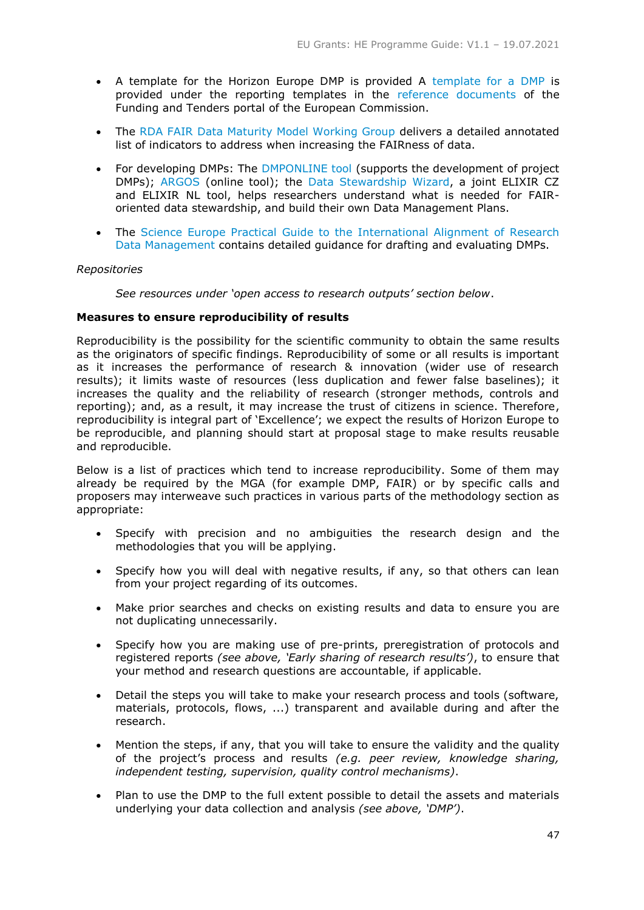- A template for the Horizon Europe DMP is provided A template for a DMP is provided under the reporting templates in the reference documents of the Funding and Tenders portal of the European Commission.

- The RDA FAIR Data Maturity Model Working Group delivers a detailed annotated list of indicators to address when increasing the FAIRness of data.

- For developing DMPs: The DMPONLINE tool (supports the development of project DMPs); ARGOS (online tool); the Data Stewardship Wizard, a joint ELIXIR CZ and ELIXIR NL tool, helps researchers understand what is needed for FAIR-oriented data stewardship, and build their own Data Management Plans.

- The Science Europe Practical Guide to the International Alignment of Research Data Management contains detailed guidance for drafting and evaluating DMPs.

*Repositories*

*See resources under 'open access to research outputs' section below*.

**Measures to ensure reproducibility of results**

Reproducibility is the possibility for the scientific community to obtain the same results as the originators of specific findings. Reproducibility of some or all results is important as it increases the performance of research & innovation (wider use of research results); it limits waste of resources (less duplication and fewer false baselines); it increases the quality and the reliability of research (stronger methods, controls and reporting); and, as a result, it may increase the trust of citizens in science. Therefore, reproducibility is integral part of 'Excellence'; we expect the results of Horizon Europe to be reproducible, and planning should start at proposal stage to make results reusable and reproducible.

Below is a list of practices which tend to increase reproducibility. Some of them may already be required by the MGA (for example DMP, FAIR) or by specific calls and proposers may interweave such practices in various parts of the methodology section as appropriate:

- Specify with precision and no ambiguities the research design and the methodologies that you will be applying.

- Specify how you will deal with negative results, if any, so that others can lean from your project regarding of its outcomes.

- Make prior searches and checks on existing results and data to ensure you are not duplicating unnecessarily.

- Specify how you are making use of pre-prints, preregistration of protocols and registered reports *(see above, 'Early sharing of research results')*, to ensure that your method and research questions are accountable, if applicable.

- Detail the steps you will take to make your research process and tools (software, materials, protocols, flows, ...) transparent and available during and after the research.

- Mention the steps, if any, that you will take to ensure the validity and the quality of the project's process and results *(e.g. peer review, knowledge sharing, independent testing, supervision, quality control mechanisms)*.

- Plan to use the DMP to the full extent possible to detail the assets and materials underlying your data collection and analysis *(see above, 'DMP')*.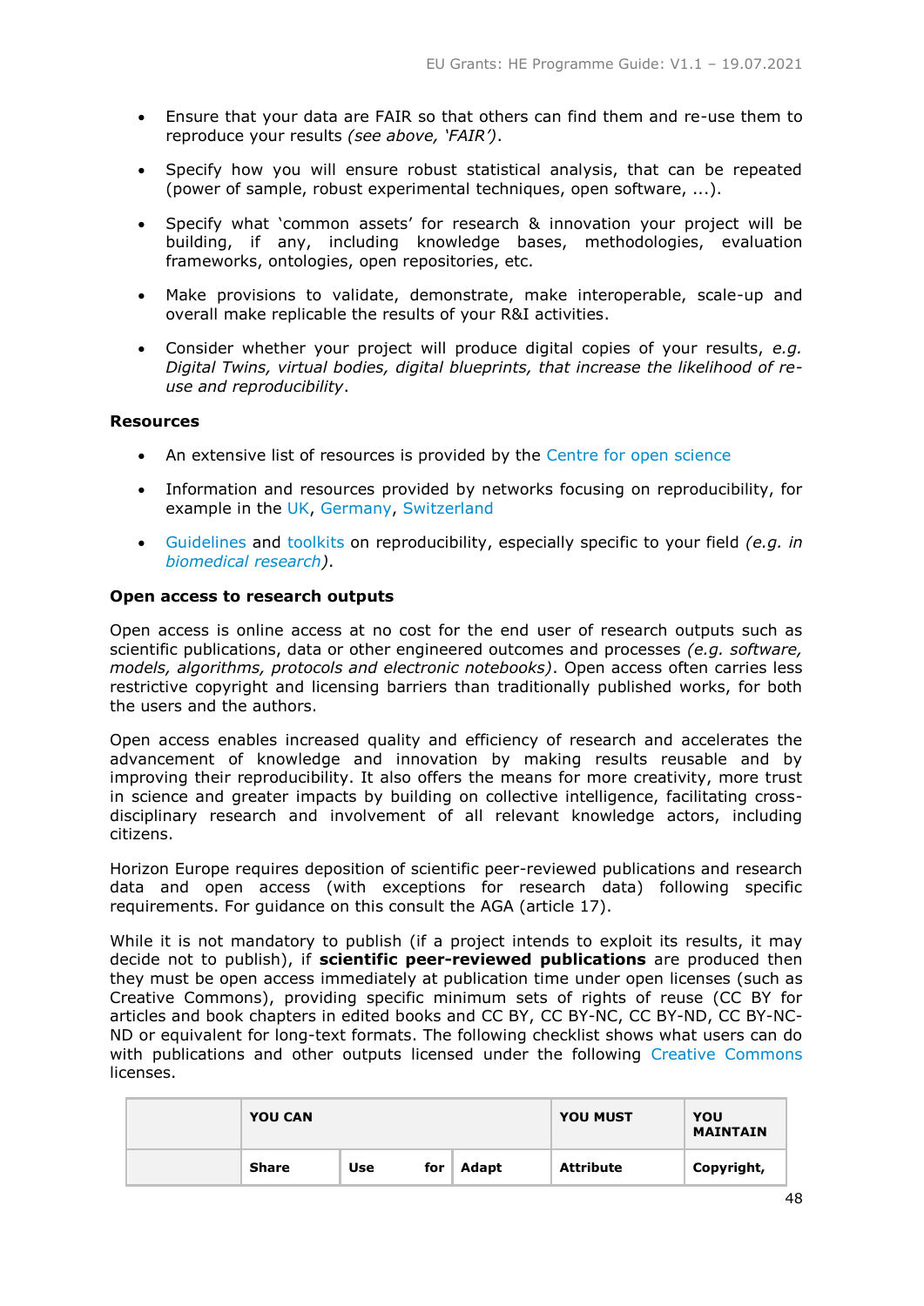- Ensure that your data are FAIR so that others can find them and re-use them to reproduce your results *(see above, 'FAIR')*.
- Specify how you will ensure robust statistical analysis, that can be repeated (power of sample, robust experimental techniques, open software, ...).
- Specify what 'common assets' for research & innovation your project will be building, if any, including knowledge bases, methodologies, evaluation frameworks, ontologies, open repositories, etc.
- Make provisions to validate, demonstrate, make interoperable, scale-up and overall make replicable the results of your R&I activities.
- Consider whether your project will produce digital copies of your results, *e.g. Digital Twins, virtual bodies, digital blueprints, that increase the likelihood of re-use and reproducibility*.

**Resources**

- An extensive list of resources is provided by the Centre for open science
- Information and resources provided by networks focusing on reproducibility, for example in the UK, Germany, Switzerland
- Guidelines and toolkits on reproducibility, especially specific to your field *(e.g. in biomedical research)*.

**Open access to research outputs**

Open access is online access at no cost for the end user of research outputs such as scientific publications, data or other engineered outcomes and processes *(e.g. software, models, algorithms, protocols and electronic notebooks)*. Open access often carries less restrictive copyright and licensing barriers than traditionally published works, for both the users and the authors.

Open access enables increased quality and efficiency of research and accelerates the advancement of knowledge and innovation by making results reusable and by improving their reproducibility. It also offers the means for more creativity, more trust in science and greater impacts by building on collective intelligence, facilitating cross-disciplinary research and involvement of all relevant knowledge actors, including citizens.

Horizon Europe requires deposition of scientific peer-reviewed publications and research data and open access (with exceptions for research data) following specific requirements. For guidance on this consult the AGA (article 17).

While it is not mandatory to publish (if a project intends to exploit its results, it may decide not to publish), if **scientific peer-reviewed publications** are produced then they must be open access immediately at publication time under open licenses (such as Creative Commons), providing specific minimum sets of rights of reuse (CC BY for articles and book chapters in edited books and CC BY, CC BY-NC, CC BY-ND, CC BY-NC-ND or equivalent for long-text formats. The following checklist shows what users can do with publications and other outputs licensed under the following Creative Commons licenses.

| | YOU CAN | | | YOU MUST | YOU MAINTAIN |
|---|---|---|---|---|---|
| | Share | Use for | Adapt | Attribute | Copyright, |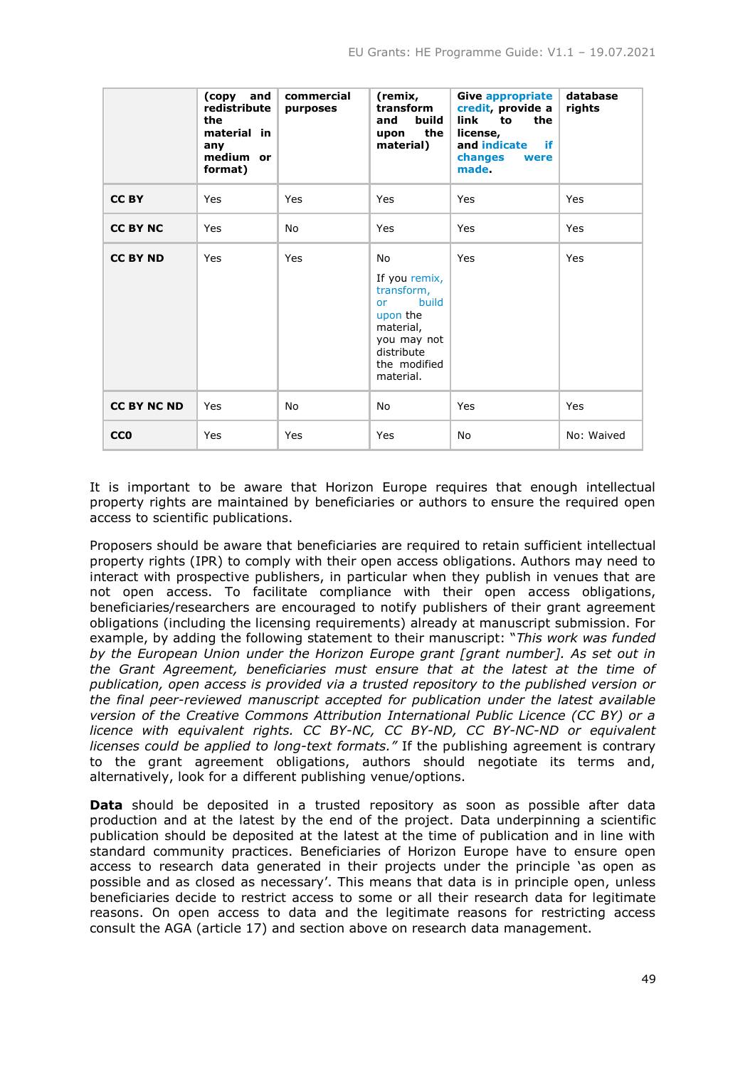| | **(copy and redistribute the material in any medium or format)** | **commercial purposes** | **(remix, transform and build upon the material)** | **Give appropriate credit, provide a link to the license, and indicate if changes were made.** | **database rights** |
|---|---|---|---|---|---|
| **CC BY** | Yes | Yes | Yes | Yes | Yes |
| **CC BY NC** | Yes | No | Yes | Yes | Yes |
| **CC BY ND** | Yes | Yes | No<br>If you remix, transform, or build upon the material, you may not distribute the modified material. | Yes | Yes |
| **CC BY NC ND** | Yes | No | No | Yes | Yes |
| **CC0** | Yes | Yes | Yes | No | No: Waived |

It is important to be aware that Horizon Europe requires that enough intellectual property rights are maintained by beneficiaries or authors to ensure the required open access to scientific publications.

Proposers should be aware that beneficiaries are required to retain sufficient intellectual property rights (IPR) to comply with their open access obligations. Authors may need to interact with prospective publishers, in particular when they publish in venues that are not open access. To facilitate compliance with their open access obligations, beneficiaries/researchers are encouraged to notify publishers of their grant agreement obligations (including the licensing requirements) already at manuscript submission. For example, by adding the following statement to their manuscript: "*This work was funded by the European Union under the Horizon Europe grant [grant number]. As set out in the Grant Agreement, beneficiaries must ensure that at the latest at the time of publication, open access is provided via a trusted repository to the published version or the final peer-reviewed manuscript accepted for publication under the latest available version of the Creative Commons Attribution International Public Licence (CC BY) or a licence with equivalent rights. CC BY-NC, CC BY-ND, CC BY-NC-ND or equivalent licenses could be applied to long-text formats."* If the publishing agreement is contrary to the grant agreement obligations, authors should negotiate its terms and, alternatively, look for a different publishing venue/options.

**Data** should be deposited in a trusted repository as soon as possible after data production and at the latest by the end of the project. Data underpinning a scientific publication should be deposited at the latest at the time of publication and in line with standard community practices. Beneficiaries of Horizon Europe have to ensure open access to research data generated in their projects under the principle 'as open as possible and as closed as necessary'. This means that data is in principle open, unless beneficiaries decide to restrict access to some or all their research data for legitimate reasons. On open access to data and the legitimate reasons for restricting access consult the AGA (article 17) and section above on research data management.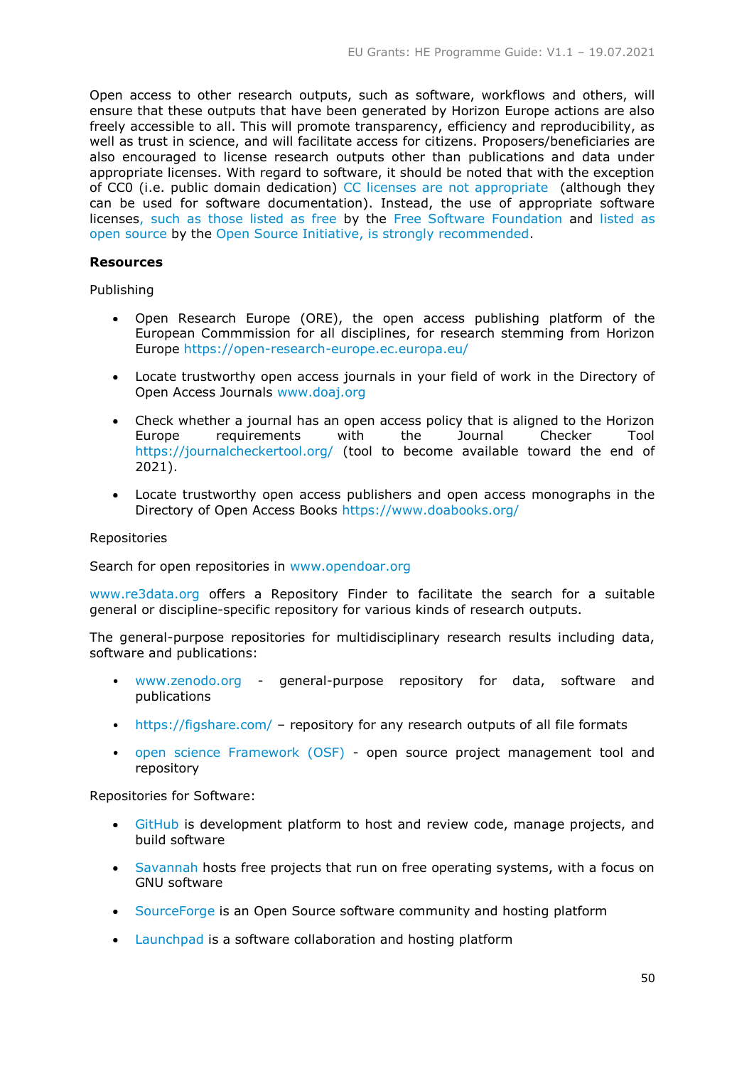Open access to other research outputs, such as software, workflows and others, will ensure that these outputs that have been generated by Horizon Europe actions are also freely accessible to all. This will promote transparency, efficiency and reproducibility, as well as trust in science, and will facilitate access for citizens. Proposers/beneficiaries are also encouraged to license research outputs other than publications and data under appropriate licenses. With regard to software, it should be noted that with the exception of CC0 (i.e. public domain dedication) CC licenses are not appropriate (although they can be used for software documentation). Instead, the use of appropriate software licenses, such as those listed as free by the Free Software Foundation and listed as open source by the Open Source Initiative, is strongly recommended.

**Resources**

Publishing

- Open Research Europe (ORE), the open access publishing platform of the European Commmission for all disciplines, for research stemming from Horizon Europe https://open-research-europe.ec.europa.eu/
- Locate trustworthy open access journals in your field of work in the Directory of Open Access Journals www.doaj.org
- Check whether a journal has an open access policy that is aligned to the Horizon Europe requirements with the Journal Checker Tool https://journalcheckertool.org/ (tool to become available toward the end of 2021).
- Locate trustworthy open access publishers and open access monographs in the Directory of Open Access Books https://www.doabooks.org/

Repositories

Search for open repositories in www.opendoar.org

www.re3data.org offers a Repository Finder to facilitate the search for a suitable general or discipline-specific repository for various kinds of research outputs.

The general-purpose repositories for multidisciplinary research results including data, software and publications:

- www.zenodo.org - general-purpose repository for data, software and publications
- https://figshare.com/ – repository for any research outputs of all file formats
- open science Framework (OSF) - open source project management tool and repository

Repositories for Software:

- GitHub is development platform to host and review code, manage projects, and build software
- Savannah hosts free projects that run on free operating systems, with a focus on GNU software
- SourceForge is an Open Source software community and hosting platform
- Launchpad is a software collaboration and hosting platform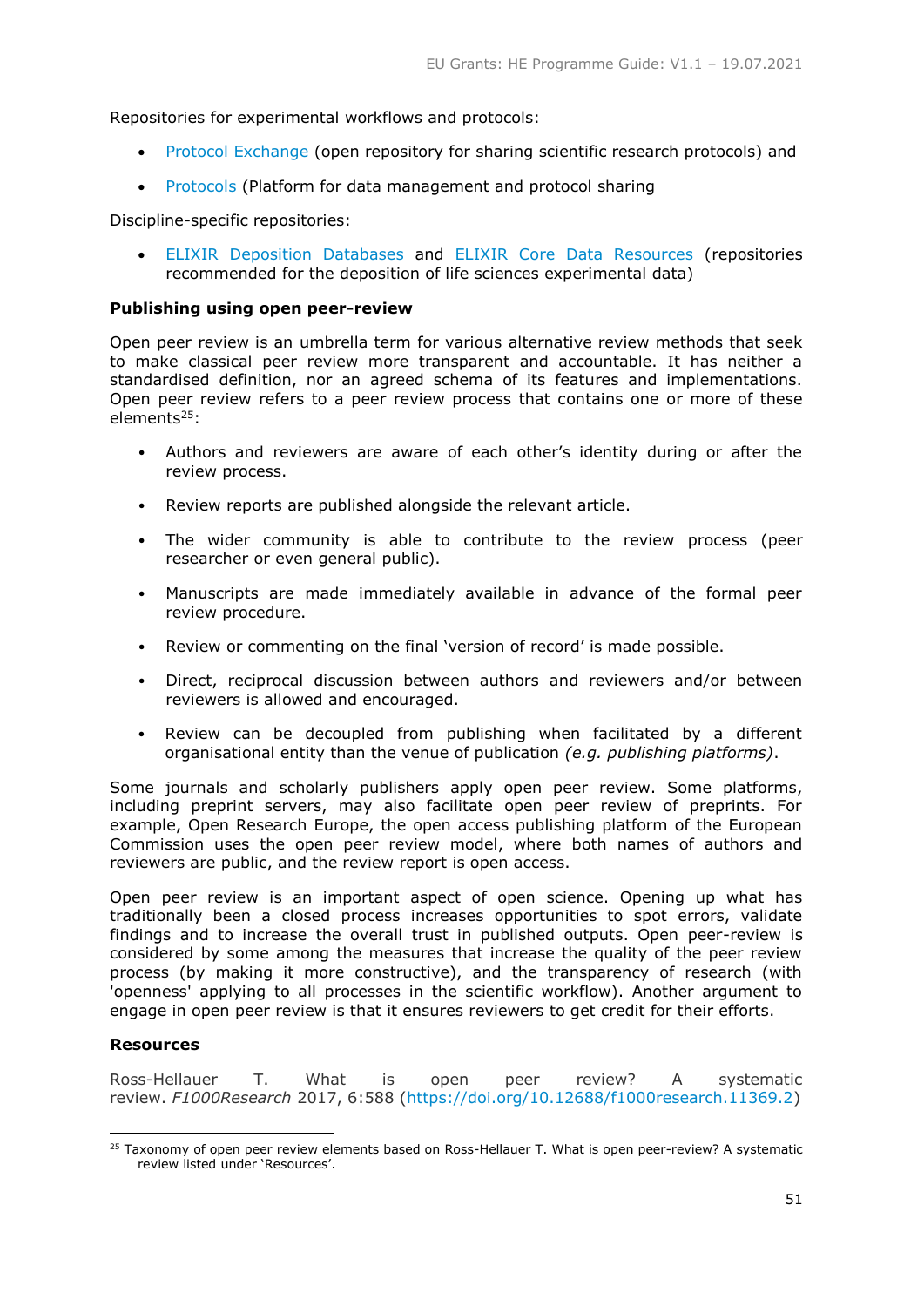Repositories for experimental workflows and protocols:

- Protocol Exchange (open repository for sharing scientific research protocols) and
- Protocols (Platform for data management and protocol sharing

Discipline-specific repositories:

- ELIXIR Deposition Databases and ELIXIR Core Data Resources (repositories recommended for the deposition of life sciences experimental data)

**Publishing using open peer-review**

Open peer review is an umbrella term for various alternative review methods that seek to make classical peer review more transparent and accountable. It has neither a standardised definition, nor an agreed schema of its features and implementations. Open peer review refers to a peer review process that contains one or more of these elements[25]:

- Authors and reviewers are aware of each other's identity during or after the review process.
- Review reports are published alongside the relevant article.
- The wider community is able to contribute to the review process (peer researcher or even general public).
- Manuscripts are made immediately available in advance of the formal peer review procedure.
- Review or commenting on the final 'version of record' is made possible.
- Direct, reciprocal discussion between authors and reviewers and/or between reviewers is allowed and encouraged.
- Review can be decoupled from publishing when facilitated by a different organisational entity than the venue of publication *(e.g. publishing platforms)*.

Some journals and scholarly publishers apply open peer review. Some platforms, including preprint servers, may also facilitate open peer review of preprints. For example, Open Research Europe, the open access publishing platform of the European Commission uses the open peer review model, where both names of authors and reviewers are public, and the review report is open access.

Open peer review is an important aspect of open science. Opening up what has traditionally been a closed process increases opportunities to spot errors, validate findings and to increase the overall trust in published outputs. Open peer-review is considered by some among the measures that increase the quality of the peer review process (by making it more constructive), and the transparency of research (with 'openness' applying to all processes in the scientific workflow). Another argument to engage in open peer review is that it ensures reviewers to get credit for their efforts.

**Resources**

Ross-Hellauer T. What is open peer review? A systematic review. *F1000Research* 2017, 6:588 (https://doi.org/10.12688/f1000research.11369.2)

[25] Taxonomy of open peer review elements based on Ross-Hellauer T. What is open peer-review? A systematic review listed under 'Resources'.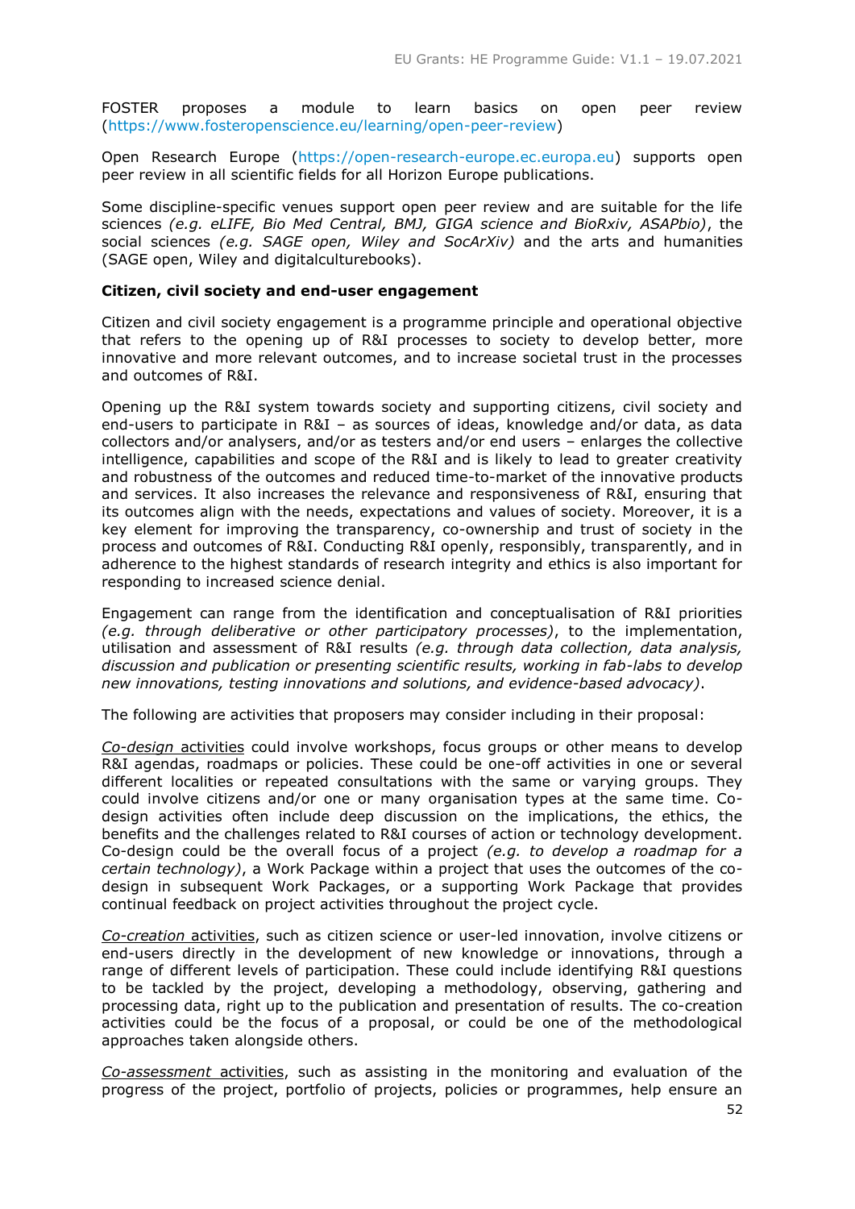FOSTER proposes a module to learn basics on open peer review (https://www.fosteropenscience.eu/learning/open-peer-review)

Open Research Europe (https://open-research-europe.ec.europa.eu) supports open peer review in all scientific fields for all Horizon Europe publications.

Some discipline-specific venues support open peer review and are suitable for the life sciences *(e.g. eLIFE, Bio Med Central, BMJ, GIGA science and BioRxiv, ASAPbio)*, the social sciences *(e.g. SAGE open, Wiley and SocArXiv)* and the arts and humanities (SAGE open, Wiley and digitalculturebooks).

**Citizen, civil society and end-user engagement**

Citizen and civil society engagement is a programme principle and operational objective that refers to the opening up of R&I processes to society to develop better, more innovative and more relevant outcomes, and to increase societal trust in the processes and outcomes of R&I.

Opening up the R&I system towards society and supporting citizens, civil society and end-users to participate in R&I – as sources of ideas, knowledge and/or data, as data collectors and/or analysers, and/or as testers and/or end users – enlarges the collective intelligence, capabilities and scope of the R&I and is likely to lead to greater creativity and robustness of the outcomes and reduced time-to-market of the innovative products and services. It also increases the relevance and responsiveness of R&I, ensuring that its outcomes align with the needs, expectations and values of society. Moreover, it is a key element for improving the transparency, co-ownership and trust of society in the process and outcomes of R&I. Conducting R&I openly, responsibly, transparently, and in adherence to the highest standards of research integrity and ethics is also important for responding to increased science denial.

Engagement can range from the identification and conceptualisation of R&I priorities *(e.g. through deliberative or other participatory processes)*, to the implementation, utilisation and assessment of R&I results *(e.g. through data collection, data analysis, discussion and publication or presenting scientific results, working in fab-labs to develop new innovations, testing innovations and solutions, and evidence-based advocacy)*.

The following are activities that proposers may consider including in their proposal:

<u>*Co-design* activities</u> could involve workshops, focus groups or other means to develop R&I agendas, roadmaps or policies. These could be one-off activities in one or several different localities or repeated consultations with the same or varying groups. They could involve citizens and/or one or many organisation types at the same time. Co-design activities often include deep discussion on the implications, the ethics, the benefits and the challenges related to R&I courses of action or technology development. Co-design could be the overall focus of a project *(e.g. to develop a roadmap for a certain technology)*, a Work Package within a project that uses the outcomes of the co-design in subsequent Work Packages, or a supporting Work Package that provides continual feedback on project activities throughout the project cycle.

<u>*Co-creation* activities</u>, such as citizen science or user-led innovation, involve citizens or end-users directly in the development of new knowledge or innovations, through a range of different levels of participation. These could include identifying R&I questions to be tackled by the project, developing a methodology, observing, gathering and processing data, right up to the publication and presentation of results. The co-creation activities could be the focus of a proposal, or could be one of the methodological approaches taken alongside others.

<u>*Co-assessment* activities</u>, such as assisting in the monitoring and evaluation of the progress of the project, portfolio of projects, policies or programmes, help ensure an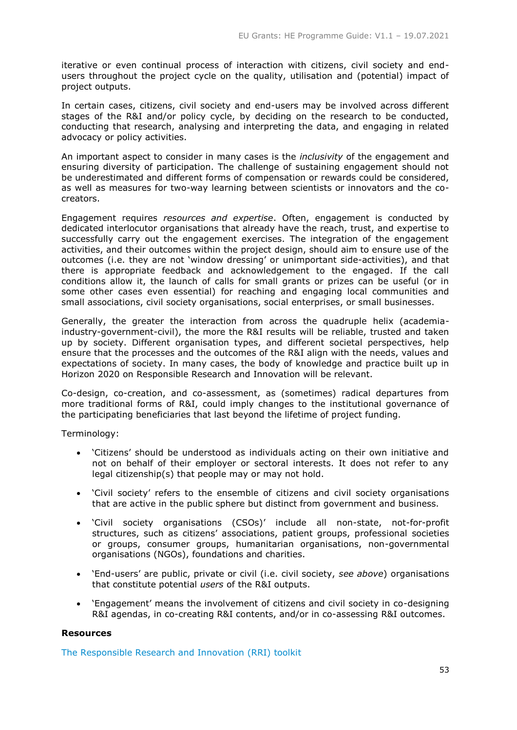iterative or even continual process of interaction with citizens, civil society and end-users throughout the project cycle on the quality, utilisation and (potential) impact of project outputs.

In certain cases, citizens, civil society and end-users may be involved across different stages of the R&I and/or policy cycle, by deciding on the research to be conducted, conducting that research, analysing and interpreting the data, and engaging in related advocacy or policy activities.

An important aspect to consider in many cases is the *inclusivity* of the engagement and ensuring diversity of participation. The challenge of sustaining engagement should not be underestimated and different forms of compensation or rewards could be considered, as well as measures for two-way learning between scientists or innovators and the co-creators.

Engagement requires *resources and expertise*. Often, engagement is conducted by dedicated interlocutor organisations that already have the reach, trust, and expertise to successfully carry out the engagement exercises. The integration of the engagement activities, and their outcomes within the project design, should aim to ensure use of the outcomes (i.e. they are not 'window dressing' or unimportant side-activities), and that there is appropriate feedback and acknowledgement to the engaged. If the call conditions allow it, the launch of calls for small grants or prizes can be useful (or in some other cases even essential) for reaching and engaging local communities and small associations, civil society organisations, social enterprises, or small businesses.

Generally, the greater the interaction from across the quadruple helix (academia-industry-government-civil), the more the R&I results will be reliable, trusted and taken up by society. Different organisation types, and different societal perspectives, help ensure that the processes and the outcomes of the R&I align with the needs, values and expectations of society. In many cases, the body of knowledge and practice built up in Horizon 2020 on Responsible Research and Innovation will be relevant.

Co-design, co-creation, and co-assessment, as (sometimes) radical departures from more traditional forms of R&I, could imply changes to the institutional governance of the participating beneficiaries that last beyond the lifetime of project funding.

Terminology:

- 'Citizens' should be understood as individuals acting on their own initiative and not on behalf of their employer or sectoral interests. It does not refer to any legal citizenship(s) that people may or may not hold.
- 'Civil society' refers to the ensemble of citizens and civil society organisations that are active in the public sphere but distinct from government and business.
- 'Civil society organisations (CSOs)' include all non-state, not-for-profit structures, such as citizens' associations, patient groups, professional societies or groups, consumer groups, humanitarian organisations, non-governmental organisations (NGOs), foundations and charities.
- 'End-users' are public, private or civil (i.e. civil society, *see above*) organisations that constitute potential *users* of the R&I outputs.
- 'Engagement' means the involvement of citizens and civil society in co-designing R&I agendas, in co-creating R&I contents, and/or in co-assessing R&I outcomes.

**Resources**

The Responsible Research and Innovation (RRI) toolkit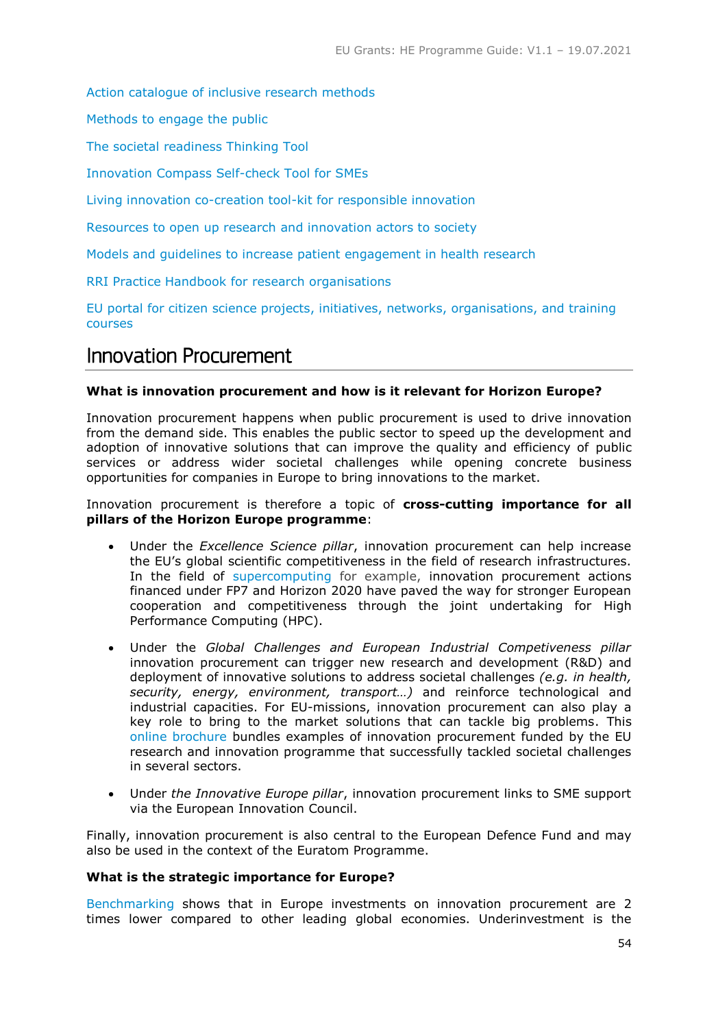Action catalogue of inclusive research methods

Methods to engage the public

The societal readiness Thinking Tool

Innovation Compass Self-check Tool for SMEs

Living innovation co-creation tool-kit for responsible innovation

Resources to open up research and innovation actors to society

Models and guidelines to increase patient engagement in health research

RRI Practice Handbook for research organisations

EU portal for citizen science projects, initiatives, networks, organisations, and training courses

# Innovation Procurement

**What is innovation procurement and how is it relevant for Horizon Europe?**

Innovation procurement happens when public procurement is used to drive innovation from the demand side. This enables the public sector to speed up the development and adoption of innovative solutions that can improve the quality and efficiency of public services or address wider societal challenges while opening concrete business opportunities for companies in Europe to bring innovations to the market.

Innovation procurement is therefore a topic of **cross-cutting importance for all pillars of the Horizon Europe programme**:

- Under the *Excellence Science pillar*, innovation procurement can help increase the EU's global scientific competitiveness in the field of research infrastructures. In the field of supercomputing for example, innovation procurement actions financed under FP7 and Horizon 2020 have paved the way for stronger European cooperation and competitiveness through the joint undertaking for High Performance Computing (HPC).

- Under the *Global Challenges and European Industrial Competiveness pillar* innovation procurement can trigger new research and development (R&D) and deployment of innovative solutions to address societal challenges *(e.g. in health, security, energy, environment, transport…)* and reinforce technological and industrial capacities. For EU-missions, innovation procurement can also play a key role to bring to the market solutions that can tackle big problems. This online brochure bundles examples of innovation procurement funded by the EU research and innovation programme that successfully tackled societal challenges in several sectors.

- Under *the Innovative Europe pillar*, innovation procurement links to SME support via the European Innovation Council.

Finally, innovation procurement is also central to the European Defence Fund and may also be used in the context of the Euratom Programme.

**What is the strategic importance for Europe?**

Benchmarking shows that in Europe investments on innovation procurement are 2 times lower compared to other leading global economies. Underinvestment is the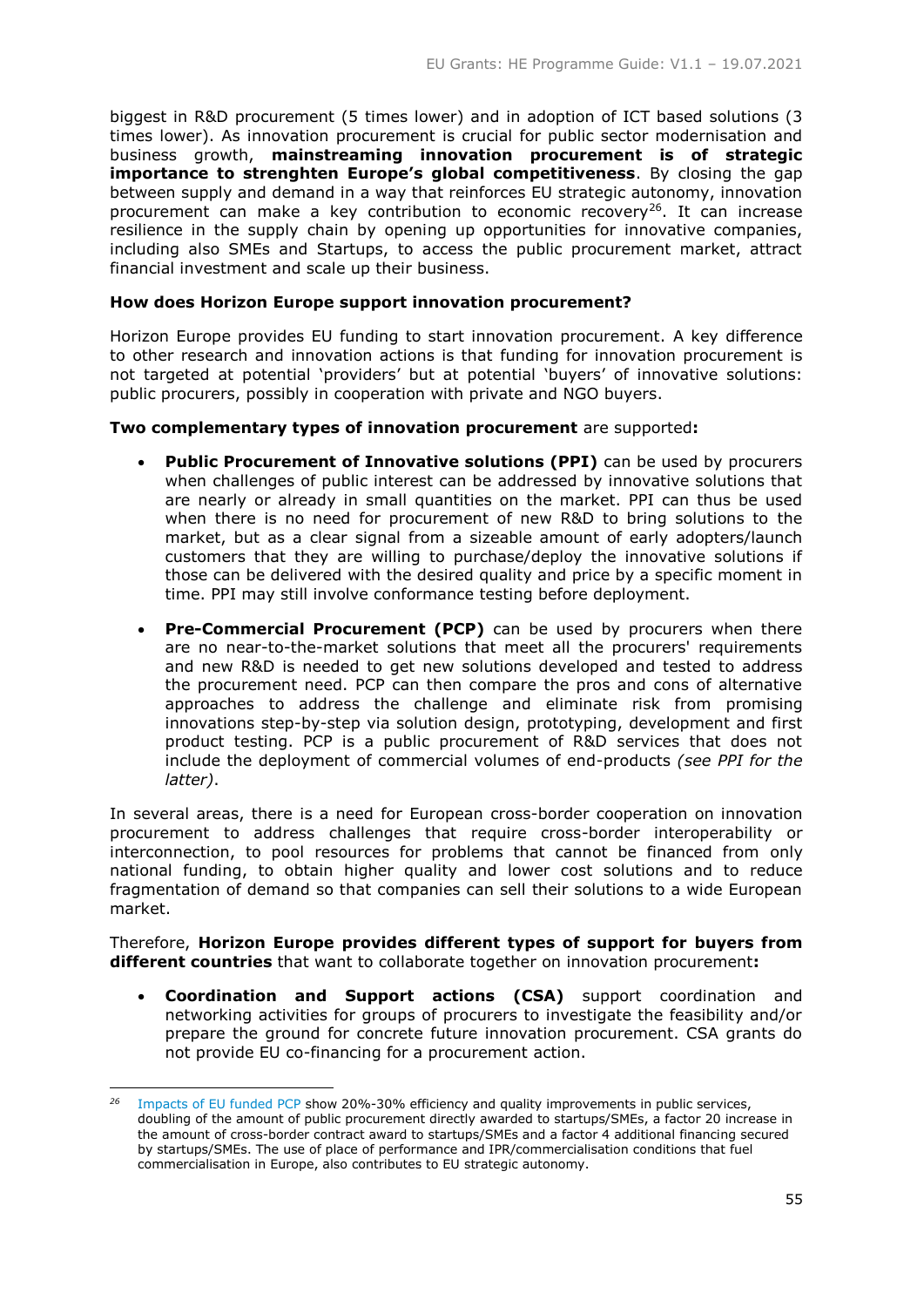biggest in R&D procurement (5 times lower) and in adoption of ICT based solutions (3 times lower). As innovation procurement is crucial for public sector modernisation and business growth, **mainstreaming innovation procurement is of strategic importance to strenghten Europe's global competitiveness**. By closing the gap between supply and demand in a way that reinforces EU strategic autonomy, innovation procurement can make a key contribution to economic recovery[26]. It can increase resilience in the supply chain by opening up opportunities for innovative companies, including also SMEs and Startups, to access the public procurement market, attract financial investment and scale up their business.

**How does Horizon Europe support innovation procurement?**

Horizon Europe provides EU funding to start innovation procurement. A key difference to other research and innovation actions is that funding for innovation procurement is not targeted at potential 'providers' but at potential 'buyers' of innovative solutions: public procurers, possibly in cooperation with private and NGO buyers.

**Two complementary types of innovation procurement** are supported**:**

- **Public Procurement of Innovative solutions (PPI)** can be used by procurers when challenges of public interest can be addressed by innovative solutions that are nearly or already in small quantities on the market. PPI can thus be used when there is no need for procurement of new R&D to bring solutions to the market, but as a clear signal from a sizeable amount of early adopters/launch customers that they are willing to purchase/deploy the innovative solutions if those can be delivered with the desired quality and price by a specific moment in time. PPI may still involve conformance testing before deployment.
- **Pre-Commercial Procurement (PCP)** can be used by procurers when there are no near-to-the-market solutions that meet all the procurers' requirements and new R&D is needed to get new solutions developed and tested to address the procurement need. PCP can then compare the pros and cons of alternative approaches to address the challenge and eliminate risk from promising innovations step-by-step via solution design, prototyping, development and first product testing. PCP is a public procurement of R&D services that does not include the deployment of commercial volumes of end-products *(see PPI for the latter)*.

In several areas, there is a need for European cross-border cooperation on innovation procurement to address challenges that require cross-border interoperability or interconnection, to pool resources for problems that cannot be financed from only national funding, to obtain higher quality and lower cost solutions and to reduce fragmentation of demand so that companies can sell their solutions to a wide European market.

Therefore, **Horizon Europe provides different types of support for buyers from different countries** that want to collaborate together on innovation procurement**:**

- **Coordination and Support actions (CSA)** support coordination and networking activities for groups of procurers to investigate the feasibility and/or prepare the ground for concrete future innovation procurement. CSA grants do not provide EU co-financing for a procurement action.

---

[26] Impacts of EU funded PCP show 20%-30% efficiency and quality improvements in public services, doubling of the amount of public procurement directly awarded to startups/SMEs, a factor 20 increase in the amount of cross-border contract award to startups/SMEs and a factor 4 additional financing secured by startups/SMEs. The use of place of performance and IPR/commercialisation conditions that fuel commercialisation in Europe, also contributes to EU strategic autonomy.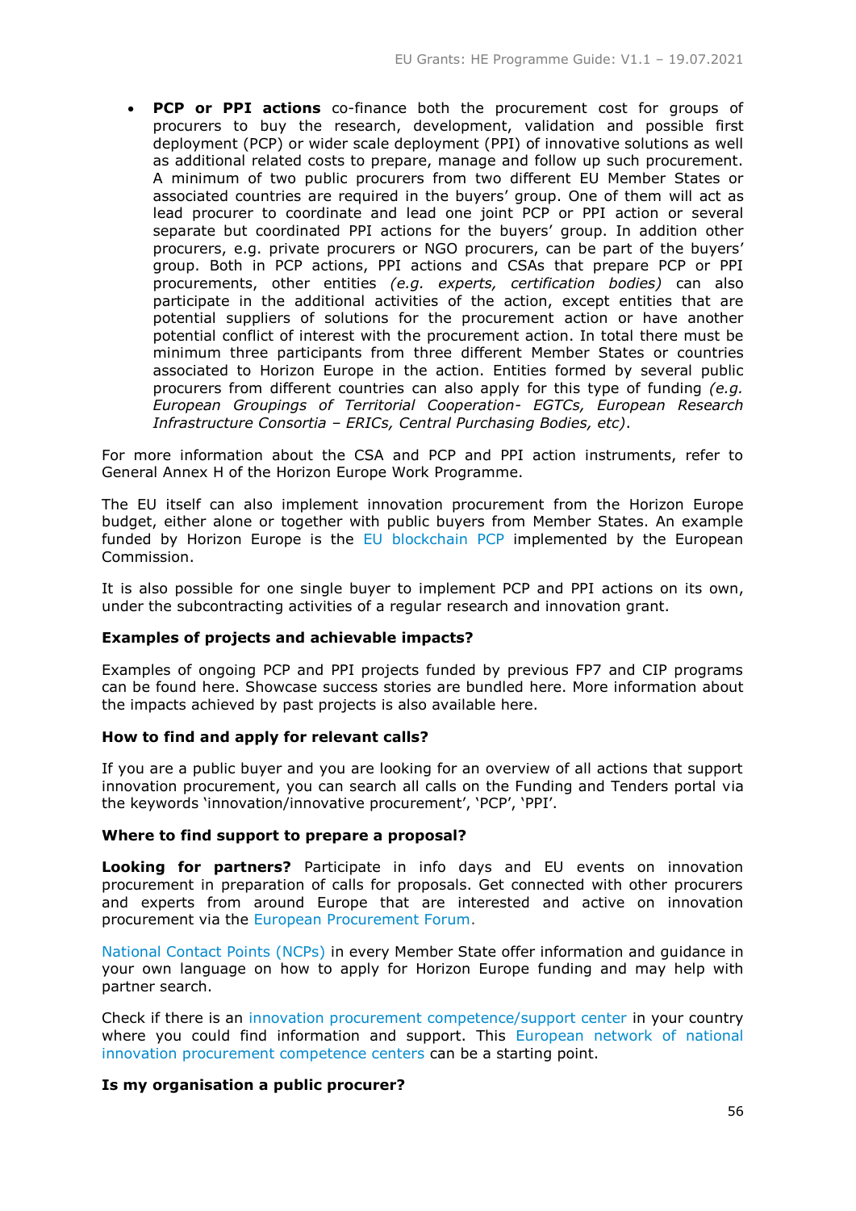- **PCP or PPI actions** co-finance both the procurement cost for groups of procurers to buy the research, development, validation and possible first deployment (PCP) or wider scale deployment (PPI) of innovative solutions as well as additional related costs to prepare, manage and follow up such procurement. A minimum of two public procurers from two different EU Member States or associated countries are required in the buyers' group. One of them will act as lead procurer to coordinate and lead one joint PCP or PPI action or several separate but coordinated PPI actions for the buyers' group. In addition other procurers, e.g. private procurers or NGO procurers, can be part of the buyers' group. Both in PCP actions, PPI actions and CSAs that prepare PCP or PPI procurements, other entities *(e.g. experts, certification bodies)* can also participate in the additional activities of the action, except entities that are potential suppliers of solutions for the procurement action or have another potential conflict of interest with the procurement action. In total there must be minimum three participants from three different Member States or countries associated to Horizon Europe in the action. Entities formed by several public procurers from different countries can also apply for this type of funding *(e.g. European Groupings of Territorial Cooperation- EGTCs, European Research Infrastructure Consortia – ERICs, Central Purchasing Bodies, etc)*.

For more information about the CSA and PCP and PPI action instruments, refer to General Annex H of the Horizon Europe Work Programme.

The EU itself can also implement innovation procurement from the Horizon Europe budget, either alone or together with public buyers from Member States. An example funded by Horizon Europe is the EU blockchain PCP implemented by the European Commission.

It is also possible for one single buyer to implement PCP and PPI actions on its own, under the subcontracting activities of a regular research and innovation grant.

**Examples of projects and achievable impacts?**

Examples of ongoing PCP and PPI projects funded by previous FP7 and CIP programs can be found here. Showcase success stories are bundled here. More information about the impacts achieved by past projects is also available here.

**How to find and apply for relevant calls?**

If you are a public buyer and you are looking for an overview of all actions that support innovation procurement, you can search all calls on the Funding and Tenders portal via the keywords 'innovation/innovative procurement', 'PCP', 'PPI'.

**Where to find support to prepare a proposal?**

**Looking for partners?** Participate in info days and EU events on innovation procurement in preparation of calls for proposals. Get connected with other procurers and experts from around Europe that are interested and active on innovation procurement via the European Procurement Forum.

National Contact Points (NCPs) in every Member State offer information and guidance in your own language on how to apply for Horizon Europe funding and may help with partner search.

Check if there is an innovation procurement competence/support center in your country where you could find information and support. This European network of national innovation procurement competence centers can be a starting point.

**Is my organisation a public procurer?**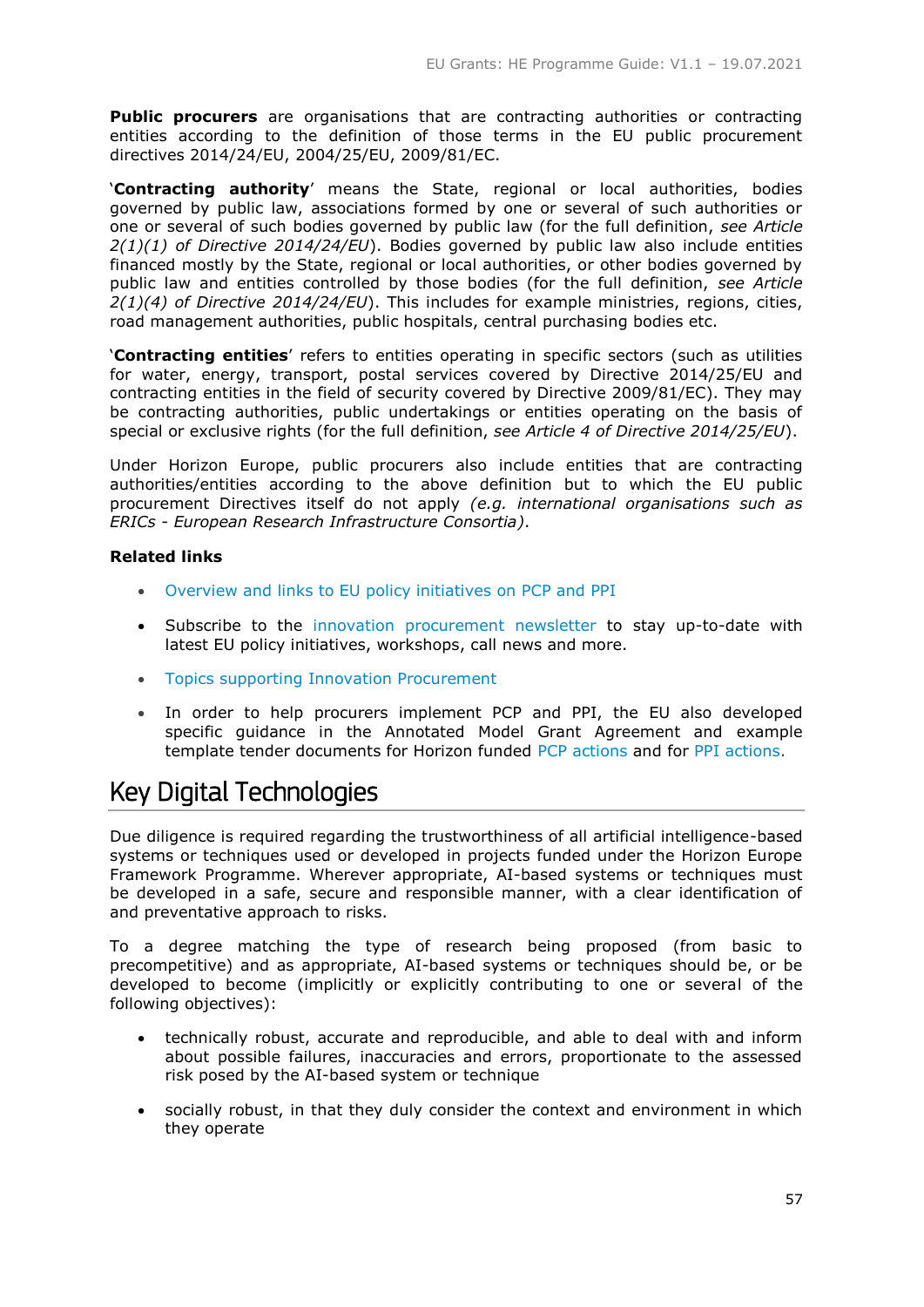**Public procurers** are organisations that are contracting authorities or contracting entities according to the definition of those terms in the EU public procurement directives 2014/24/EU, 2004/25/EU, 2009/81/EC.

'**Contracting authority**' means the State, regional or local authorities, bodies governed by public law, associations formed by one or several of such authorities or one or several of such bodies governed by public law (for the full definition, *see Article 2(1)(1) of Directive 2014/24/EU*). Bodies governed by public law also include entities financed mostly by the State, regional or local authorities, or other bodies governed by public law and entities controlled by those bodies (for the full definition, *see Article 2(1)(4) of Directive 2014/24/EU*). This includes for example ministries, regions, cities, road management authorities, public hospitals, central purchasing bodies etc.

'**Contracting entities**' refers to entities operating in specific sectors (such as utilities for water, energy, transport, postal services covered by Directive 2014/25/EU and contracting entities in the field of security covered by Directive 2009/81/EC). They may be contracting authorities, public undertakings or entities operating on the basis of special or exclusive rights (for the full definition, *see Article 4 of Directive 2014/25/EU*).

Under Horizon Europe, public procurers also include entities that are contracting authorities/entities according to the above definition but to which the EU public procurement Directives itself do not apply *(e.g. international organisations such as ERICs - European Research Infrastructure Consortia)*.

**Related links**

- Overview and links to EU policy initiatives on PCP and PPI
- Subscribe to the innovation procurement newsletter to stay up-to-date with latest EU policy initiatives, workshops, call news and more.
- Topics supporting Innovation Procurement
- In order to help procurers implement PCP and PPI, the EU also developed specific guidance in the Annotated Model Grant Agreement and example template tender documents for Horizon funded PCP actions and for PPI actions.

# Key Digital Technologies

Due diligence is required regarding the trustworthiness of all artificial intelligence-based systems or techniques used or developed in projects funded under the Horizon Europe Framework Programme. Wherever appropriate, AI-based systems or techniques must be developed in a safe, secure and responsible manner, with a clear identification of and preventative approach to risks.

To a degree matching the type of research being proposed (from basic to precompetitive) and as appropriate, AI-based systems or techniques should be, or be developed to become (implicitly or explicitly contributing to one or several of the following objectives):

- technically robust, accurate and reproducible, and able to deal with and inform about possible failures, inaccuracies and errors, proportionate to the assessed risk posed by the AI-based system or technique
- socially robust, in that they duly consider the context and environment in which they operate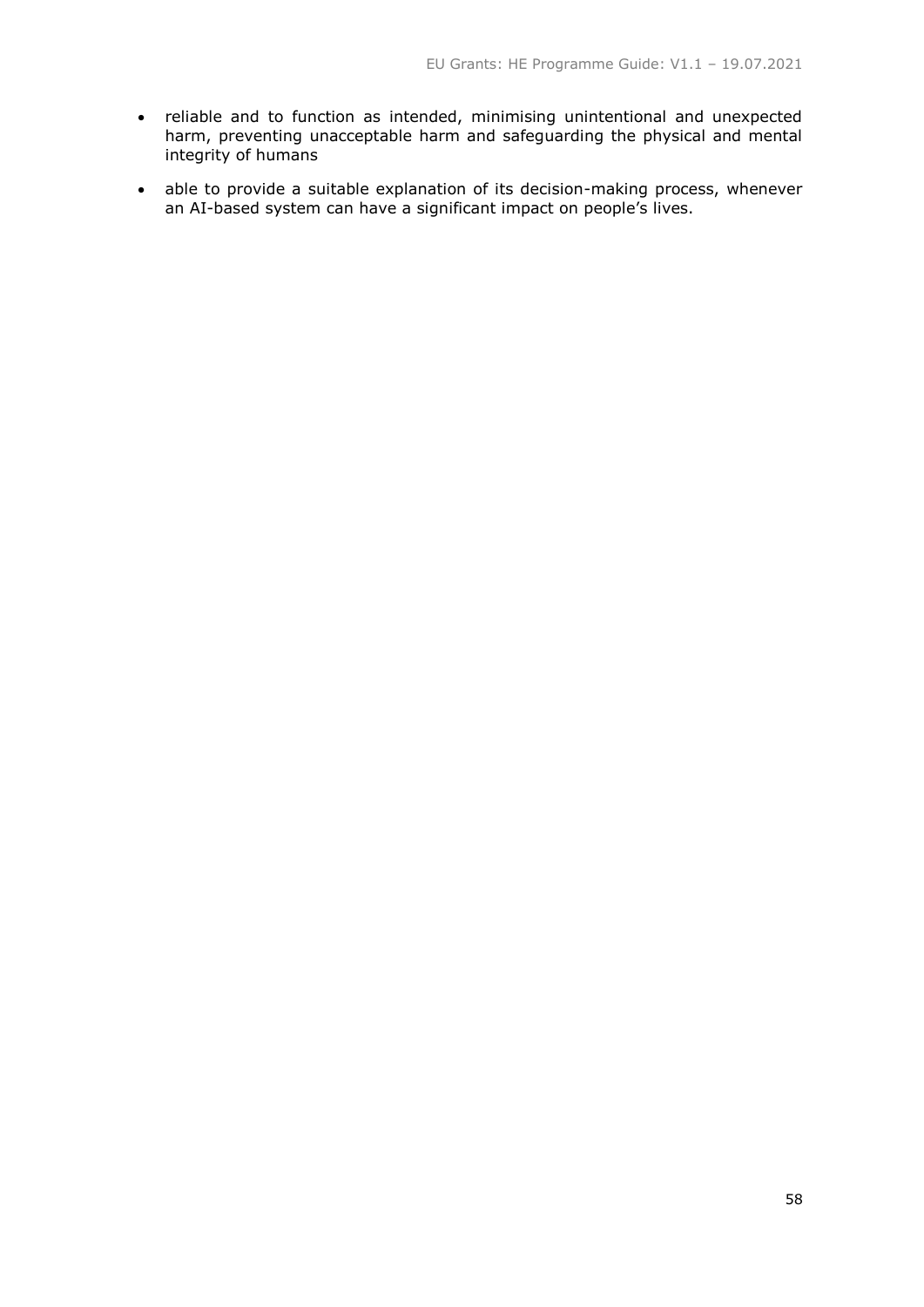- reliable and to function as intended, minimising unintentional and unexpected harm, preventing unacceptable harm and safeguarding the physical and mental integrity of humans
- able to provide a suitable explanation of its decision-making process, whenever an AI-based system can have a significant impact on people's lives.